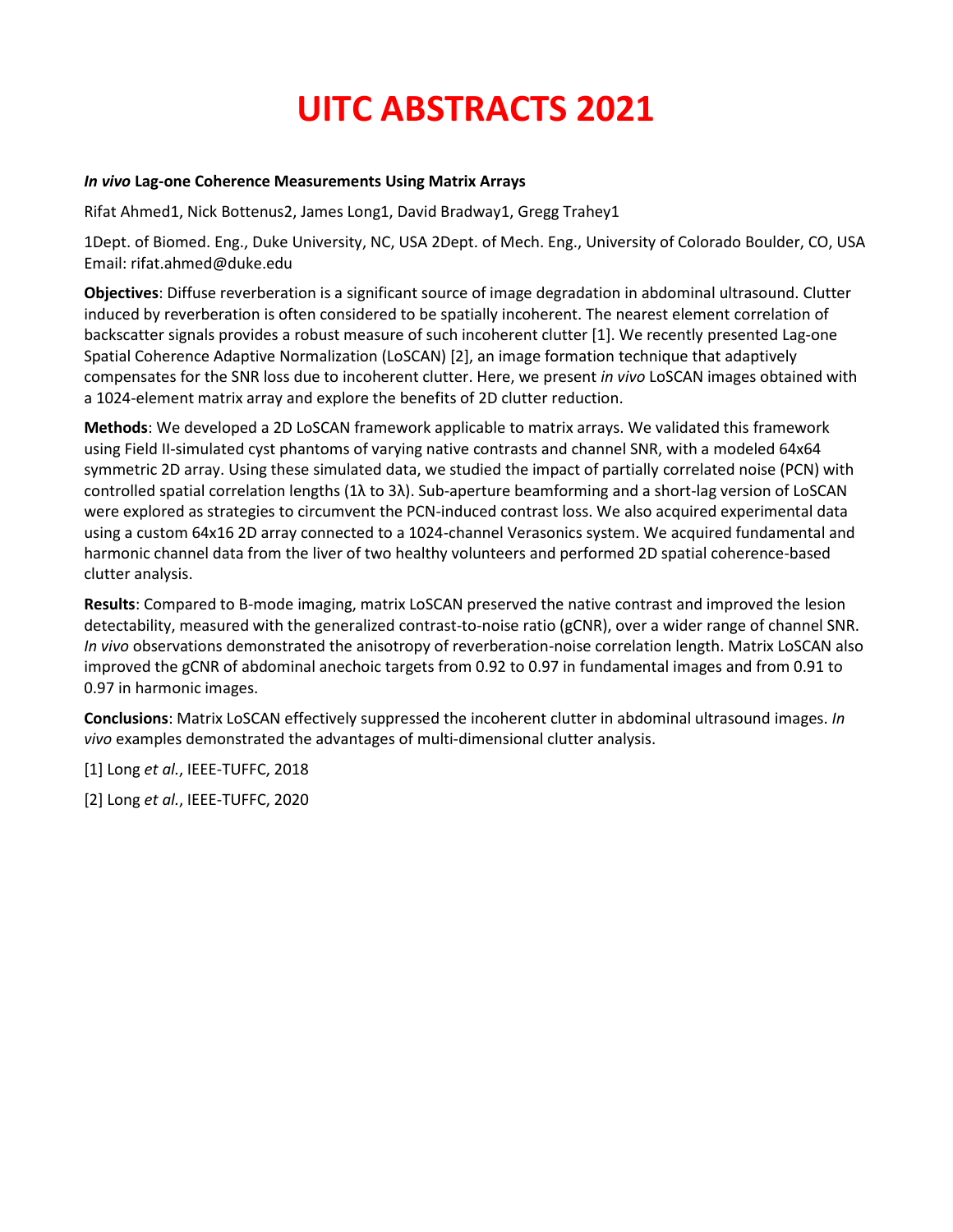# UITC ABSTRACTS 2021

### *In vivo* Lag-one Coherence Measurements Using Matrix Arrays

Rifat Ahmed[1], Nick Bottenus[2], James Long[1], David Bradway[1], Gregg Trahey[1]

[1]Dept. of Biomed. Eng., Duke University, NC, USA [2]Dept. of Mech. Eng., University of Colorado Boulder, CO, USA Email: rifat.ahmed@duke.edu

**Objectives**: Diffuse reverberation is a significant source of image degradation in abdominal ultrasound. Clutter induced by reverberation is often considered to be spatially incoherent. The nearest element correlation of backscatter signals provides a robust measure of such incoherent clutter [1]. We recently presented Lag-one Spatial Coherence Adaptive Normalization (LoSCAN) [2], an image formation technique that adaptively compensates for the SNR loss due to incoherent clutter. Here, we present *in vivo* LoSCAN images obtained with a 1024-element matrix array and explore the benefits of 2D clutter reduction.

**Methods**: We developed a 2D LoSCAN framework applicable to matrix arrays. We validated this framework using Field II-simulated cyst phantoms of varying native contrasts and channel SNR, with a modeled 64x64 symmetric 2D array. Using these simulated data, we studied the impact of partially correlated noise (PCN) with controlled spatial correlation lengths ($1\lambda$ to $3\lambda$). Sub-aperture beamforming and a short-lag version of LoSCAN were explored as strategies to circumvent the PCN-induced contrast loss. We also acquired experimental data using a custom 64x16 2D array connected to a 1024-channel Verasonics system. We acquired fundamental and harmonic channel data from the liver of two healthy volunteers and performed 2D spatial coherence-based clutter analysis.

**Results**: Compared to B-mode imaging, matrix LoSCAN preserved the native contrast and improved the lesion detectability, measured with the generalized contrast-to-noise ratio (gCNR), over a wider range of channel SNR. *In vivo* observations demonstrated the anisotropy of reverberation-noise correlation length. Matrix LoSCAN also improved the gCNR of abdominal anechoic targets from 0.92 to 0.97 in fundamental images and from 0.91 to 0.97 in harmonic images.

**Conclusions**: Matrix LoSCAN effectively suppressed the incoherent clutter in abdominal ultrasound images. *In vivo* examples demonstrated the advantages of multi-dimensional clutter analysis.

[1] Long *et al.*, IEEE-TUFFC, 2018

[2] Long *et al.*, IEEE-TUFFC, 2020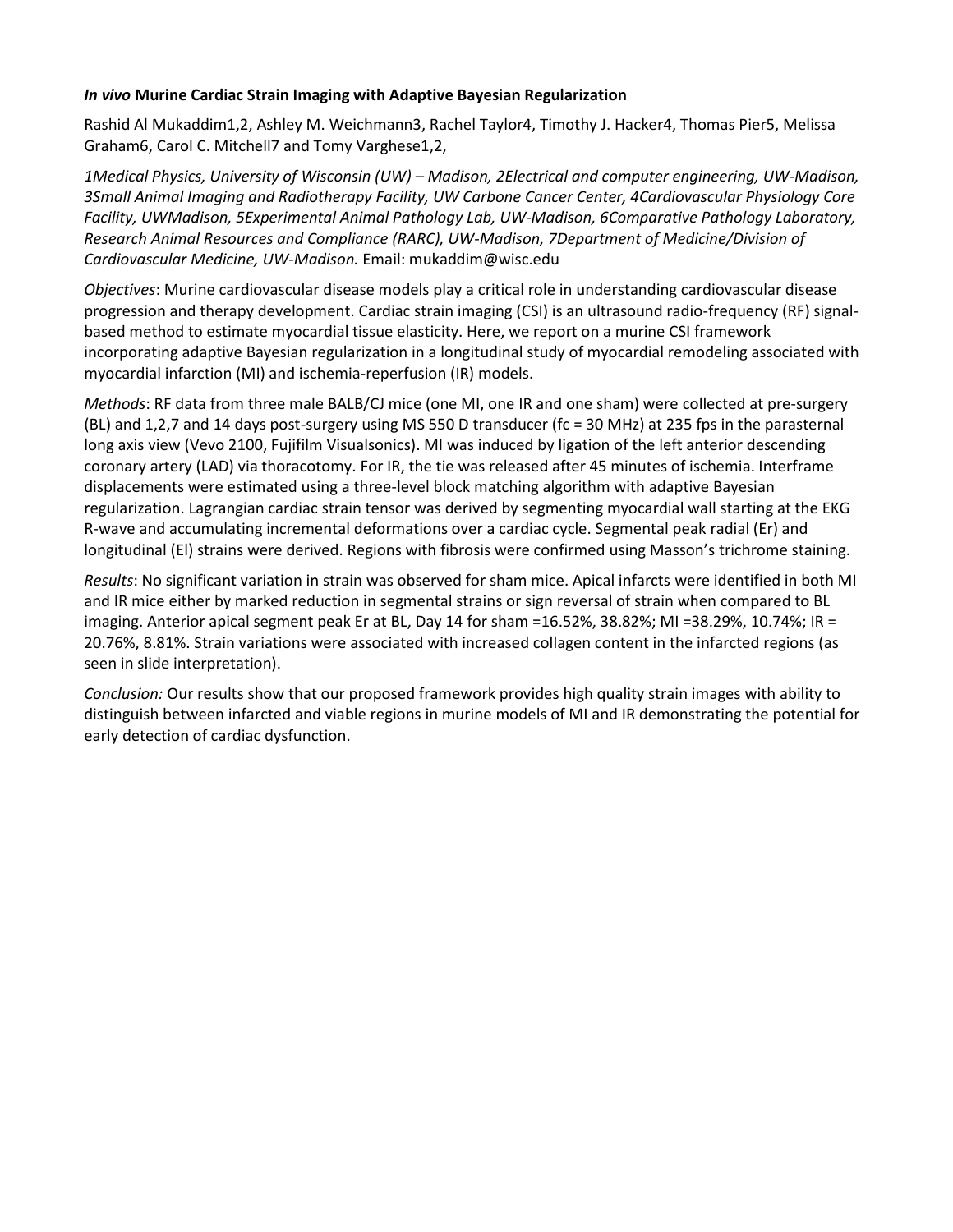***In vivo* Murine Cardiac Strain Imaging with Adaptive Bayesian Regularization**

Rashid Al Mukaddim[1,2], Ashley M. Weichmann[3], Rachel Taylor[4], Timothy J. Hacker[4], Thomas Pier[5], Melissa Graham[6], Carol C. Mitchell[7] and Tomy Varghese[1,2],

*[1]Medical Physics, University of Wisconsin (UW) – Madison, [2]Electrical and computer engineering, UW-Madison, [3]Small Animal Imaging and Radiotherapy Facility, UW Carbone Cancer Center, [4]Cardiovascular Physiology Core Facility, UWMadison, [5]Experimental Animal Pathology Lab, UW-Madison, [6]Comparative Pathology Laboratory, Research Animal Resources and Compliance (RARC), UW-Madison, [7]Department of Medicine/Division of Cardiovascular Medicine, UW-Madison.* Email: mukaddim@wisc.edu

*Objectives*: Murine cardiovascular disease models play a critical role in understanding cardiovascular disease progression and therapy development. Cardiac strain imaging (CSI) is an ultrasound radio-frequency (RF) signal-based method to estimate myocardial tissue elasticity. Here, we report on a murine CSI framework incorporating adaptive Bayesian regularization in a longitudinal study of myocardial remodeling associated with myocardial infarction (MI) and ischemia-reperfusion (IR) models.

*Methods*: RF data from three male BALB/CJ mice (one MI, one IR and one sham) were collected at pre-surgery (BL) and 1,2,7 and 14 days post-surgery using MS 550 D transducer (fc = 30 MHz) at 235 fps in the parasternal long axis view (Vevo 2100, Fujifilm Visualsonics). MI was induced by ligation of the left anterior descending coronary artery (LAD) via thoracotomy. For IR, the tie was released after 45 minutes of ischemia. Interframe displacements were estimated using a three-level block matching algorithm with adaptive Bayesian regularization. Lagrangian cardiac strain tensor was derived by segmenting myocardial wall starting at the EKG R-wave and accumulating incremental deformations over a cardiac cycle. Segmental peak radial (Er) and longitudinal (El) strains were derived. Regions with fibrosis were confirmed using Masson's trichrome staining.

*Results*: No significant variation in strain was observed for sham mice. Apical infarcts were identified in both MI and IR mice either by marked reduction in segmental strains or sign reversal of strain when compared to BL imaging. Anterior apical segment peak Er at BL, Day 14 for sham =16.52%, 38.82%; MI =38.29%, 10.74%; IR = 20.76%, 8.81%. Strain variations were associated with increased collagen content in the infarcted regions (as seen in slide interpretation).

*Conclusion:* Our results show that our proposed framework provides high quality strain images with ability to distinguish between infarcted and viable regions in murine models of MI and IR demonstrating the potential for early detection of cardiac dysfunction.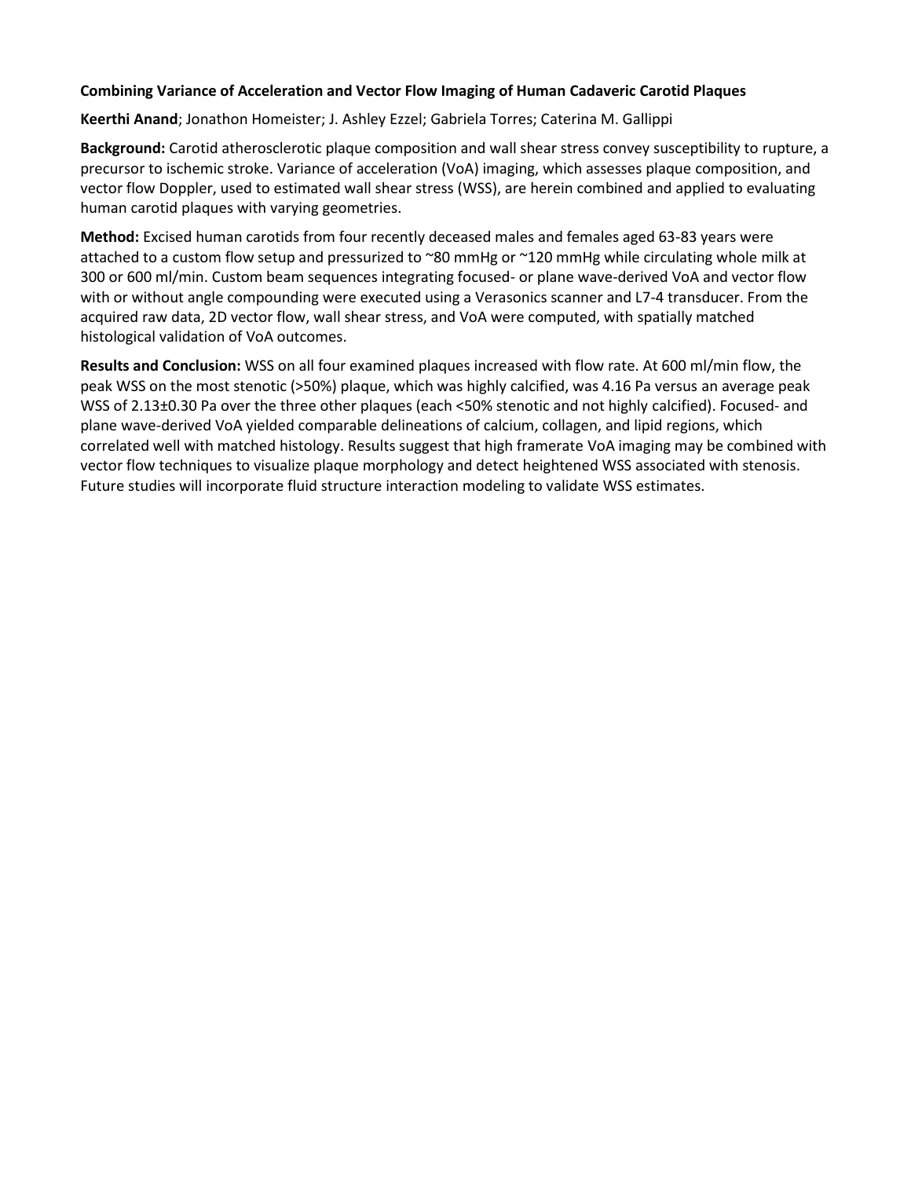**Combining Variance of Acceleration and Vector Flow Imaging of Human Cadaveric Carotid Plaques**

**Keerthi Anand**; Jonathon Homeister; J. Ashley Ezzel; Gabriela Torres; Caterina M. Gallippi

**Background:** Carotid atherosclerotic plaque composition and wall shear stress convey susceptibility to rupture, a precursor to ischemic stroke. Variance of acceleration (VoA) imaging, which assesses plaque composition, and vector flow Doppler, used to estimated wall shear stress (WSS), are herein combined and applied to evaluating human carotid plaques with varying geometries.

**Method:** Excised human carotids from four recently deceased males and females aged 63-83 years were attached to a custom flow setup and pressurized to ~80 mmHg or ~120 mmHg while circulating whole milk at 300 or 600 ml/min. Custom beam sequences integrating focused- or plane wave-derived VoA and vector flow with or without angle compounding were executed using a Verasonics scanner and L7-4 transducer. From the acquired raw data, 2D vector flow, wall shear stress, and VoA were computed, with spatially matched histological validation of VoA outcomes.

**Results and Conclusion:** WSS on all four examined plaques increased with flow rate. At 600 ml/min flow, the peak WSS on the most stenotic (>50%) plaque, which was highly calcified, was 4.16 Pa versus an average peak WSS of 2.13±0.30 Pa over the three other plaques (each <50% stenotic and not highly calcified). Focused- and plane wave-derived VoA yielded comparable delineations of calcium, collagen, and lipid regions, which correlated well with matched histology. Results suggest that high framerate VoA imaging may be combined with vector flow techniques to visualize plaque morphology and detect heightened WSS associated with stenosis. Future studies will incorporate fluid structure interaction modeling to validate WSS estimates.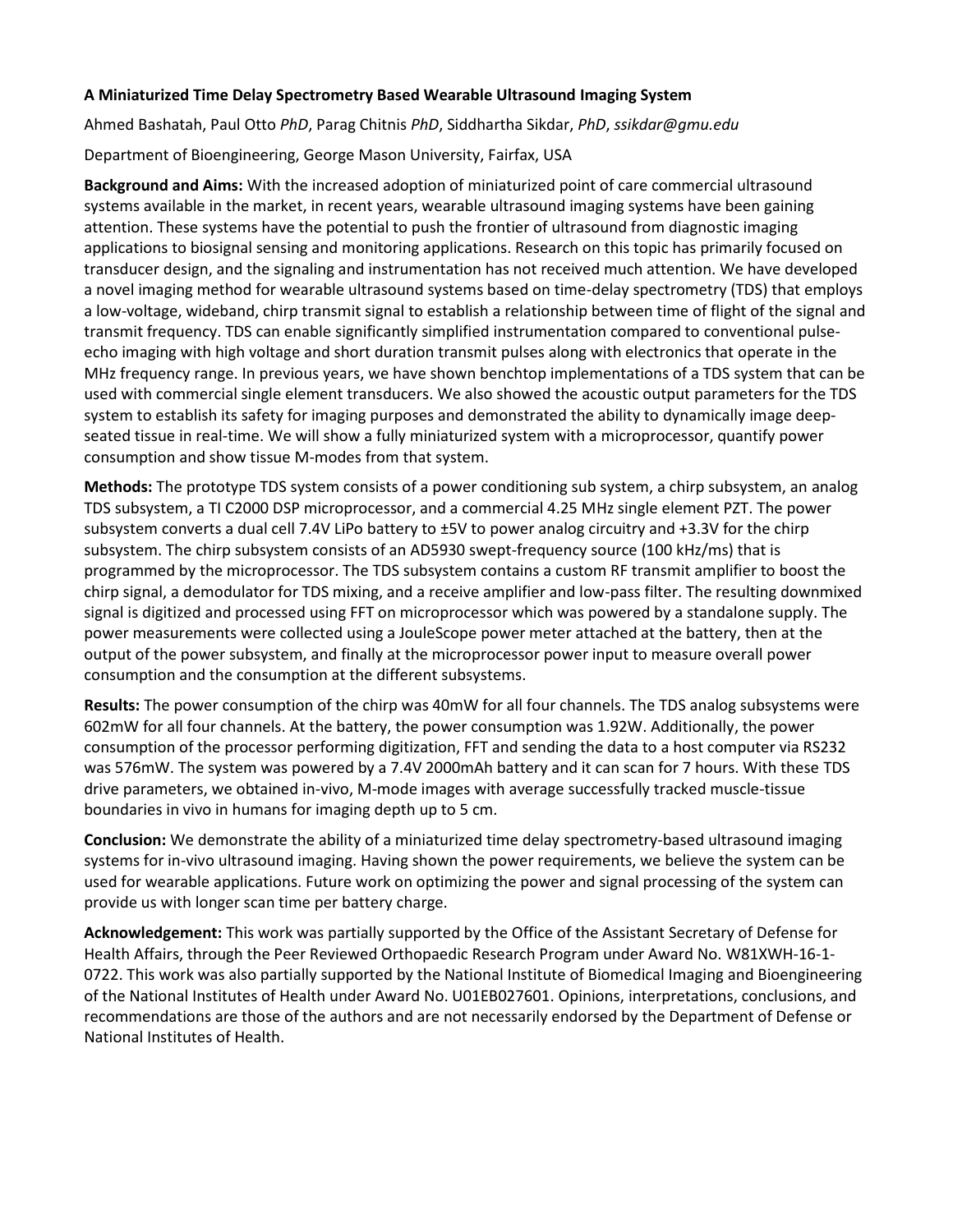**A Miniaturized Time Delay Spectrometry Based Wearable Ultrasound Imaging System**

Ahmed Bashatah, Paul Otto *PhD*, Parag Chitnis *PhD*, Siddhartha Sikdar, *PhD*, *ssikdar@gmu.edu*

Department of Bioengineering, George Mason University, Fairfax, USA

**Background and Aims:** With the increased adoption of miniaturized point of care commercial ultrasound systems available in the market, in recent years, wearable ultrasound imaging systems have been gaining attention. These systems have the potential to push the frontier of ultrasound from diagnostic imaging applications to biosignal sensing and monitoring applications. Research on this topic has primarily focused on transducer design, and the signaling and instrumentation has not received much attention. We have developed a novel imaging method for wearable ultrasound systems based on time-delay spectrometry (TDS) that employs a low-voltage, wideband, chirp transmit signal to establish a relationship between time of flight of the signal and transmit frequency. TDS can enable significantly simplified instrumentation compared to conventional pulse-echo imaging with high voltage and short duration transmit pulses along with electronics that operate in the MHz frequency range. In previous years, we have shown benchtop implementations of a TDS system that can be used with commercial single element transducers. We also showed the acoustic output parameters for the TDS system to establish its safety for imaging purposes and demonstrated the ability to dynamically image deep-seated tissue in real-time. We will show a fully miniaturized system with a microprocessor, quantify power consumption and show tissue M-modes from that system.

**Methods:** The prototype TDS system consists of a power conditioning sub system, a chirp subsystem, an analog TDS subsystem, a TI C2000 DSP microprocessor, and a commercial 4.25 MHz single element PZT. The power subsystem converts a dual cell 7.4V LiPo battery to ±5V to power analog circuitry and +3.3V for the chirp subsystem. The chirp subsystem consists of an AD5930 swept-frequency source (100 kHz/ms) that is programmed by the microprocessor. The TDS subsystem contains a custom RF transmit amplifier to boost the chirp signal, a demodulator for TDS mixing, and a receive amplifier and low-pass filter. The resulting downmixed signal is digitized and processed using FFT on microprocessor which was powered by a standalone supply. The power measurements were collected using a JouleScope power meter attached at the battery, then at the output of the power subsystem, and finally at the microprocessor power input to measure overall power consumption and the consumption at the different subsystems.

**Results:** The power consumption of the chirp was 40mW for all four channels. The TDS analog subsystems were 602mW for all four channels. At the battery, the power consumption was 1.92W. Additionally, the power consumption of the processor performing digitization, FFT and sending the data to a host computer via RS232 was 576mW. The system was powered by a 7.4V 2000mAh battery and it can scan for 7 hours. With these TDS drive parameters, we obtained in-vivo, M-mode images with average successfully tracked muscle-tissue boundaries in vivo in humans for imaging depth up to 5 cm.

**Conclusion:** We demonstrate the ability of a miniaturized time delay spectrometry-based ultrasound imaging systems for in-vivo ultrasound imaging. Having shown the power requirements, we believe the system can be used for wearable applications. Future work on optimizing the power and signal processing of the system can provide us with longer scan time per battery charge.

**Acknowledgement:** This work was partially supported by the Office of the Assistant Secretary of Defense for Health Affairs, through the Peer Reviewed Orthopaedic Research Program under Award No. W81XWH-16-1-0722. This work was also partially supported by the National Institute of Biomedical Imaging and Bioengineering of the National Institutes of Health under Award No. U01EB027601. Opinions, interpretations, conclusions, and recommendations are those of the authors and are not necessarily endorsed by the Department of Defense or National Institutes of Health.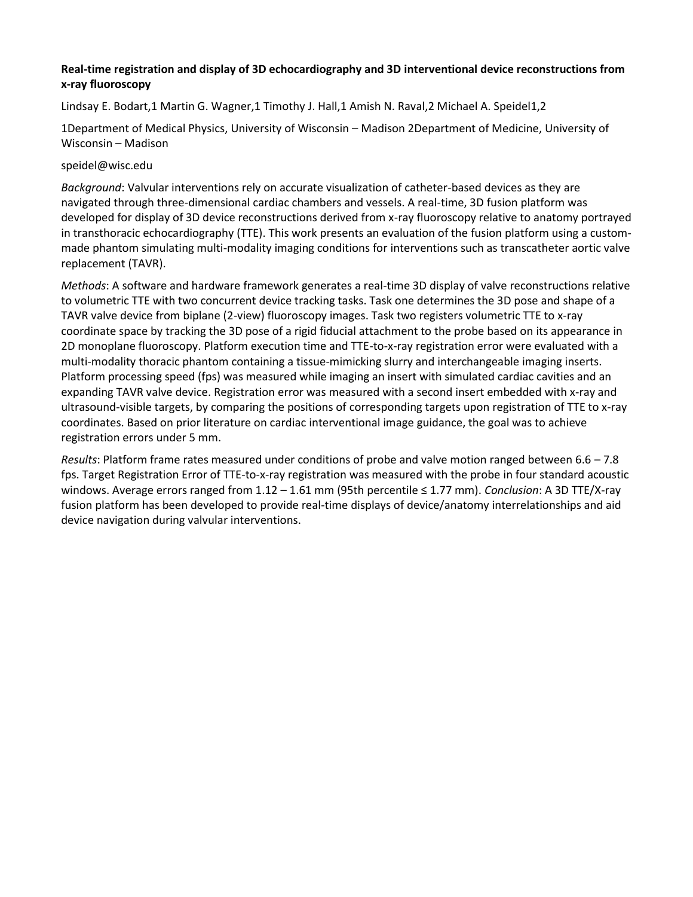**Real-time registration and display of 3D echocardiography and 3D interventional device reconstructions from x-ray fluoroscopy**

Lindsay E. Bodart,[1] Martin G. Wagner,[1] Timothy J. Hall,[1] Amish N. Raval,[2] Michael A. Speidel[1,2]

[1]Department of Medical Physics, University of Wisconsin – Madison [2]Department of Medicine, University of Wisconsin – Madison

speidel@wisc.edu

*Background*: Valvular interventions rely on accurate visualization of catheter-based devices as they are navigated through three-dimensional cardiac chambers and vessels. A real-time, 3D fusion platform was developed for display of 3D device reconstructions derived from x-ray fluoroscopy relative to anatomy portrayed in transthoracic echocardiography (TTE). This work presents an evaluation of the fusion platform using a custom-made phantom simulating multi-modality imaging conditions for interventions such as transcatheter aortic valve replacement (TAVR).

*Methods*: A software and hardware framework generates a real-time 3D display of valve reconstructions relative to volumetric TTE with two concurrent device tracking tasks. Task one determines the 3D pose and shape of a TAVR valve device from biplane (2-view) fluoroscopy images. Task two registers volumetric TTE to x-ray coordinate space by tracking the 3D pose of a rigid fiducial attachment to the probe based on its appearance in 2D monoplane fluoroscopy. Platform execution time and TTE-to-x-ray registration error were evaluated with a multi-modality thoracic phantom containing a tissue-mimicking slurry and interchangeable imaging inserts. Platform processing speed (fps) was measured while imaging an insert with simulated cardiac cavities and an expanding TAVR valve device. Registration error was measured with a second insert embedded with x-ray and ultrasound-visible targets, by comparing the positions of corresponding targets upon registration of TTE to x-ray coordinates. Based on prior literature on cardiac interventional image guidance, the goal was to achieve registration errors under 5 mm.

*Results*: Platform frame rates measured under conditions of probe and valve motion ranged between 6.6 – 7.8 fps. Target Registration Error of TTE-to-x-ray registration was measured with the probe in four standard acoustic windows. Average errors ranged from 1.12 – 1.61 mm (95th percentile ≤ 1.77 mm). *Conclusion*: A 3D TTE/X-ray fusion platform has been developed to provide real-time displays of device/anatomy interrelationships and aid device navigation during valvular interventions.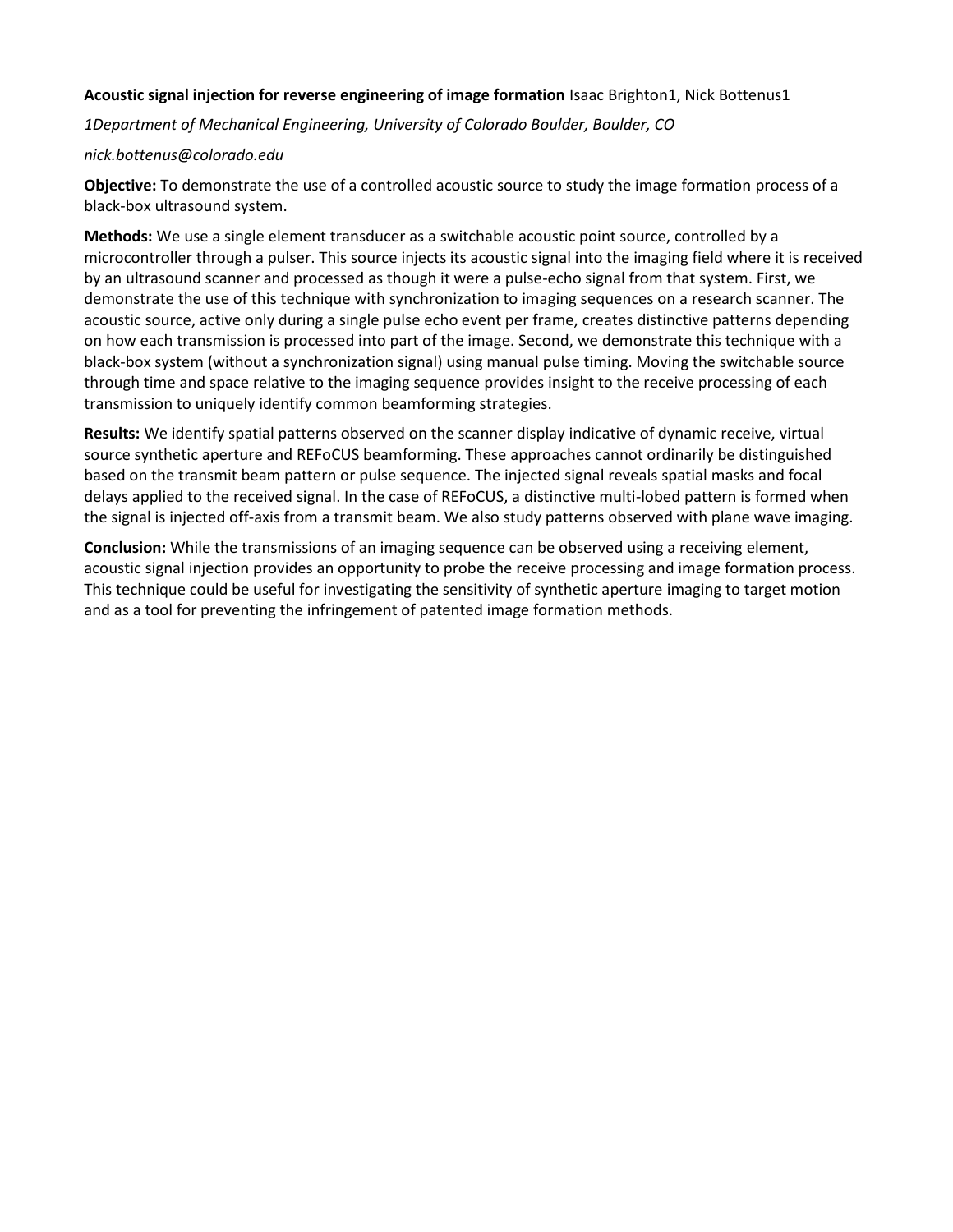**Acoustic signal injection for reverse engineering of image formation** Isaac Brighton[1], Nick Bottenus[1]

*[1]Department of Mechanical Engineering, University of Colorado Boulder, Boulder, CO*

*nick.bottenus@colorado.edu*

**Objective:** To demonstrate the use of a controlled acoustic source to study the image formation process of a black-box ultrasound system.

**Methods:** We use a single element transducer as a switchable acoustic point source, controlled by a microcontroller through a pulser. This source injects its acoustic signal into the imaging field where it is received by an ultrasound scanner and processed as though it were a pulse-echo signal from that system. First, we demonstrate the use of this technique with synchronization to imaging sequences on a research scanner. The acoustic source, active only during a single pulse echo event per frame, creates distinctive patterns depending on how each transmission is processed into part of the image. Second, we demonstrate this technique with a black-box system (without a synchronization signal) using manual pulse timing. Moving the switchable source through time and space relative to the imaging sequence provides insight to the receive processing of each transmission to uniquely identify common beamforming strategies.

**Results:** We identify spatial patterns observed on the scanner display indicative of dynamic receive, virtual source synthetic aperture and REFoCUS beamforming. These approaches cannot ordinarily be distinguished based on the transmit beam pattern or pulse sequence. The injected signal reveals spatial masks and focal delays applied to the received signal. In the case of REFoCUS, a distinctive multi-lobed pattern is formed when the signal is injected off-axis from a transmit beam. We also study patterns observed with plane wave imaging.

**Conclusion:** While the transmissions of an imaging sequence can be observed using a receiving element, acoustic signal injection provides an opportunity to probe the receive processing and image formation process. This technique could be useful for investigating the sensitivity of synthetic aperture imaging to target motion and as a tool for preventing the infringement of patented image formation methods.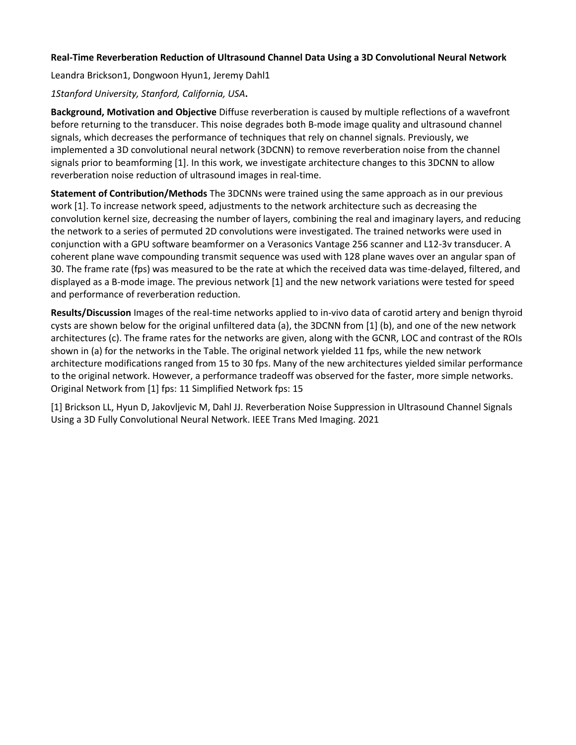**Real-Time Reverberation Reduction of Ultrasound Channel Data Using a 3D Convolutional Neural Network**

Leandra Brickson[1], Dongwoon Hyun[1], Jeremy Dahl[1]

*[1]Stanford University, Stanford, California, USA***.**

**Background, Motivation and Objective** Diffuse reverberation is caused by multiple reflections of a wavefront before returning to the transducer. This noise degrades both B-mode image quality and ultrasound channel signals, which decreases the performance of techniques that rely on channel signals. Previously, we implemented a 3D convolutional neural network (3DCNN) to remove reverberation noise from the channel signals prior to beamforming [1]. In this work, we investigate architecture changes to this 3DCNN to allow reverberation noise reduction of ultrasound images in real-time.

**Statement of Contribution/Methods** The 3DCNNs were trained using the same approach as in our previous work [1]. To increase network speed, adjustments to the network architecture such as decreasing the convolution kernel size, decreasing the number of layers, combining the real and imaginary layers, and reducing the network to a series of permuted 2D convolutions were investigated. The trained networks were used in conjunction with a GPU software beamformer on a Verasonics Vantage 256 scanner and L12-3v transducer. A coherent plane wave compounding transmit sequence was used with 128 plane waves over an angular span of 30. The frame rate (fps) was measured to be the rate at which the received data was time-delayed, filtered, and displayed as a B-mode image. The previous network [1] and the new network variations were tested for speed and performance of reverberation reduction.

**Results/Discussion** Images of the real-time networks applied to in-vivo data of carotid artery and benign thyroid cysts are shown below for the original unfiltered data (a), the 3DCNN from [1] (b), and one of the new network architectures (c). The frame rates for the networks are given, along with the GCNR, LOC and contrast of the ROIs shown in (a) for the networks in the Table. The original network yielded 11 fps, while the new network architecture modifications ranged from 15 to 30 fps. Many of the new architectures yielded similar performance to the original network. However, a performance tradeoff was observed for the faster, more simple networks. Original Network from [1] fps: 11 Simplified Network fps: 15

[1] Brickson LL, Hyun D, Jakovljevic M, Dahl JJ. Reverberation Noise Suppression in Ultrasound Channel Signals Using a 3D Fully Convolutional Neural Network. IEEE Trans Med Imaging. 2021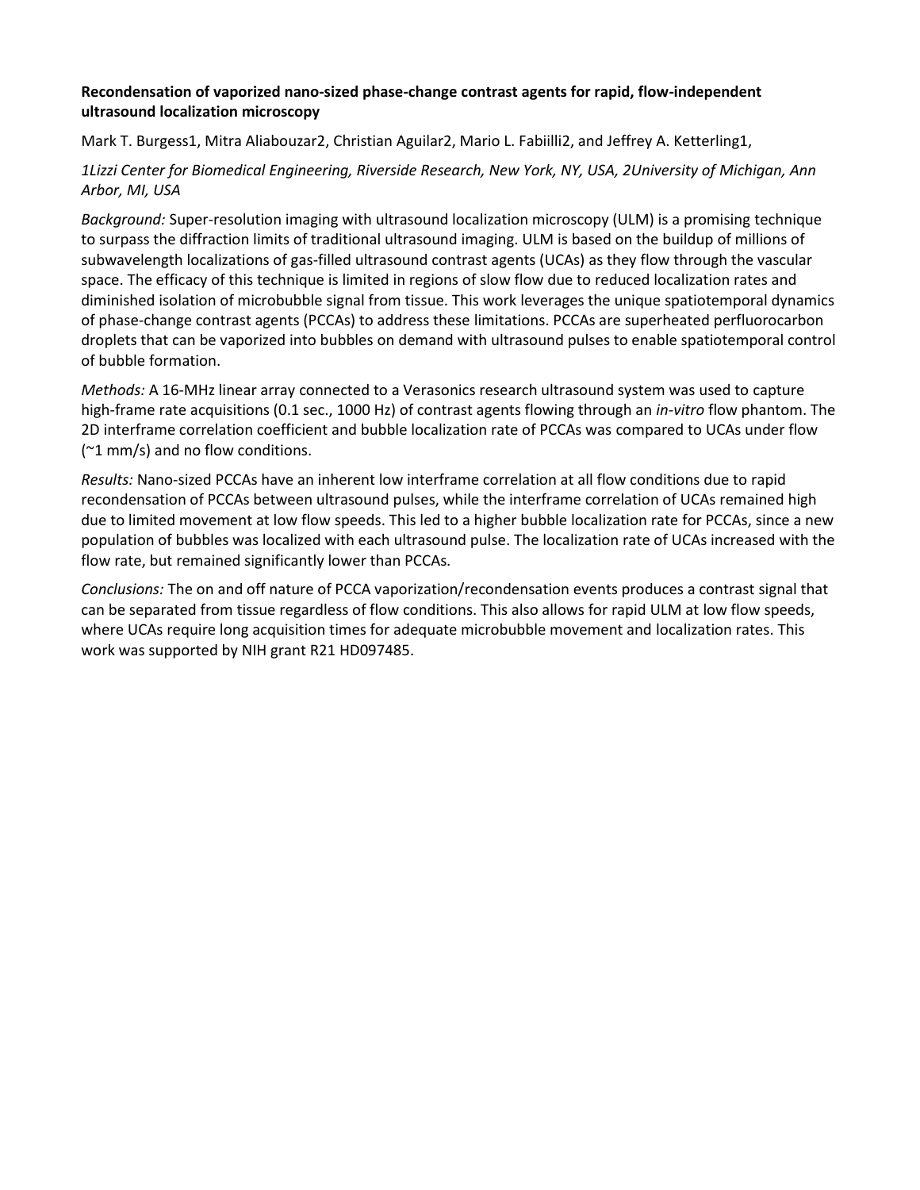**Recondensation of vaporized nano-sized phase-change contrast agents for rapid, flow-independent ultrasound localization microscopy**

Mark T. Burgess[1], Mitra Aliabouzar[2], Christian Aguilar[2], Mario L. Fabiilli[2], and Jeffrey A. Ketterling[1],

*[1]Lizzi Center for Biomedical Engineering, Riverside Research, New York, NY, USA, [2]University of Michigan, Ann Arbor, MI, USA*

*Background:* Super-resolution imaging with ultrasound localization microscopy (ULM) is a promising technique to surpass the diffraction limits of traditional ultrasound imaging. ULM is based on the buildup of millions of subwavelength localizations of gas-filled ultrasound contrast agents (UCAs) as they flow through the vascular space. The efficacy of this technique is limited in regions of slow flow due to reduced localization rates and diminished isolation of microbubble signal from tissue. This work leverages the unique spatiotemporal dynamics of phase-change contrast agents (PCCAs) to address these limitations. PCCAs are superheated perfluorocarbon droplets that can be vaporized into bubbles on demand with ultrasound pulses to enable spatiotemporal control of bubble formation.

*Methods:* A 16-MHz linear array connected to a Verasonics research ultrasound system was used to capture high-frame rate acquisitions (0.1 sec., 1000 Hz) of contrast agents flowing through an *in-vitro* flow phantom. The 2D interframe correlation coefficient and bubble localization rate of PCCAs was compared to UCAs under flow (~1 mm/s) and no flow conditions.

*Results:* Nano-sized PCCAs have an inherent low interframe correlation at all flow conditions due to rapid recondensation of PCCAs between ultrasound pulses, while the interframe correlation of UCAs remained high due to limited movement at low flow speeds. This led to a higher bubble localization rate for PCCAs, since a new population of bubbles was localized with each ultrasound pulse. The localization rate of UCAs increased with the flow rate, but remained significantly lower than PCCAs.

*Conclusions:* The on and off nature of PCCA vaporization/recondensation events produces a contrast signal that can be separated from tissue regardless of flow conditions. This also allows for rapid ULM at low flow speeds, where UCAs require long acquisition times for adequate microbubble movement and localization rates. This work was supported by NIH grant R21 HD097485.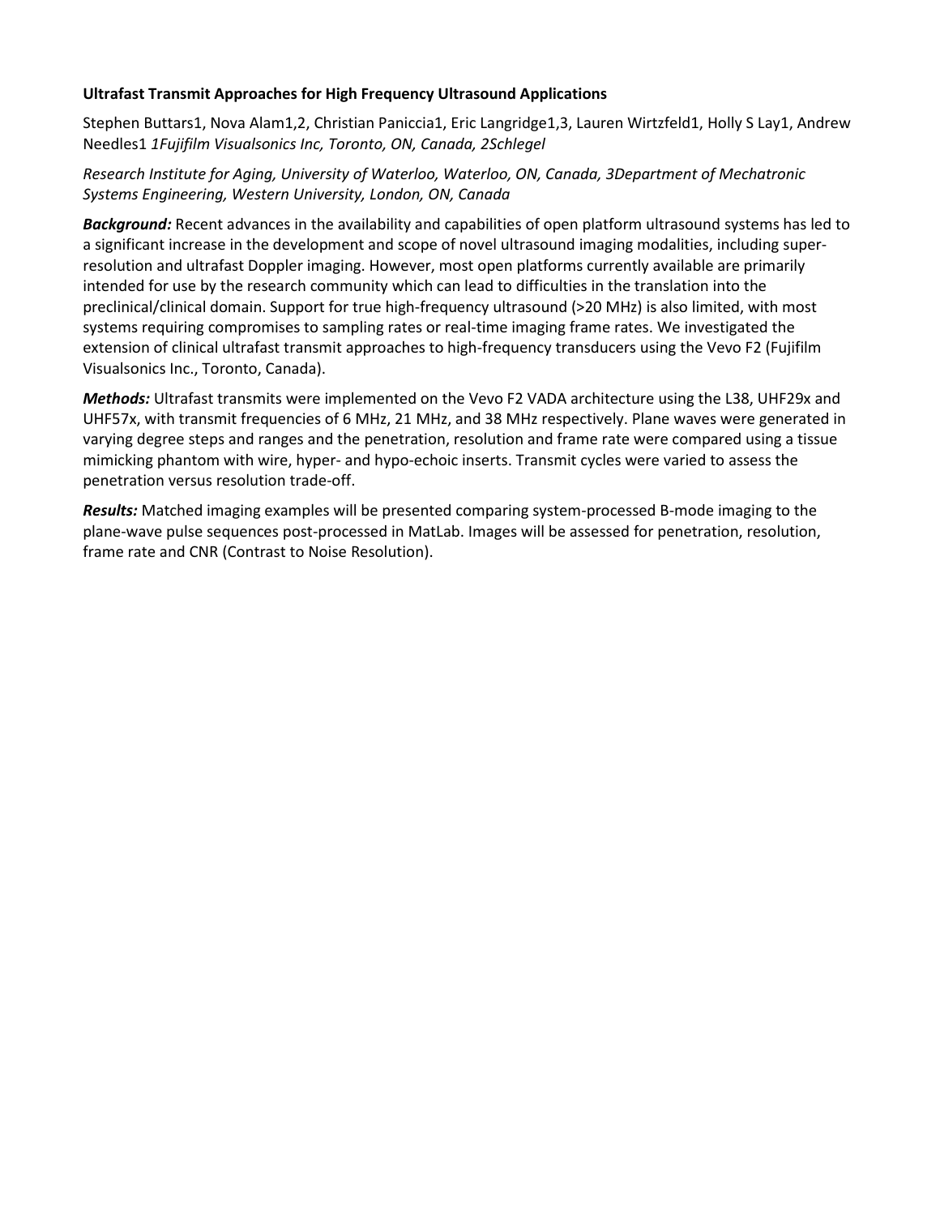**Ultrafast Transmit Approaches for High Frequency Ultrasound Applications**

Stephen Buttars1, Nova Alam1,2, Christian Paniccia1, Eric Langridge1,3, Lauren Wirtzfeld1, Holly S Lay1, Andrew Needles1 *1Fujifilm Visualsonics Inc, Toronto, ON, Canada, 2Schlegel*

*Research Institute for Aging, University of Waterloo, Waterloo, ON, Canada, 3Department of Mechatronic Systems Engineering, Western University, London, ON, Canada*

***Background:*** Recent advances in the availability and capabilities of open platform ultrasound systems has led to a significant increase in the development and scope of novel ultrasound imaging modalities, including super-resolution and ultrafast Doppler imaging. However, most open platforms currently available are primarily intended for use by the research community which can lead to difficulties in the translation into the preclinical/clinical domain. Support for true high-frequency ultrasound (>20 MHz) is also limited, with most systems requiring compromises to sampling rates or real-time imaging frame rates. We investigated the extension of clinical ultrafast transmit approaches to high-frequency transducers using the Vevo F2 (Fujifilm Visualsonics Inc., Toronto, Canada).

***Methods:*** Ultrafast transmits were implemented on the Vevo F2 VADA architecture using the L38, UHF29x and UHF57x, with transmit frequencies of 6 MHz, 21 MHz, and 38 MHz respectively. Plane waves were generated in varying degree steps and ranges and the penetration, resolution and frame rate were compared using a tissue mimicking phantom with wire, hyper- and hypo-echoic inserts. Transmit cycles were varied to assess the penetration versus resolution trade-off.

***Results:*** Matched imaging examples will be presented comparing system-processed B-mode imaging to the plane-wave pulse sequences post-processed in MatLab. Images will be assessed for penetration, resolution, frame rate and CNR (Contrast to Noise Resolution).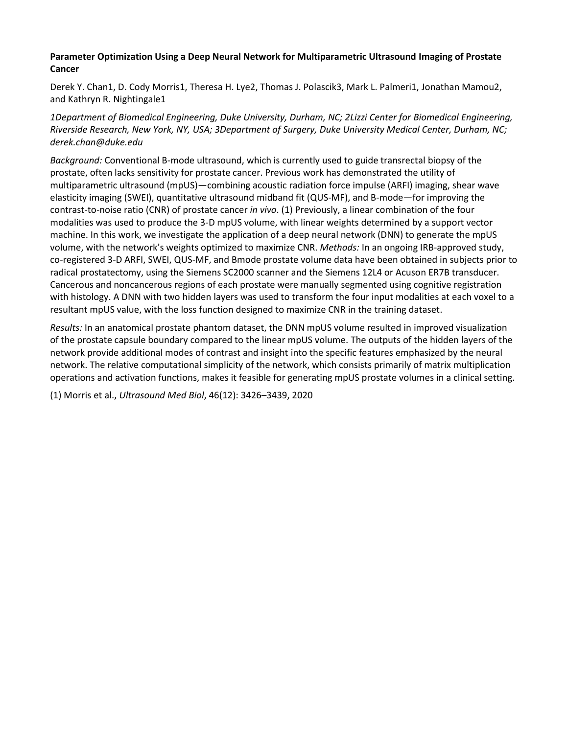**Parameter Optimization Using a Deep Neural Network for Multiparametric Ultrasound Imaging of Prostate Cancer**

Derek Y. Chan[1], D. Cody Morris[1], Theresa H. Lye[2], Thomas J. Polascik[3], Mark L. Palmeri[1], Jonathan Mamou[2], and Kathryn R. Nightingale[1]

*[1]Department of Biomedical Engineering, Duke University, Durham, NC; [2]Lizzi Center for Biomedical Engineering, Riverside Research, New York, NY, USA; [3]Department of Surgery, Duke University Medical Center, Durham, NC; derek.chan@duke.edu*

*Background:* Conventional B-mode ultrasound, which is currently used to guide transrectal biopsy of the prostate, often lacks sensitivity for prostate cancer. Previous work has demonstrated the utility of multiparametric ultrasound (mpUS)—combining acoustic radiation force impulse (ARFI) imaging, shear wave elasticity imaging (SWEI), quantitative ultrasound midband fit (QUS-MF), and B-mode—for improving the contrast-to-noise ratio (CNR) of prostate cancer *in vivo*. (1) Previously, a linear combination of the four modalities was used to produce the 3-D mpUS volume, with linear weights determined by a support vector machine. In this work, we investigate the application of a deep neural network (DNN) to generate the mpUS volume, with the network's weights optimized to maximize CNR. *Methods:* In an ongoing IRB-approved study, co-registered 3-D ARFI, SWEI, QUS-MF, and Bmode prostate volume data have been obtained in subjects prior to radical prostatectomy, using the Siemens SC2000 scanner and the Siemens 12L4 or Acuson ER7B transducer. Cancerous and noncancerous regions of each prostate were manually segmented using cognitive registration with histology. A DNN with two hidden layers was used to transform the four input modalities at each voxel to a resultant mpUS value, with the loss function designed to maximize CNR in the training dataset.

*Results:* In an anatomical prostate phantom dataset, the DNN mpUS volume resulted in improved visualization of the prostate capsule boundary compared to the linear mpUS volume. The outputs of the hidden layers of the network provide additional modes of contrast and insight into the specific features emphasized by the neural network. The relative computational simplicity of the network, which consists primarily of matrix multiplication operations and activation functions, makes it feasible for generating mpUS prostate volumes in a clinical setting.

(1) Morris et al., *Ultrasound Med Biol*, 46(12): 3426–3439, 2020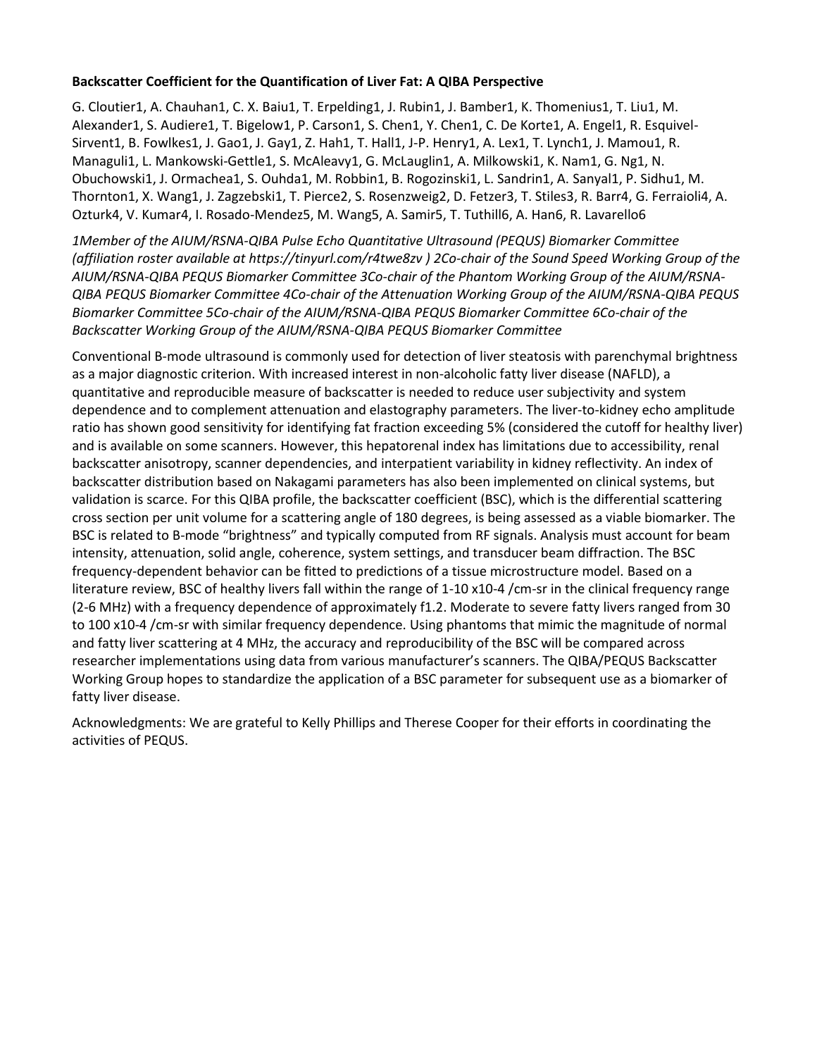**Backscatter Coefficient for the Quantification of Liver Fat: A QIBA Perspective**

G. Cloutier[1], A. Chauhan[1], C. X. Baiu[1], T. Erpelding[1], J. Rubin[1], J. Bamber[1], K. Thomenius[1], T. Liu[1], M. Alexander[1], S. Audiere[1], T. Bigelow[1], P. Carson[1], S. Chen[1], Y. Chen[1], C. De Korte[1], A. Engel[1], R. Esquivel-Sirvent[1], B. Fowlkes[1], J. Gao[1], J. Gay[1], Z. Hah[1], T. Hall[1], J-P. Henry[1], A. Lex[1], T. Lynch[1], J. Mamou[1], R. Managuli[1], L. Mankowski-Gettle[1], S. McAleavy[1], G. McLauglin[1], A. Milkowski[1], K. Nam[1], G. Ng[1], N. Obuchowski[1], J. Ormachea[1], S. Ouhda[1], M. Robbin[1], B. Rogozinski[1], L. Sandrin[1], A. Sanyal[1], P. Sidhu[1], M. Thornton[1], X. Wang[1], J. Zagzebski[1], T. Pierce[2], S. Rosenzweig[2], D. Fetzer[3], T. Stiles[3], R. Barr[4], G. Ferraioli[4], A. Ozturk[4], V. Kumar[4], I. Rosado-Mendez[5], M. Wang[5], A. Samir[5], T. Tuthill[6], A. Han[6], R. Lavarello[6]

*1Member of the AIUM/RSNA-QIBA Pulse Echo Quantitative Ultrasound (PEQUS) Biomarker Committee (affiliation roster available at https://tinyurl.com/r4twe8zv ) 2Co-chair of the Sound Speed Working Group of the AIUM/RSNA-QIBA PEQUS Biomarker Committee 3Co-chair of the Phantom Working Group of the AIUM/RSNA-QIBA PEQUS Biomarker Committee 4Co-chair of the Attenuation Working Group of the AIUM/RSNA-QIBA PEQUS Biomarker Committee 5Co-chair of the AIUM/RSNA-QIBA PEQUS Biomarker Committee 6Co-chair of the Backscatter Working Group of the AIUM/RSNA-QIBA PEQUS Biomarker Committee*

Conventional B-mode ultrasound is commonly used for detection of liver steatosis with parenchymal brightness as a major diagnostic criterion. With increased interest in non-alcoholic fatty liver disease (NAFLD), a quantitative and reproducible measure of backscatter is needed to reduce user subjectivity and system dependence and to complement attenuation and elastography parameters. The liver-to-kidney echo amplitude ratio has shown good sensitivity for identifying fat fraction exceeding 5% (considered the cutoff for healthy liver) and is available on some scanners. However, this hepatorenal index has limitations due to accessibility, renal backscatter anisotropy, scanner dependencies, and interpatient variability in kidney reflectivity. An index of backscatter distribution based on Nakagami parameters has also been implemented on clinical systems, but validation is scarce. For this QIBA profile, the backscatter coefficient (BSC), which is the differential scattering cross section per unit volume for a scattering angle of 180 degrees, is being assessed as a viable biomarker. The BSC is related to B-mode "brightness" and typically computed from RF signals. Analysis must account for beam intensity, attenuation, solid angle, coherence, system settings, and transducer beam diffraction. The BSC frequency-dependent behavior can be fitted to predictions of a tissue microstructure model. Based on a literature review, BSC of healthy livers fall within the range of 1-10 $\times 10^{-4}$ /cm-sr in the clinical frequency range (2-6 MHz) with a frequency dependence of approximately $f^{1.2}$. Moderate to severe fatty livers ranged from 30 to 100 $\times 10^{-4}$ /cm-sr with similar frequency dependence. Using phantoms that mimic the magnitude of normal and fatty liver scattering at 4 MHz, the accuracy and reproducibility of the BSC will be compared across researcher implementations using data from various manufacturer's scanners. The QIBA/PEQUS Backscatter Working Group hopes to standardize the application of a BSC parameter for subsequent use as a biomarker of fatty liver disease.

Acknowledgments: We are grateful to Kelly Phillips and Therese Cooper for their efforts in coordinating the activities of PEQUS.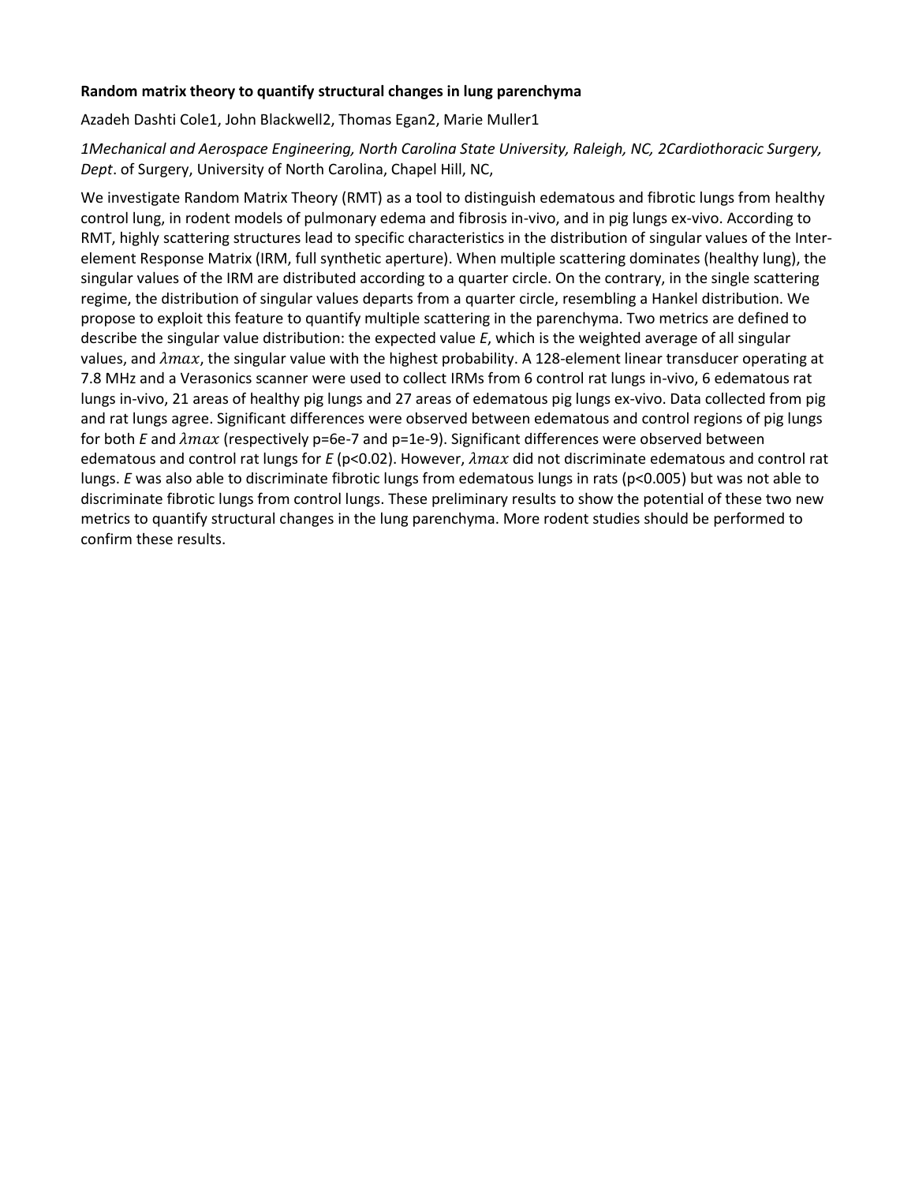**Random matrix theory to quantify structural changes in lung parenchyma**

Azadeh Dashti Cole[1], John Blackwell[2], Thomas Egan[2], Marie Muller[1]

*[1]Mechanical and Aerospace Engineering, North Carolina State University, Raleigh, NC, [2]Cardiothoracic Surgery, Dept*. of Surgery, University of North Carolina, Chapel Hill, NC,

We investigate Random Matrix Theory (RMT) as a tool to distinguish edematous and fibrotic lungs from healthy control lung, in rodent models of pulmonary edema and fibrosis in-vivo, and in pig lungs ex-vivo. According to RMT, highly scattering structures lead to specific characteristics in the distribution of singular values of the Inter-element Response Matrix (IRM, full synthetic aperture). When multiple scattering dominates (healthy lung), the singular values of the IRM are distributed according to a quarter circle. On the contrary, in the single scattering regime, the distribution of singular values departs from a quarter circle, resembling a Hankel distribution. We propose to exploit this feature to quantify multiple scattering in the parenchyma. Two metrics are defined to describe the singular value distribution: the expected value *E*, which is the weighted average of all singular values, and $\lambda max$, the singular value with the highest probability. A 128-element linear transducer operating at 7.8 MHz and a Verasonics scanner were used to collect IRMs from 6 control rat lungs in-vivo, 6 edematous rat lungs in-vivo, 21 areas of healthy pig lungs and 27 areas of edematous pig lungs ex-vivo. Data collected from pig and rat lungs agree. Significant differences were observed between edematous and control regions of pig lungs for both *E* and $\lambda max$ (respectively p=6e-7 and p=1e-9). Significant differences were observed between edematous and control rat lungs for *E* ($p<0.02$). However, $\lambda max$ did not discriminate edematous and control rat lungs. *E* was also able to discriminate fibrotic lungs from edematous lungs in rats ($p<0.005$) but was not able to discriminate fibrotic lungs from control lungs. These preliminary results to show the potential of these two new metrics to quantify structural changes in the lung parenchyma. More rodent studies should be performed to confirm these results.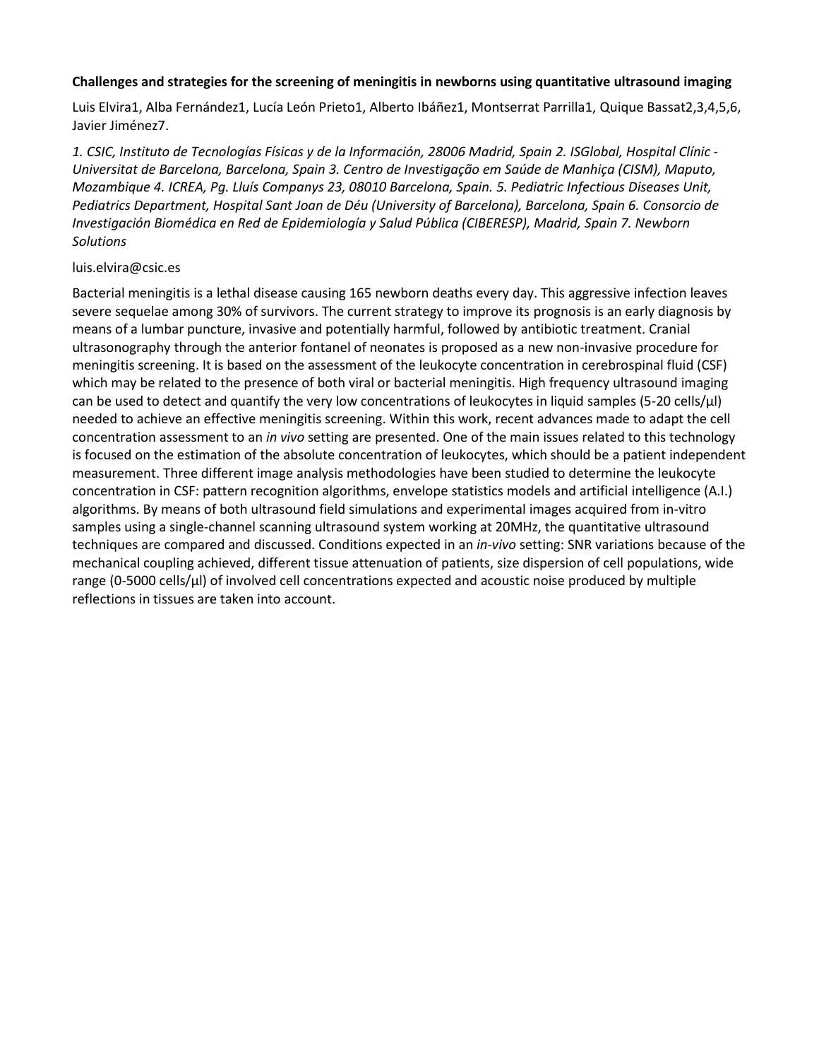**Challenges and strategies for the screening of meningitis in newborns using quantitative ultrasound imaging**

Luis Elvira[1], Alba Fernández[1], Lucía León Prieto[1], Alberto Ibáñez[1], Montserrat Parrilla[1], Quique Bassat[2,3,4,5,6], Javier Jiménez[7].

*1. CSIC, Instituto de Tecnologías Físicas y de la Información, 28006 Madrid, Spain 2. ISGlobal, Hospital Clínic - Universitat de Barcelona, Barcelona, Spain 3. Centro de Investigação em Saúde de Manhiça (CISM), Maputo, Mozambique 4. ICREA, Pg. Lluís Companys 23, 08010 Barcelona, Spain. 5. Pediatric Infectious Diseases Unit, Pediatrics Department, Hospital Sant Joan de Déu (University of Barcelona), Barcelona, Spain 6. Consorcio de Investigación Biomédica en Red de Epidemiología y Salud Pública (CIBERESP), Madrid, Spain 7. Newborn Solutions*

luis.elvira@csic.es

Bacterial meningitis is a lethal disease causing 165 newborn deaths every day. This aggressive infection leaves severe sequelae among 30% of survivors. The current strategy to improve its prognosis is an early diagnosis by means of a lumbar puncture, invasive and potentially harmful, followed by antibiotic treatment. Cranial ultrasonography through the anterior fontanel of neonates is proposed as a new non-invasive procedure for meningitis screening. It is based on the assessment of the leukocyte concentration in cerebrospinal fluid (CSF) which may be related to the presence of both viral or bacterial meningitis. High frequency ultrasound imaging can be used to detect and quantify the very low concentrations of leukocytes in liquid samples (5-20 cells/µl) needed to achieve an effective meningitis screening. Within this work, recent advances made to adapt the cell concentration assessment to an *in vivo* setting are presented. One of the main issues related to this technology is focused on the estimation of the absolute concentration of leukocytes, which should be a patient independent measurement. Three different image analysis methodologies have been studied to determine the leukocyte concentration in CSF: pattern recognition algorithms, envelope statistics models and artificial intelligence (A.I.) algorithms. By means of both ultrasound field simulations and experimental images acquired from in-vitro samples using a single-channel scanning ultrasound system working at 20MHz, the quantitative ultrasound techniques are compared and discussed. Conditions expected in an *in-vivo* setting: SNR variations because of the mechanical coupling achieved, different tissue attenuation of patients, size dispersion of cell populations, wide range (0-5000 cells/µl) of involved cell concentrations expected and acoustic noise produced by multiple reflections in tissues are taken into account.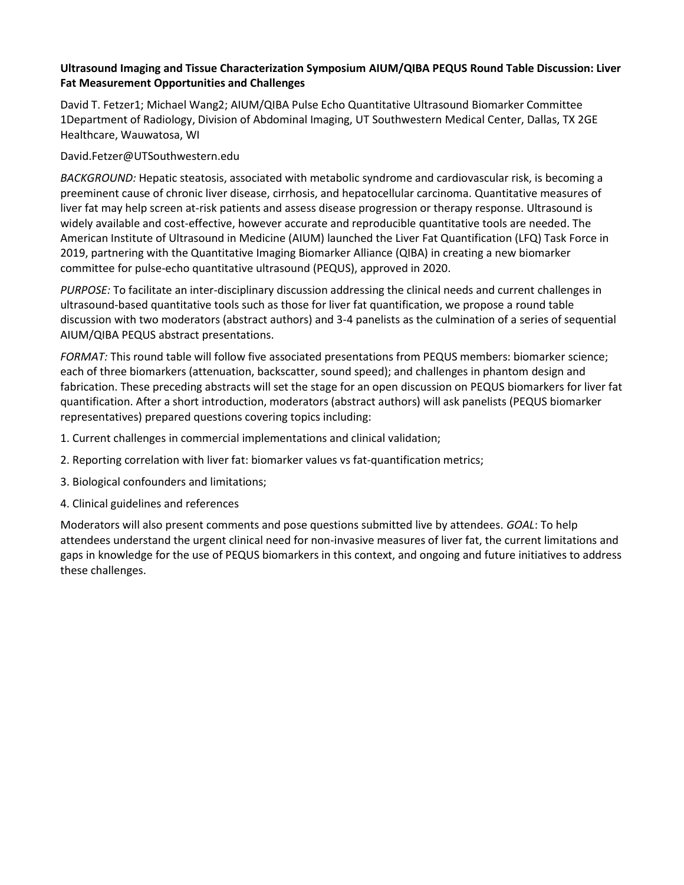**Ultrasound Imaging and Tissue Characterization Symposium AIUM/QIBA PEQUS Round Table Discussion: Liver Fat Measurement Opportunities and Challenges**

David T. Fetzer[1]; Michael Wang[2]; AIUM/QIBA Pulse Echo Quantitative Ultrasound Biomarker Committee
[1]Department of Radiology, Division of Abdominal Imaging, UT Southwestern Medical Center, Dallas, TX [2]GE Healthcare, Wauwatosa, WI

David.Fetzer@UTSouthwestern.edu

*BACKGROUND:* Hepatic steatosis, associated with metabolic syndrome and cardiovascular risk, is becoming a preeminent cause of chronic liver disease, cirrhosis, and hepatocellular carcinoma. Quantitative measures of liver fat may help screen at-risk patients and assess disease progression or therapy response. Ultrasound is widely available and cost-effective, however accurate and reproducible quantitative tools are needed. The American Institute of Ultrasound in Medicine (AIUM) launched the Liver Fat Quantification (LFQ) Task Force in 2019, partnering with the Quantitative Imaging Biomarker Alliance (QIBA) in creating a new biomarker committee for pulse-echo quantitative ultrasound (PEQUS), approved in 2020.

*PURPOSE:* To facilitate an inter-disciplinary discussion addressing the clinical needs and current challenges in ultrasound-based quantitative tools such as those for liver fat quantification, we propose a round table discussion with two moderators (abstract authors) and 3-4 panelists as the culmination of a series of sequential AIUM/QIBA PEQUS abstract presentations.

*FORMAT:* This round table will follow five associated presentations from PEQUS members: biomarker science; each of three biomarkers (attenuation, backscatter, sound speed); and challenges in phantom design and fabrication. These preceding abstracts will set the stage for an open discussion on PEQUS biomarkers for liver fat quantification. After a short introduction, moderators (abstract authors) will ask panelists (PEQUS biomarker representatives) prepared questions covering topics including:

1. Current challenges in commercial implementations and clinical validation;
2. Reporting correlation with liver fat: biomarker values vs fat-quantification metrics;
3. Biological confounders and limitations;
4. Clinical guidelines and references

Moderators will also present comments and pose questions submitted live by attendees. *GOAL*: To help attendees understand the urgent clinical need for non-invasive measures of liver fat, the current limitations and gaps in knowledge for the use of PEQUS biomarkers in this context, and ongoing and future initiatives to address these challenges.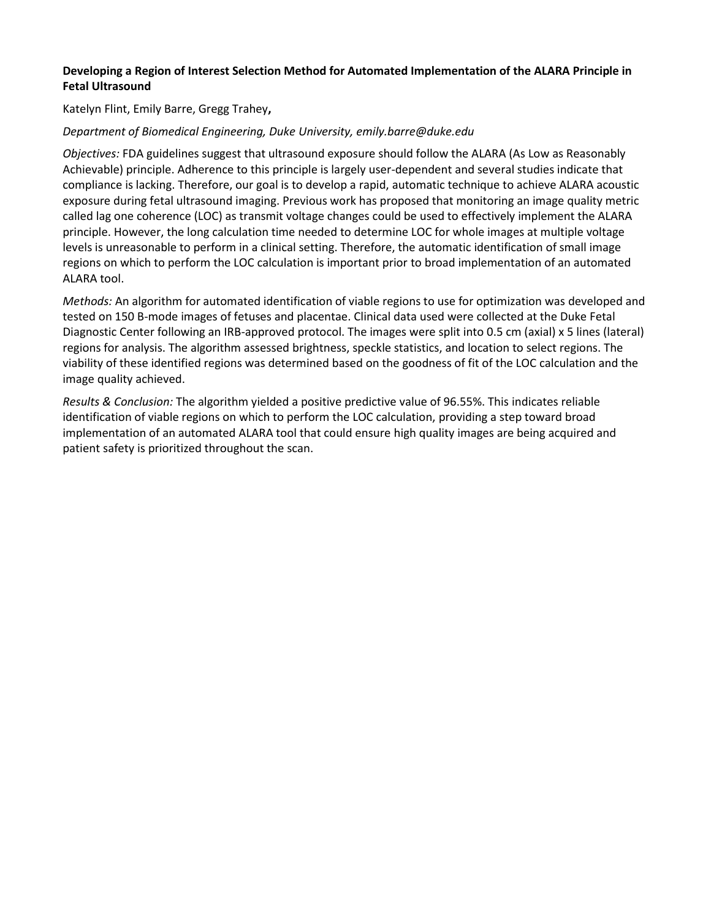**Developing a Region of Interest Selection Method for Automated Implementation of the ALARA Principle in Fetal Ultrasound**

Katelyn Flint, Emily Barre, Gregg Trahey**,**

*Department of Biomedical Engineering, Duke University, emily.barre@duke.edu*

*Objectives:* FDA guidelines suggest that ultrasound exposure should follow the ALARA (As Low as Reasonably Achievable) principle. Adherence to this principle is largely user-dependent and several studies indicate that compliance is lacking. Therefore, our goal is to develop a rapid, automatic technique to achieve ALARA acoustic exposure during fetal ultrasound imaging. Previous work has proposed that monitoring an image quality metric called lag one coherence (LOC) as transmit voltage changes could be used to effectively implement the ALARA principle. However, the long calculation time needed to determine LOC for whole images at multiple voltage levels is unreasonable to perform in a clinical setting. Therefore, the automatic identification of small image regions on which to perform the LOC calculation is important prior to broad implementation of an automated ALARA tool.

*Methods:* An algorithm for automated identification of viable regions to use for optimization was developed and tested on 150 B-mode images of fetuses and placentae. Clinical data used were collected at the Duke Fetal Diagnostic Center following an IRB-approved protocol. The images were split into 0.5 cm (axial) x 5 lines (lateral) regions for analysis. The algorithm assessed brightness, speckle statistics, and location to select regions. The viability of these identified regions was determined based on the goodness of fit of the LOC calculation and the image quality achieved.

*Results & Conclusion:* The algorithm yielded a positive predictive value of 96.55%. This indicates reliable identification of viable regions on which to perform the LOC calculation, providing a step toward broad implementation of an automated ALARA tool that could ensure high quality images are being acquired and patient safety is prioritized throughout the scan.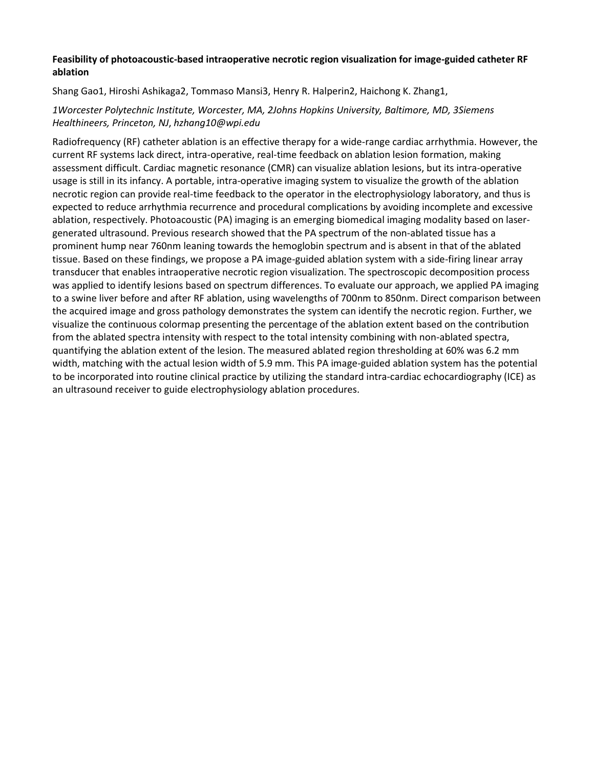**Feasibility of photoacoustic-based intraoperative necrotic region visualization for image-guided catheter RF ablation**

Shang Gao1, Hiroshi Ashikaga2, Tommaso Mansi3, Henry R. Halperin2, Haichong K. Zhang1,

*1Worcester Polytechnic Institute, Worcester, MA, 2Johns Hopkins University, Baltimore, MD, 3Siemens Healthineers, Princeton, NJ*, *hzhang10@wpi.edu*

Radiofrequency (RF) catheter ablation is an effective therapy for a wide-range cardiac arrhythmia. However, the current RF systems lack direct, intra-operative, real-time feedback on ablation lesion formation, making assessment difficult. Cardiac magnetic resonance (CMR) can visualize ablation lesions, but its intra-operative usage is still in its infancy. A portable, intra-operative imaging system to visualize the growth of the ablation necrotic region can provide real-time feedback to the operator in the electrophysiology laboratory, and thus is expected to reduce arrhythmia recurrence and procedural complications by avoiding incomplete and excessive ablation, respectively. Photoacoustic (PA) imaging is an emerging biomedical imaging modality based on laser-generated ultrasound. Previous research showed that the PA spectrum of the non-ablated tissue has a prominent hump near 760nm leaning towards the hemoglobin spectrum and is absent in that of the ablated tissue. Based on these findings, we propose a PA image-guided ablation system with a side-firing linear array transducer that enables intraoperative necrotic region visualization. The spectroscopic decomposition process was applied to identify lesions based on spectrum differences. To evaluate our approach, we applied PA imaging to a swine liver before and after RF ablation, using wavelengths of 700nm to 850nm. Direct comparison between the acquired image and gross pathology demonstrates the system can identify the necrotic region. Further, we visualize the continuous colormap presenting the percentage of the ablation extent based on the contribution from the ablated spectra intensity with respect to the total intensity combining with non-ablated spectra, quantifying the ablation extent of the lesion. The measured ablated region thresholding at 60% was 6.2 mm width, matching with the actual lesion width of 5.9 mm. This PA image-guided ablation system has the potential to be incorporated into routine clinical practice by utilizing the standard intra-cardiac echocardiography (ICE) as an ultrasound receiver to guide electrophysiology ablation procedures.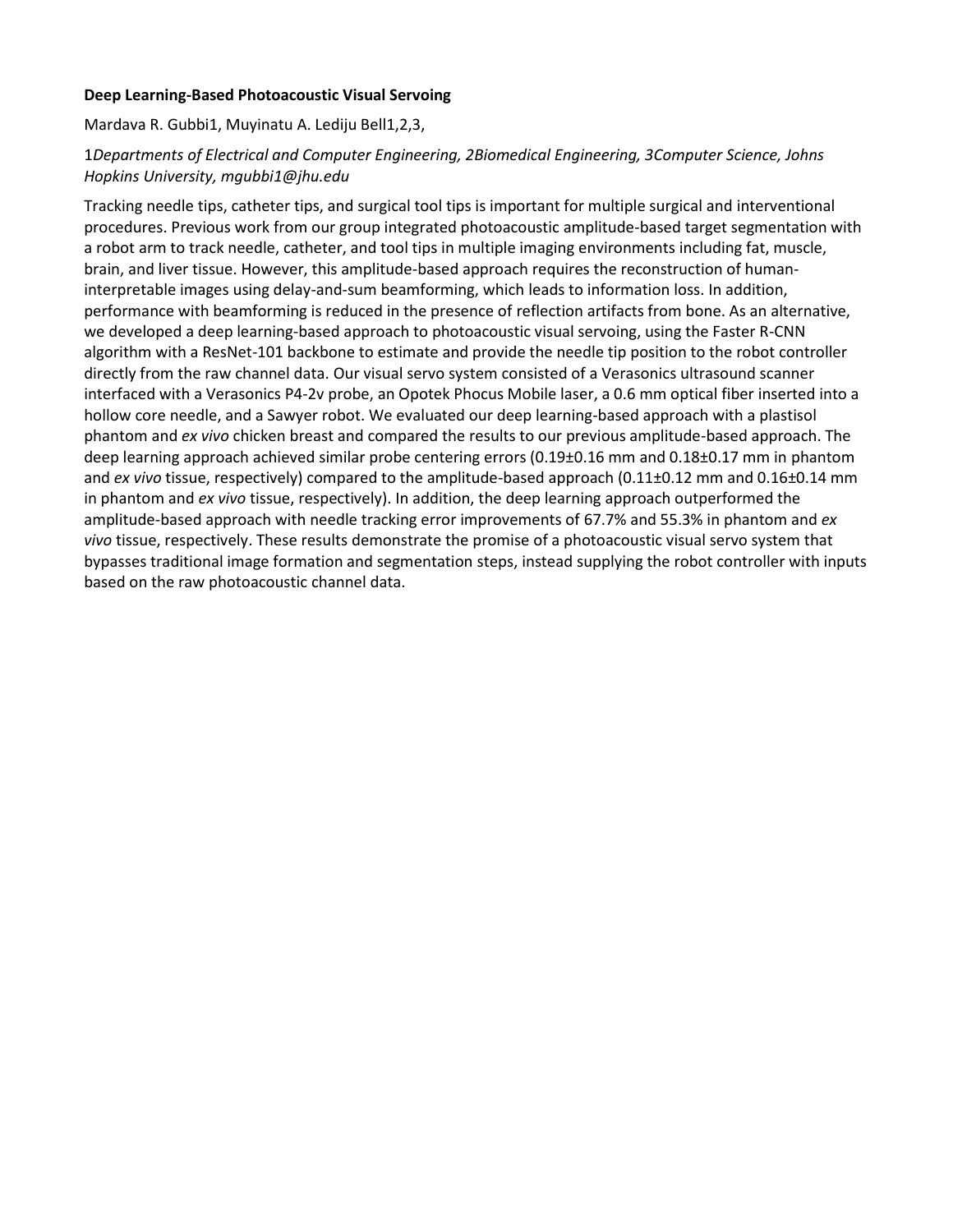**Deep Learning-Based Photoacoustic Visual Servoing**

Mardava R. Gubbi[1], Muyinatu A. Lediju Bell[1,2,3],

[1]*Departments of Electrical and Computer Engineering,* [2]*Biomedical Engineering,* [3]*Computer Science, Johns Hopkins University, mgubbi1@jhu.edu*

Tracking needle tips, catheter tips, and surgical tool tips is important for multiple surgical and interventional procedures. Previous work from our group integrated photoacoustic amplitude-based target segmentation with a robot arm to track needle, catheter, and tool tips in multiple imaging environments including fat, muscle, brain, and liver tissue. However, this amplitude-based approach requires the reconstruction of human-interpretable images using delay-and-sum beamforming, which leads to information loss. In addition, performance with beamforming is reduced in the presence of reflection artifacts from bone. As an alternative, we developed a deep learning-based approach to photoacoustic visual servoing, using the Faster R-CNN algorithm with a ResNet-101 backbone to estimate and provide the needle tip position to the robot controller directly from the raw channel data. Our visual servo system consisted of a Verasonics ultrasound scanner interfaced with a Verasonics P4-2v probe, an Opotek Phocus Mobile laser, a 0.6 mm optical fiber inserted into a hollow core needle, and a Sawyer robot. We evaluated our deep learning-based approach with a plastisol phantom and *ex vivo* chicken breast and compared the results to our previous amplitude-based approach. The deep learning approach achieved similar probe centering errors ($0.19\pm0.16$ mm and $0.18\pm0.17$ mm in phantom and *ex vivo* tissue, respectively) compared to the amplitude-based approach ($0.11\pm0.12$ mm and $0.16\pm0.14$ mm in phantom and *ex vivo* tissue, respectively). In addition, the deep learning approach outperformed the amplitude-based approach with needle tracking error improvements of 67.7% and 55.3% in phantom and *ex vivo* tissue, respectively. These results demonstrate the promise of a photoacoustic visual servo system that bypasses traditional image formation and segmentation steps, instead supplying the robot controller with inputs based on the raw photoacoustic channel data.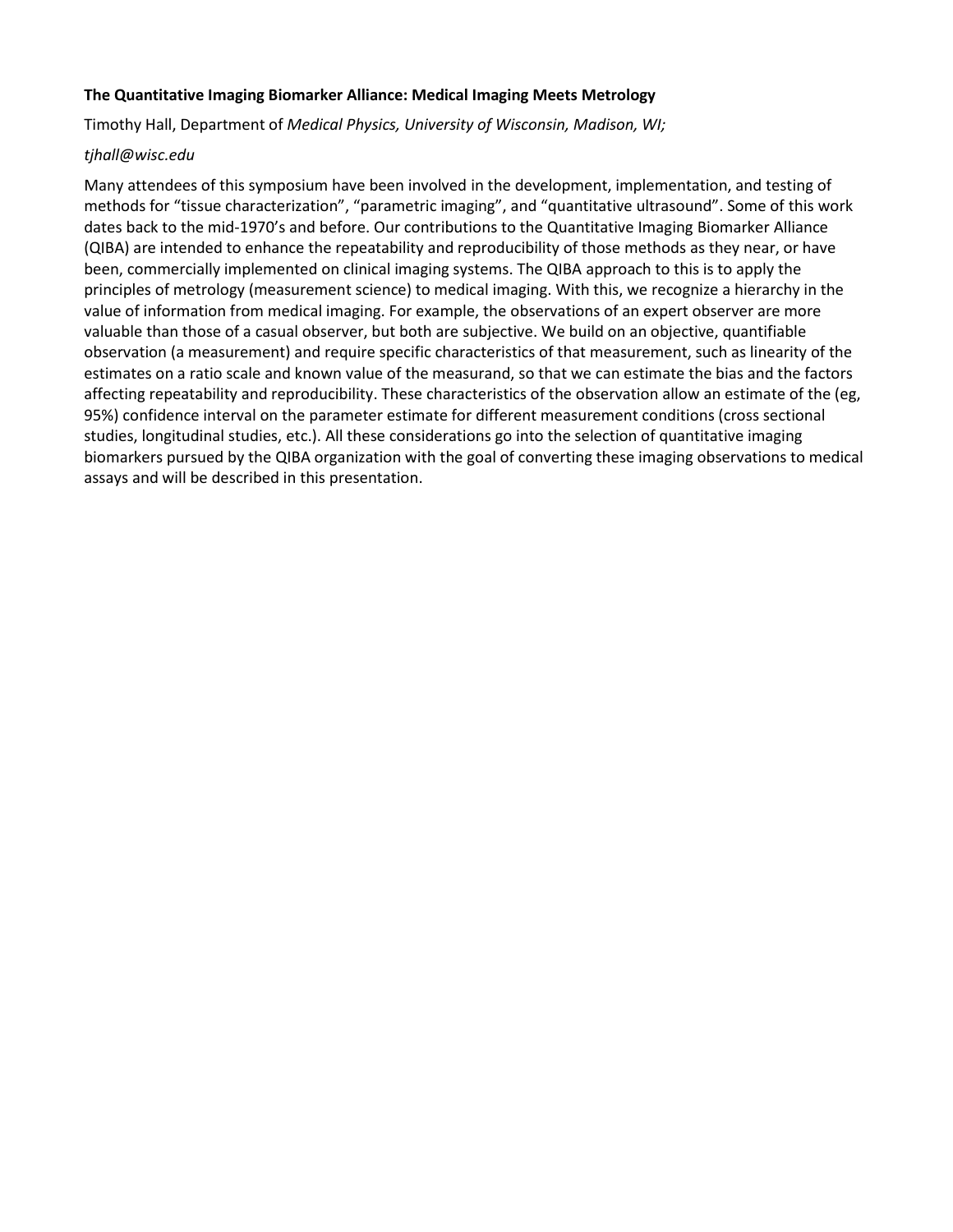**The Quantitative Imaging Biomarker Alliance: Medical Imaging Meets Metrology**

Timothy Hall, Department of *Medical Physics, University of Wisconsin, Madison, WI;*

*tjhall@wisc.edu*

Many attendees of this symposium have been involved in the development, implementation, and testing of methods for “tissue characterization”, “parametric imaging”, and “quantitative ultrasound”. Some of this work dates back to the mid-1970’s and before. Our contributions to the Quantitative Imaging Biomarker Alliance (QIBA) are intended to enhance the repeatability and reproducibility of those methods as they near, or have been, commercially implemented on clinical imaging systems. The QIBA approach to this is to apply the principles of metrology (measurement science) to medical imaging. With this, we recognize a hierarchy in the value of information from medical imaging. For example, the observations of an expert observer are more valuable than those of a casual observer, but both are subjective. We build on an objective, quantifiable observation (a measurement) and require specific characteristics of that measurement, such as linearity of the estimates on a ratio scale and known value of the measurand, so that we can estimate the bias and the factors affecting repeatability and reproducibility. These characteristics of the observation allow an estimate of the (eg, 95%) confidence interval on the parameter estimate for different measurement conditions (cross sectional studies, longitudinal studies, etc.). All these considerations go into the selection of quantitative imaging biomarkers pursued by the QIBA organization with the goal of converting these imaging observations to medical assays and will be described in this presentation.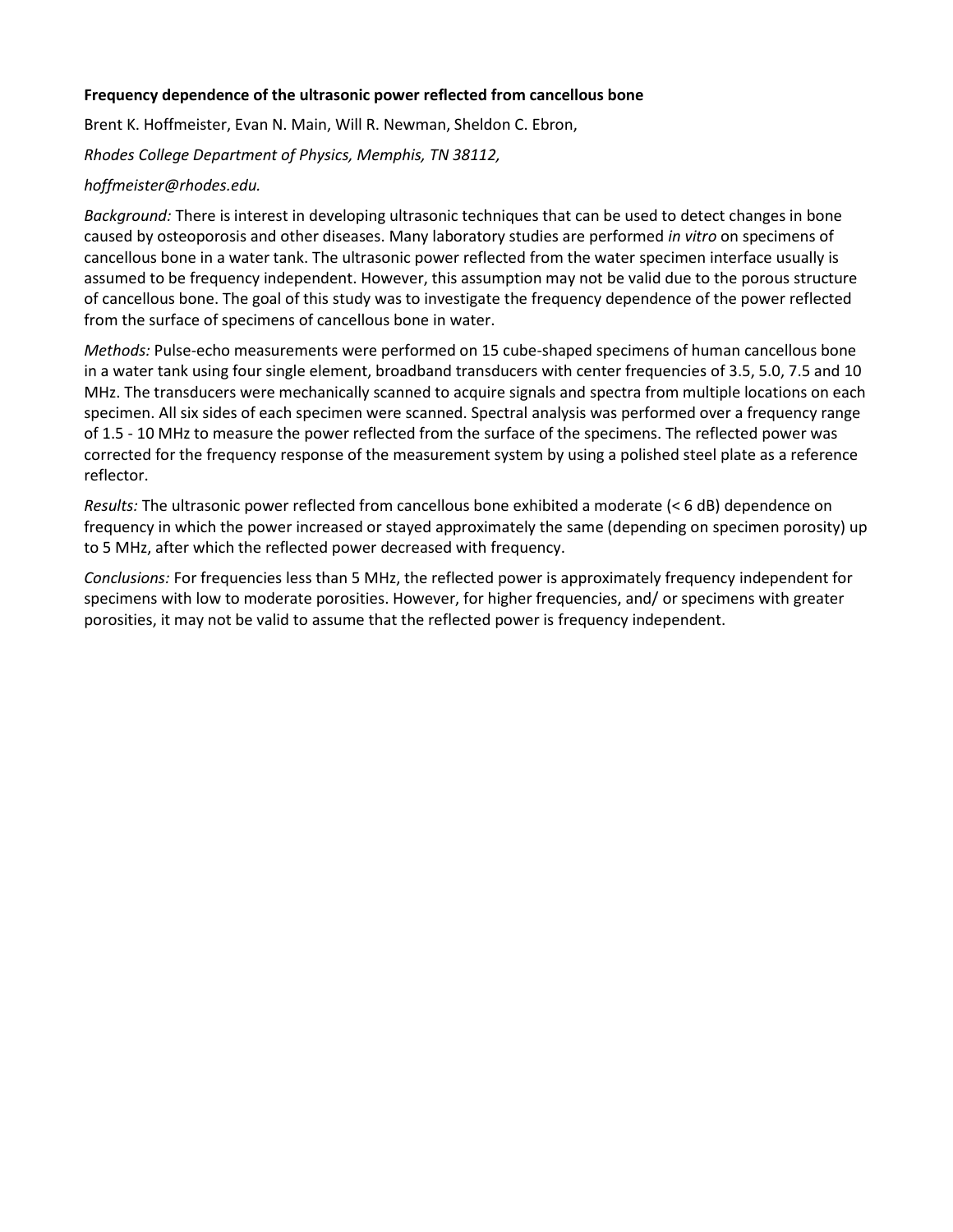**Frequency dependence of the ultrasonic power reflected from cancellous bone**

Brent K. Hoffmeister, Evan N. Main, Will R. Newman, Sheldon C. Ebron,

*Rhodes College Department of Physics, Memphis, TN 38112,*

*hoffmeister@rhodes.edu.*

*Background:* There is interest in developing ultrasonic techniques that can be used to detect changes in bone caused by osteoporosis and other diseases. Many laboratory studies are performed *in vitro* on specimens of cancellous bone in a water tank. The ultrasonic power reflected from the water specimen interface usually is assumed to be frequency independent. However, this assumption may not be valid due to the porous structure of cancellous bone. The goal of this study was to investigate the frequency dependence of the power reflected from the surface of specimens of cancellous bone in water.

*Methods:* Pulse-echo measurements were performed on 15 cube-shaped specimens of human cancellous bone in a water tank using four single element, broadband transducers with center frequencies of 3.5, 5.0, 7.5 and 10 MHz. The transducers were mechanically scanned to acquire signals and spectra from multiple locations on each specimen. All six sides of each specimen were scanned. Spectral analysis was performed over a frequency range of 1.5 - 10 MHz to measure the power reflected from the surface of the specimens. The reflected power was corrected for the frequency response of the measurement system by using a polished steel plate as a reference reflector.

*Results:* The ultrasonic power reflected from cancellous bone exhibited a moderate (< 6 dB) dependence on frequency in which the power increased or stayed approximately the same (depending on specimen porosity) up to 5 MHz, after which the reflected power decreased with frequency.

*Conclusions:* For frequencies less than 5 MHz, the reflected power is approximately frequency independent for specimens with low to moderate porosities. However, for higher frequencies, and/ or specimens with greater porosities, it may not be valid to assume that the reflected power is frequency independent.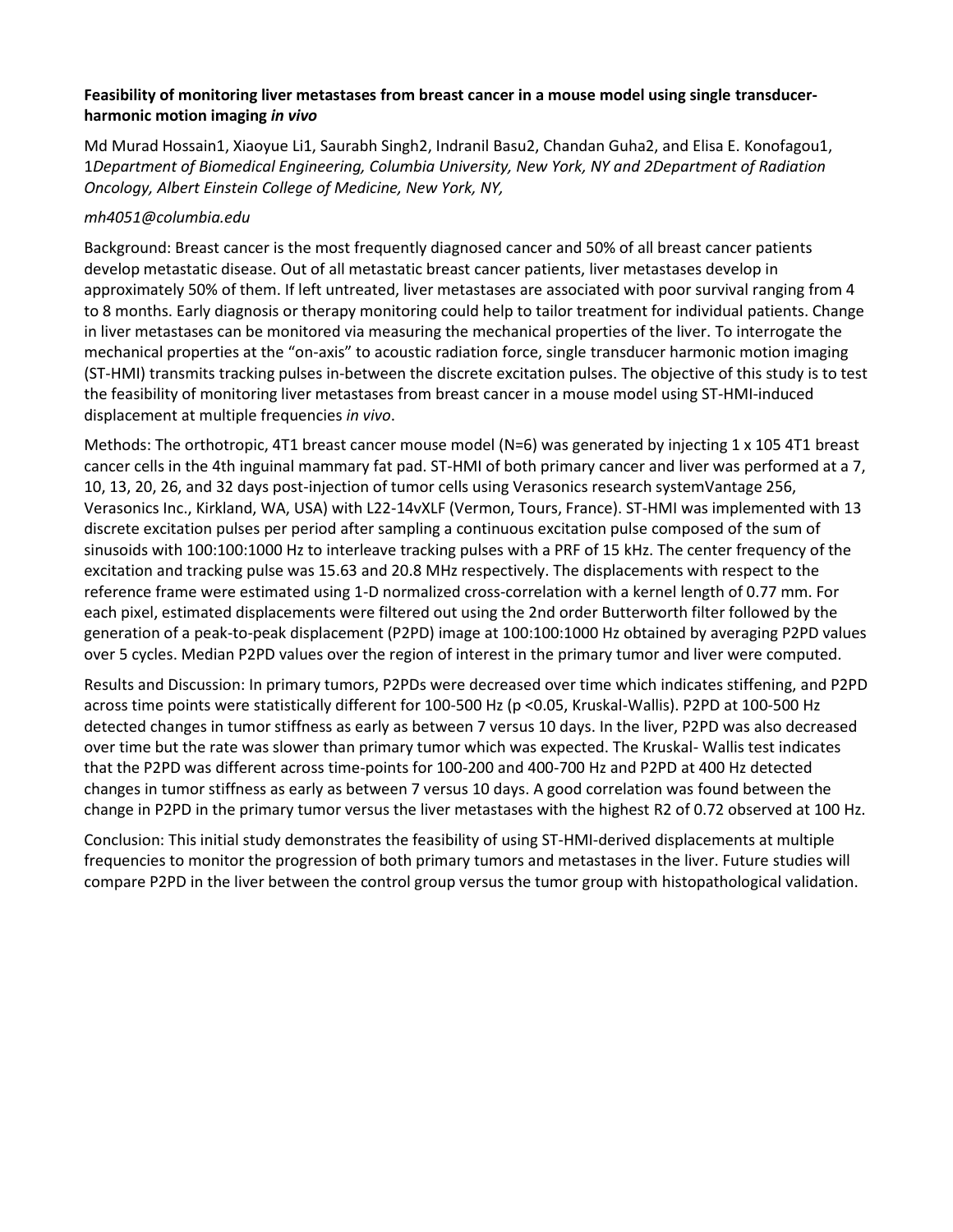**Feasibility of monitoring liver metastases from breast cancer in a mouse model using single transducer-harmonic motion imaging *in vivo***

Md Murad Hossain1, Xiaoyue Li1, Saurabh Singh2, Indranil Basu2, Chandan Guha2, and Elisa E. Konofagou1, 1*Department of Biomedical Engineering, Columbia University, New York, NY and 2Department of Radiation Oncology, Albert Einstein College of Medicine, New York, NY,*

*mh4051@columbia.edu*

Background: Breast cancer is the most frequently diagnosed cancer and 50% of all breast cancer patients develop metastatic disease. Out of all metastatic breast cancer patients, liver metastases develop in approximately 50% of them. If left untreated, liver metastases are associated with poor survival ranging from 4 to 8 months. Early diagnosis or therapy monitoring could help to tailor treatment for individual patients. Change in liver metastases can be monitored via measuring the mechanical properties of the liver. To interrogate the mechanical properties at the "on-axis" to acoustic radiation force, single transducer harmonic motion imaging (ST-HMI) transmits tracking pulses in-between the discrete excitation pulses. The objective of this study is to test the feasibility of monitoring liver metastases from breast cancer in a mouse model using ST-HMI-induced displacement at multiple frequencies *in vivo*.

Methods: The orthotropic, 4T1 breast cancer mouse model (N=6) was generated by injecting 1 x 105 4T1 breast cancer cells in the 4th inguinal mammary fat pad. ST-HMI of both primary cancer and liver was performed at a 7, 10, 13, 20, 26, and 32 days post-injection of tumor cells using Verasonics research systemVantage 256, Verasonics Inc., Kirkland, WA, USA) with L22-14vXLF (Vermon, Tours, France). ST-HMI was implemented with 13 discrete excitation pulses per period after sampling a continuous excitation pulse composed of the sum of sinusoids with 100:100:1000 Hz to interleave tracking pulses with a PRF of 15 kHz. The center frequency of the excitation and tracking pulse was 15.63 and 20.8 MHz respectively. The displacements with respect to the reference frame were estimated using 1-D normalized cross-correlation with a kernel length of 0.77 mm. For each pixel, estimated displacements were filtered out using the 2nd order Butterworth filter followed by the generation of a peak-to-peak displacement (P2PD) image at 100:100:1000 Hz obtained by averaging P2PD values over 5 cycles. Median P2PD values over the region of interest in the primary tumor and liver were computed.

Results and Discussion: In primary tumors, P2PDs were decreased over time which indicates stiffening, and P2PD across time points were statistically different for 100-500 Hz ($p < 0.05$, Kruskal-Wallis). P2PD at 100-500 Hz detected changes in tumor stiffness as early as between 7 versus 10 days. In the liver, P2PD was also decreased over time but the rate was slower than primary tumor which was expected. The Kruskal- Wallis test indicates that the P2PD was different across time-points for 100-200 and 400-700 Hz and P2PD at 400 Hz detected changes in tumor stiffness as early as between 7 versus 10 days. A good correlation was found between the change in P2PD in the primary tumor versus the liver metastases with the highest R2 of 0.72 observed at 100 Hz.

Conclusion: This initial study demonstrates the feasibility of using ST-HMI-derived displacements at multiple frequencies to monitor the progression of both primary tumors and metastases in the liver. Future studies will compare P2PD in the liver between the control group versus the tumor group with histopathological validation.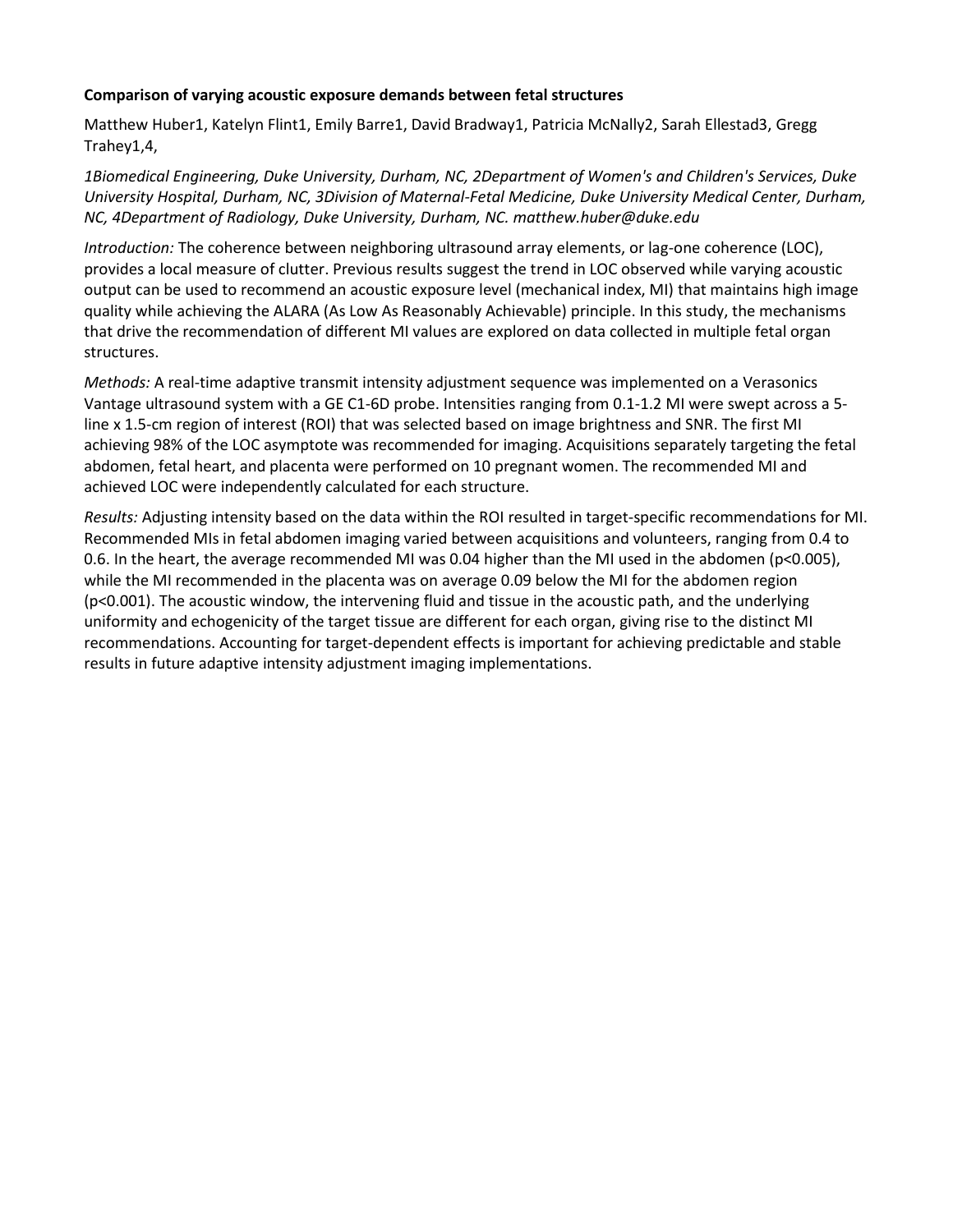**Comparison of varying acoustic exposure demands between fetal structures**

Matthew Huber[1], Katelyn Flint[1], Emily Barre[1], David Bradway[1], Patricia McNally[2], Sarah Ellestad[3], Gregg Trahey[1,4],

*[1]Biomedical Engineering, Duke University, Durham, NC, [2]Department of Women's and Children's Services, Duke University Hospital, Durham, NC, [3]Division of Maternal-Fetal Medicine, Duke University Medical Center, Durham, NC, [4]Department of Radiology, Duke University, Durham, NC. matthew.huber@duke.edu*

*Introduction:* The coherence between neighboring ultrasound array elements, or lag-one coherence (LOC), provides a local measure of clutter. Previous results suggest the trend in LOC observed while varying acoustic output can be used to recommend an acoustic exposure level (mechanical index, MI) that maintains high image quality while achieving the ALARA (As Low As Reasonably Achievable) principle. In this study, the mechanisms that drive the recommendation of different MI values are explored on data collected in multiple fetal organ structures.

*Methods:* A real-time adaptive transmit intensity adjustment sequence was implemented on a Verasonics Vantage ultrasound system with a GE C1-6D probe. Intensities ranging from 0.1-1.2 MI were swept across a 5-line x 1.5-cm region of interest (ROI) that was selected based on image brightness and SNR. The first MI achieving 98% of the LOC asymptote was recommended for imaging. Acquisitions separately targeting the fetal abdomen, fetal heart, and placenta were performed on 10 pregnant women. The recommended MI and achieved LOC were independently calculated for each structure.

*Results:* Adjusting intensity based on the data within the ROI resulted in target-specific recommendations for MI. Recommended MIs in fetal abdomen imaging varied between acquisitions and volunteers, ranging from 0.4 to 0.6. In the heart, the average recommended MI was 0.04 higher than the MI used in the abdomen ($p<0.005$), while the MI recommended in the placenta was on average 0.09 below the MI for the abdomen region ($p<0.001$). The acoustic window, the intervening fluid and tissue in the acoustic path, and the underlying uniformity and echogenicity of the target tissue are different for each organ, giving rise to the distinct MI recommendations. Accounting for target-dependent effects is important for achieving predictable and stable results in future adaptive intensity adjustment imaging implementations.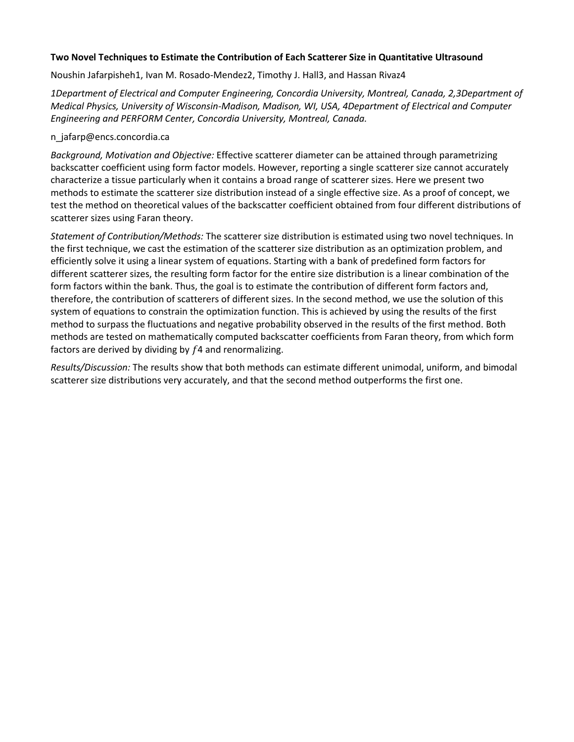**Two Novel Techniques to Estimate the Contribution of Each Scatterer Size in Quantitative Ultrasound**

Noushin Jafarpisheh[1], Ivan M. Rosado-Mendez[2], Timothy J. Hall[3], and Hassan Rivaz[4]

*[1]Department of Electrical and Computer Engineering, Concordia University, Montreal, Canada, [2,3]Department of Medical Physics, University of Wisconsin-Madison, Madison, WI, USA, [4]Department of Electrical and Computer Engineering and PERFORM Center, Concordia University, Montreal, Canada.*

n_jafarp@encs.concordia.ca

*Background, Motivation and Objective:* Effective scatterer diameter can be attained through parametrizing backscatter coefficient using form factor models. However, reporting a single scatterer size cannot accurately characterize a tissue particularly when it contains a broad range of scatterer sizes. Here we present two methods to estimate the scatterer size distribution instead of a single effective size. As a proof of concept, we test the method on theoretical values of the backscatter coefficient obtained from four different distributions of scatterer sizes using Faran theory.

*Statement of Contribution/Methods:* The scatterer size distribution is estimated using two novel techniques. In the first technique, we cast the estimation of the scatterer size distribution as an optimization problem, and efficiently solve it using a linear system of equations. Starting with a bank of predefined form factors for different scatterer sizes, the resulting form factor for the entire size distribution is a linear combination of the form factors within the bank. Thus, the goal is to estimate the contribution of different form factors and, therefore, the contribution of scatterers of different sizes. In the second method, we use the solution of this system of equations to constrain the optimization function. This is achieved by using the results of the first method to surpass the fluctuations and negative probability observed in the results of the first method. Both methods are tested on mathematically computed backscatter coefficients from Faran theory, from which form factors are derived by dividing by $f^4$ and renormalizing.

*Results/Discussion:* The results show that both methods can estimate different unimodal, uniform, and bimodal scatterer size distributions very accurately, and that the second method outperforms the first one.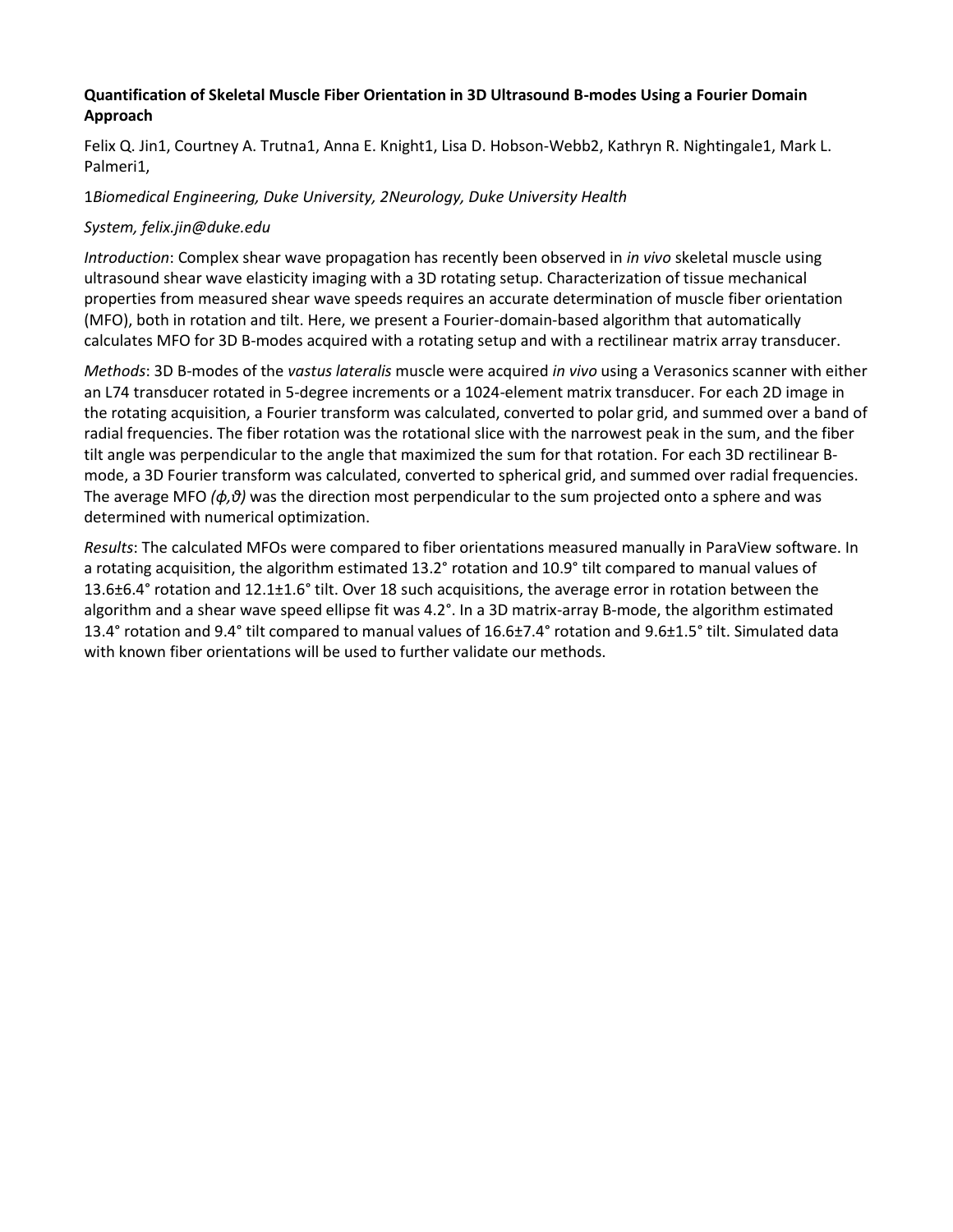**Quantification of Skeletal Muscle Fiber Orientation in 3D Ultrasound B-modes Using a Fourier Domain Approach**

Felix Q. Jin[1], Courtney A. Trutna[1], Anna E. Knight[1], Lisa D. Hobson-Webb[2], Kathryn R. Nightingale[1], Mark L. Palmeri[1],

[1]*Biomedical Engineering, Duke University,* [2]*Neurology, Duke University Health System, felix.jin@duke.edu*

*Introduction*: Complex shear wave propagation has recently been observed in *in vivo* skeletal muscle using ultrasound shear wave elasticity imaging with a 3D rotating setup. Characterization of tissue mechanical properties from measured shear wave speeds requires an accurate determination of muscle fiber orientation (MFO), both in rotation and tilt. Here, we present a Fourier-domain-based algorithm that automatically calculates MFO for 3D B-modes acquired with a rotating setup and with a rectilinear matrix array transducer.

*Methods*: 3D B-modes of the *vastus lateralis* muscle were acquired *in vivo* using a Verasonics scanner with either an L74 transducer rotated in 5-degree increments or a 1024-element matrix transducer. For each 2D image in the rotating acquisition, a Fourier transform was calculated, converted to polar grid, and summed over a band of radial frequencies. The fiber rotation was the rotational slice with the narrowest peak in the sum, and the fiber tilt angle was perpendicular to the angle that maximized the sum for that rotation. For each 3D rectilinear B-mode, a 3D Fourier transform was calculated, converted to spherical grid, and summed over radial frequencies. The average MFO $(\phi,\vartheta)$ was the direction most perpendicular to the sum projected onto a sphere and was determined with numerical optimization.

*Results*: The calculated MFOs were compared to fiber orientations measured manually in ParaView software. In a rotating acquisition, the algorithm estimated 13.2° rotation and 10.9° tilt compared to manual values of 13.6±6.4° rotation and 12.1±1.6° tilt. Over 18 such acquisitions, the average error in rotation between the algorithm and a shear wave speed ellipse fit was 4.2°. In a 3D matrix-array B-mode, the algorithm estimated 13.4° rotation and 9.4° tilt compared to manual values of 16.6±7.4° rotation and 9.6±1.5° tilt. Simulated data with known fiber orientations will be used to further validate our methods.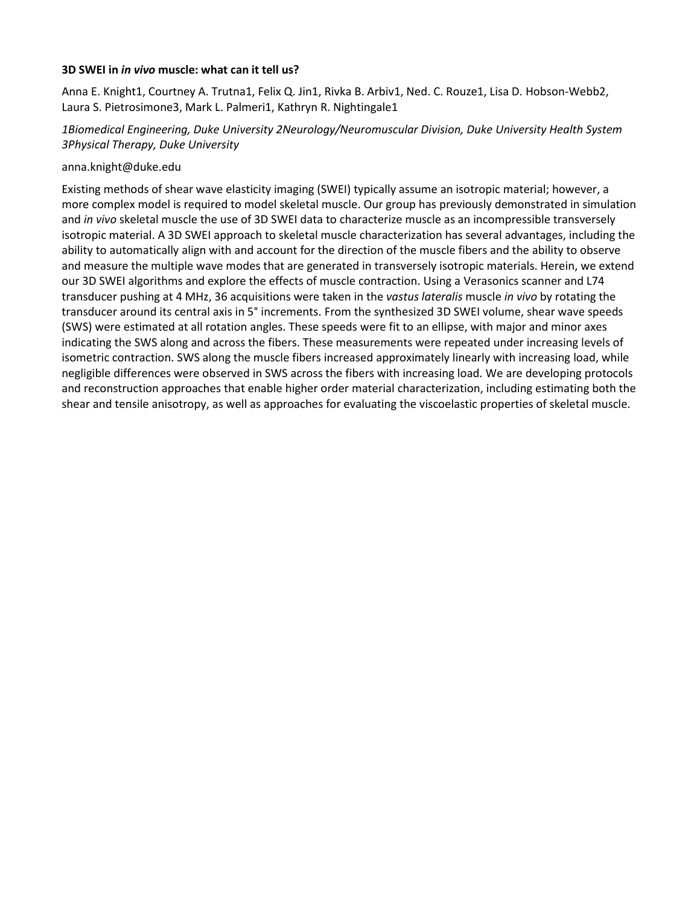**3D SWEI in *in vivo* muscle: what can it tell us?**

Anna E. Knight[1], Courtney A. Trutna[1], Felix Q. Jin[1], Rivka B. Arbiv[1], Ned. C. Rouze[1], Lisa D. Hobson-Webb[2], Laura S. Pietrosimone[3], Mark L. Palmeri[1], Kathryn R. Nightingale[1]

*[1]Biomedical Engineering, Duke University [2]Neurology/Neuromuscular Division, Duke University Health System [3]Physical Therapy, Duke University*

anna.knight@duke.edu

Existing methods of shear wave elasticity imaging (SWEI) typically assume an isotropic material; however, a more complex model is required to model skeletal muscle. Our group has previously demonstrated in simulation and *in vivo* skeletal muscle the use of 3D SWEI data to characterize muscle as an incompressible transversely isotropic material. A 3D SWEI approach to skeletal muscle characterization has several advantages, including the ability to automatically align with and account for the direction of the muscle fibers and the ability to observe and measure the multiple wave modes that are generated in transversely isotropic materials. Herein, we extend our 3D SWEI algorithms and explore the effects of muscle contraction. Using a Verasonics scanner and L74 transducer pushing at 4 MHz, 36 acquisitions were taken in the *vastus lateralis* muscle *in vivo* by rotating the transducer around its central axis in 5° increments. From the synthesized 3D SWEI volume, shear wave speeds (SWS) were estimated at all rotation angles. These speeds were fit to an ellipse, with major and minor axes indicating the SWS along and across the fibers. These measurements were repeated under increasing levels of isometric contraction. SWS along the muscle fibers increased approximately linearly with increasing load, while negligible differences were observed in SWS across the fibers with increasing load. We are developing protocols and reconstruction approaches that enable higher order material characterization, including estimating both the shear and tensile anisotropy, as well as approaches for evaluating the viscoelastic properties of skeletal muscle.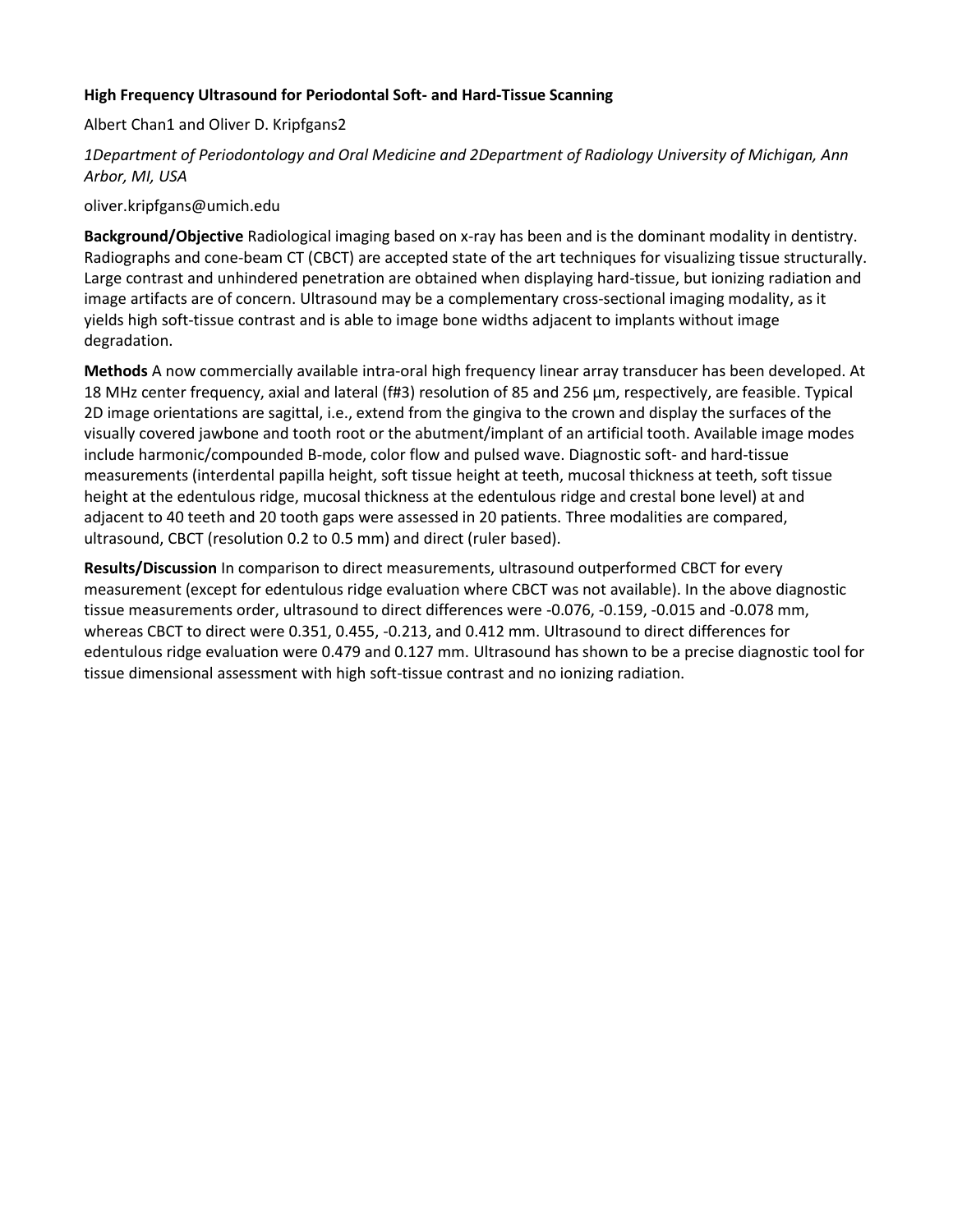**High Frequency Ultrasound for Periodontal Soft- and Hard-Tissue Scanning**

Albert Chan[1] and Oliver D. Kripfgans[2]

*[1]Department of Periodontology and Oral Medicine and [2]Department of Radiology University of Michigan, Ann Arbor, MI, USA*

oliver.kripfgans@umich.edu

**Background/Objective** Radiological imaging based on x-ray has been and is the dominant modality in dentistry. Radiographs and cone-beam CT (CBCT) are accepted state of the art techniques for visualizing tissue structurally. Large contrast and unhindered penetration are obtained when displaying hard-tissue, but ionizing radiation and image artifacts are of concern. Ultrasound may be a complementary cross-sectional imaging modality, as it yields high soft-tissue contrast and is able to image bone widths adjacent to implants without image degradation.

**Methods** A now commercially available intra-oral high frequency linear array transducer has been developed. At 18 MHz center frequency, axial and lateral (f#3) resolution of 85 and 256 µm, respectively, are feasible. Typical 2D image orientations are sagittal, i.e., extend from the gingiva to the crown and display the surfaces of the visually covered jawbone and tooth root or the abutment/implant of an artificial tooth. Available image modes include harmonic/compounded B-mode, color flow and pulsed wave. Diagnostic soft- and hard-tissue measurements (interdental papilla height, soft tissue height at teeth, mucosal thickness at teeth, soft tissue height at the edentulous ridge, mucosal thickness at the edentulous ridge and crestal bone level) at and adjacent to 40 teeth and 20 tooth gaps were assessed in 20 patients. Three modalities are compared, ultrasound, CBCT (resolution 0.2 to 0.5 mm) and direct (ruler based).

**Results/Discussion** In comparison to direct measurements, ultrasound outperformed CBCT for every measurement (except for edentulous ridge evaluation where CBCT was not available). In the above diagnostic tissue measurements order, ultrasound to direct differences were -0.076, -0.159, -0.015 and -0.078 mm, whereas CBCT to direct were 0.351, 0.455, -0.213, and 0.412 mm. Ultrasound to direct differences for edentulous ridge evaluation were 0.479 and 0.127 mm. Ultrasound has shown to be a precise diagnostic tool for tissue dimensional assessment with high soft-tissue contrast and no ionizing radiation.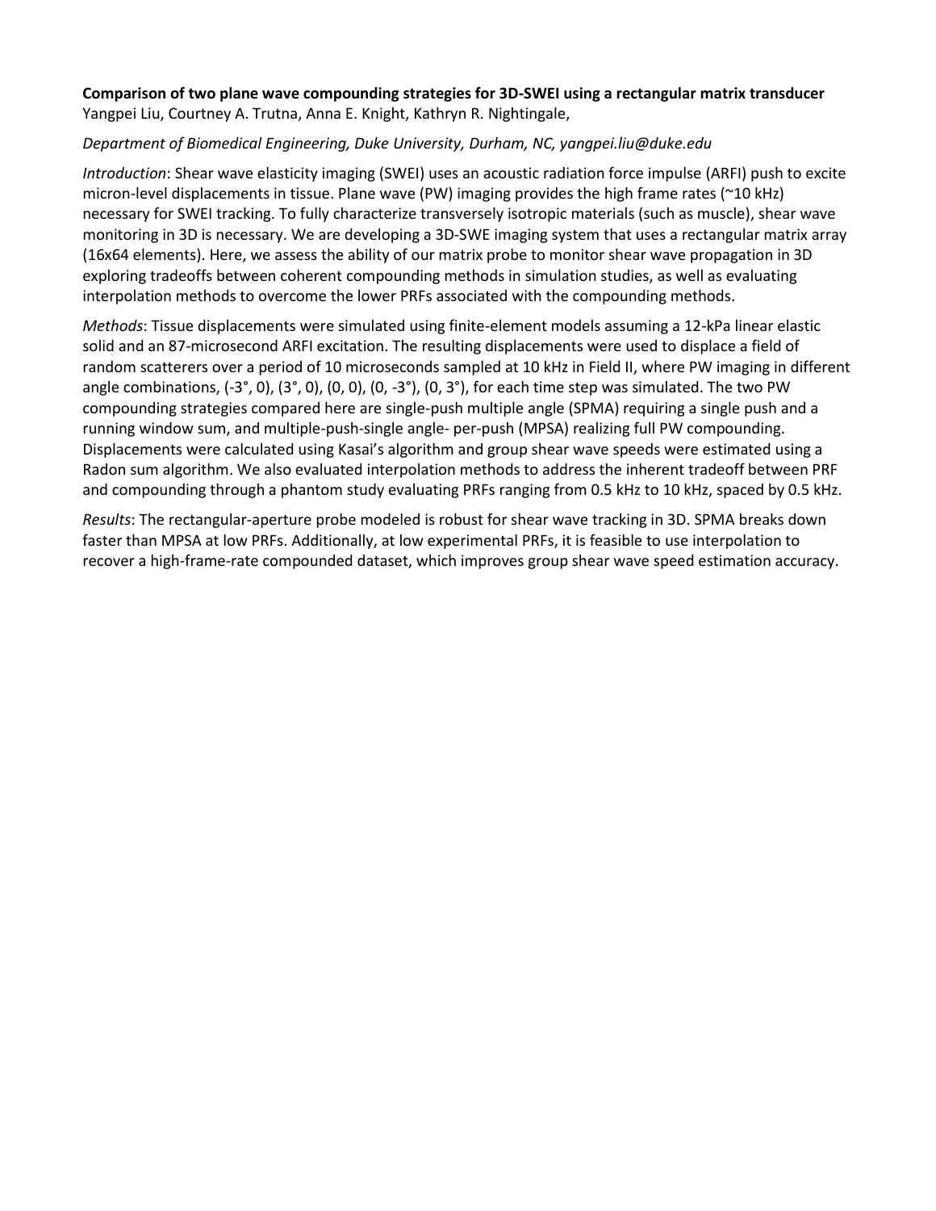**Comparison of two plane wave compounding strategies for 3D-SWEI using a rectangular matrix transducer**
Yangpei Liu, Courtney A. Trutna, Anna E. Knight, Kathryn R. Nightingale,

*Department of Biomedical Engineering, Duke University, Durham, NC, yangpei.liu@duke.edu*

*Introduction*: Shear wave elasticity imaging (SWEI) uses an acoustic radiation force impulse (ARFI) push to excite micron-level displacements in tissue. Plane wave (PW) imaging provides the high frame rates (~10 kHz) necessary for SWEI tracking. To fully characterize transversely isotropic materials (such as muscle), shear wave monitoring in 3D is necessary. We are developing a 3D-SWE imaging system that uses a rectangular matrix array (16x64 elements). Here, we assess the ability of our matrix probe to monitor shear wave propagation in 3D exploring tradeoffs between coherent compounding methods in simulation studies, as well as evaluating interpolation methods to overcome the lower PRFs associated with the compounding methods.

*Methods*: Tissue displacements were simulated using finite-element models assuming a 12-kPa linear elastic solid and an 87-microsecond ARFI excitation. The resulting displacements were used to displace a field of random scatterers over a period of 10 microseconds sampled at 10 kHz in Field II, where PW imaging in different angle combinations, (-3°, 0), (3°, 0), (0, 0), (0, -3°), (0, 3°), for each time step was simulated. The two PW compounding strategies compared here are single-push multiple angle (SPMA) requiring a single push and a running window sum, and multiple-push-single angle- per-push (MPSA) realizing full PW compounding. Displacements were calculated using Kasai's algorithm and group shear wave speeds were estimated using a Radon sum algorithm. We also evaluated interpolation methods to address the inherent tradeoff between PRF and compounding through a phantom study evaluating PRFs ranging from 0.5 kHz to 10 kHz, spaced by 0.5 kHz.

*Results*: The rectangular-aperture probe modeled is robust for shear wave tracking in 3D. SPMA breaks down faster than MPSA at low PRFs. Additionally, at low experimental PRFs, it is feasible to use interpolation to recover a high-frame-rate compounded dataset, which improves group shear wave speed estimation accuracy.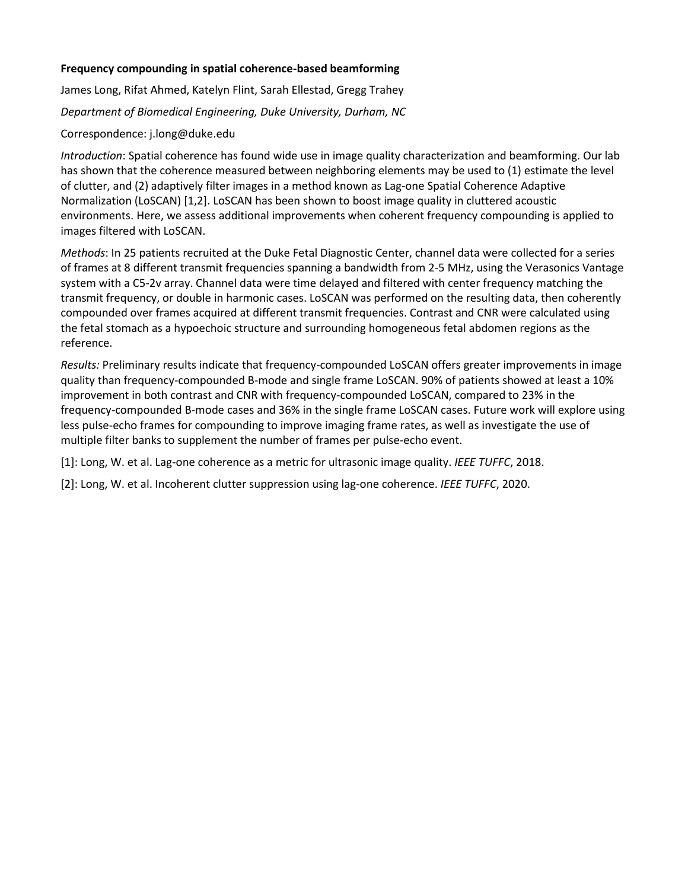**Frequency compounding in spatial coherence-based beamforming**

James Long, Rifat Ahmed, Katelyn Flint, Sarah Ellestad, Gregg Trahey

*Department of Biomedical Engineering, Duke University, Durham, NC*

Correspondence: j.long@duke.edu

*Introduction*: Spatial coherence has found wide use in image quality characterization and beamforming. Our lab has shown that the coherence measured between neighboring elements may be used to (1) estimate the level of clutter, and (2) adaptively filter images in a method known as Lag-one Spatial Coherence Adaptive Normalization (LoSCAN) [1,2]. LoSCAN has been shown to boost image quality in cluttered acoustic environments. Here, we assess additional improvements when coherent frequency compounding is applied to images filtered with LoSCAN.

*Methods*: In 25 patients recruited at the Duke Fetal Diagnostic Center, channel data were collected for a series of frames at 8 different transmit frequencies spanning a bandwidth from 2-5 MHz, using the Verasonics Vantage system with a C5-2v array. Channel data were time delayed and filtered with center frequency matching the transmit frequency, or double in harmonic cases. LoSCAN was performed on the resulting data, then coherently compounded over frames acquired at different transmit frequencies. Contrast and CNR were calculated using the fetal stomach as a hypoechoic structure and surrounding homogeneous fetal abdomen regions as the reference.

*Results:* Preliminary results indicate that frequency-compounded LoSCAN offers greater improvements in image quality than frequency-compounded B-mode and single frame LoSCAN. 90% of patients showed at least a 10% improvement in both contrast and CNR with frequency-compounded LoSCAN, compared to 23% in the frequency-compounded B-mode cases and 36% in the single frame LoSCAN cases. Future work will explore using less pulse-echo frames for compounding to improve imaging frame rates, as well as investigate the use of multiple filter banks to supplement the number of frames per pulse-echo event.

[1]: Long, W. et al. Lag-one coherence as a metric for ultrasonic image quality. *IEEE TUFFC*, 2018.

[2]: Long, W. et al. Incoherent clutter suppression using lag-one coherence. *IEEE TUFFC*, 2020.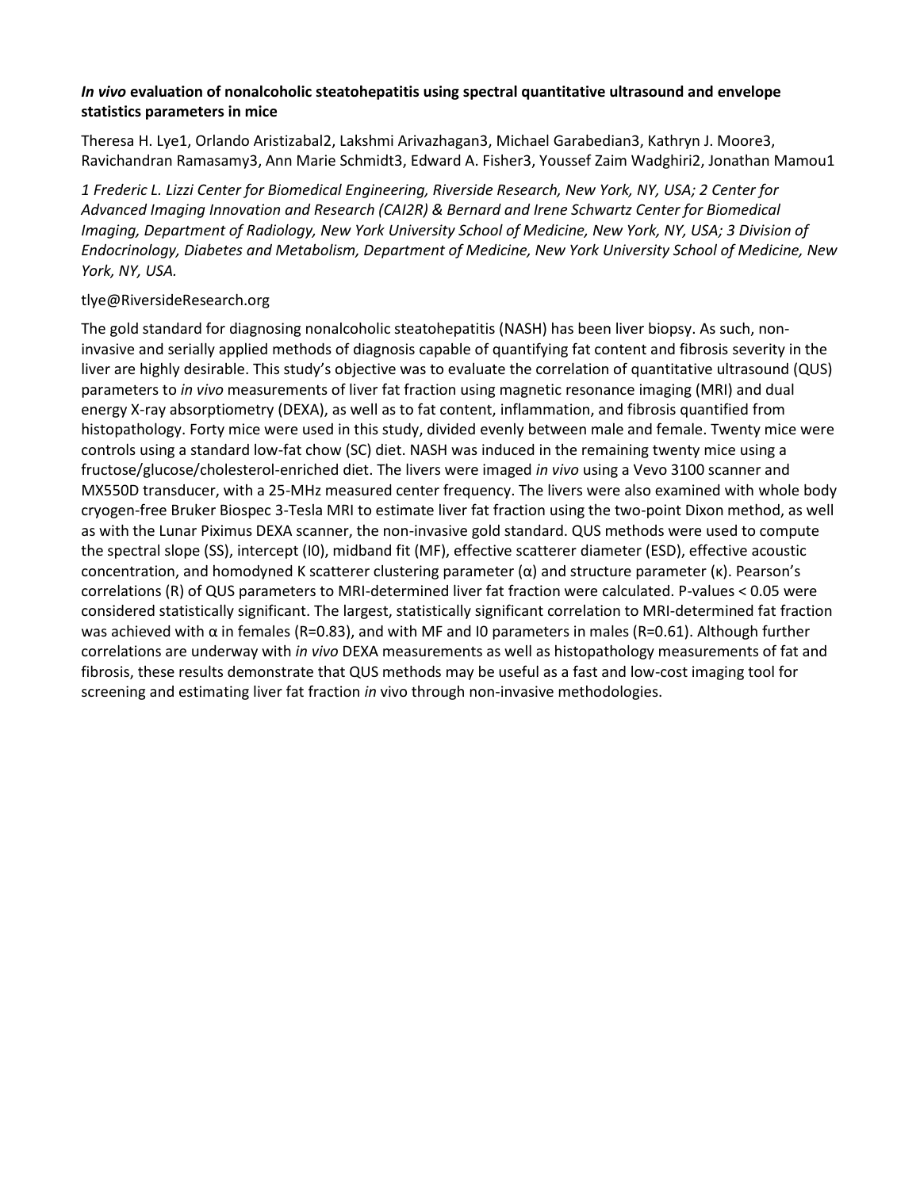***In vivo* evaluation of nonalcoholic steatohepatitis using spectral quantitative ultrasound and envelope statistics parameters in mice**

Theresa H. Lye[1], Orlando Aristizabal[2], Lakshmi Arivazhagan[3], Michael Garabedian[3], Kathryn J. Moore[3], Ravichandran Ramasamy[3], Ann Marie Schmidt[3], Edward A. Fisher[3], Youssef Zaim Wadghiri[2], Jonathan Mamou[1]

*1 Frederic L. Lizzi Center for Biomedical Engineering, Riverside Research, New York, NY, USA; 2 Center for Advanced Imaging Innovation and Research (CAI2R) & Bernard and Irene Schwartz Center for Biomedical Imaging, Department of Radiology, New York University School of Medicine, New York, NY, USA; 3 Division of Endocrinology, Diabetes and Metabolism, Department of Medicine, New York University School of Medicine, New York, NY, USA.*

tlye@RiversideResearch.org

The gold standard for diagnosing nonalcoholic steatohepatitis (NASH) has been liver biopsy. As such, non-invasive and serially applied methods of diagnosis capable of quantifying fat content and fibrosis severity in the liver are highly desirable. This study's objective was to evaluate the correlation of quantitative ultrasound (QUS) parameters to *in vivo* measurements of liver fat fraction using magnetic resonance imaging (MRI) and dual energy X-ray absorptiometry (DEXA), as well as to fat content, inflammation, and fibrosis quantified from histopathology. Forty mice were used in this study, divided evenly between male and female. Twenty mice were controls using a standard low-fat chow (SC) diet. NASH was induced in the remaining twenty mice using a fructose/glucose/cholesterol-enriched diet. The livers were imaged *in vivo* using a Vevo 3100 scanner and MX550D transducer, with a 25-MHz measured center frequency. The livers were also examined with whole body cryogen-free Bruker Biospec 3-Tesla MRI to estimate liver fat fraction using the two-point Dixon method, as well as with the Lunar Piximus DEXA scanner, the non-invasive gold standard. QUS methods were used to compute the spectral slope (SS), intercept ($I_0$), midband fit (MF), effective scatterer diameter (ESD), effective acoustic concentration, and homodyned K scatterer clustering parameter ($\alpha$) and structure parameter ($\kappa$). Pearson's correlations (R) of QUS parameters to MRI-determined liver fat fraction were calculated. P-values < 0.05 were considered statistically significant. The largest, statistically significant correlation to MRI-determined fat fraction was achieved with $\alpha$ in females ($R=0.83$), and with MF and $I_0$ parameters in males ($R=0.61$). Although further correlations are underway with *in vivo* DEXA measurements as well as histopathology measurements of fat and fibrosis, these results demonstrate that QUS methods may be useful as a fast and low-cost imaging tool for screening and estimating liver fat fraction *in* vivo through non-invasive methodologies.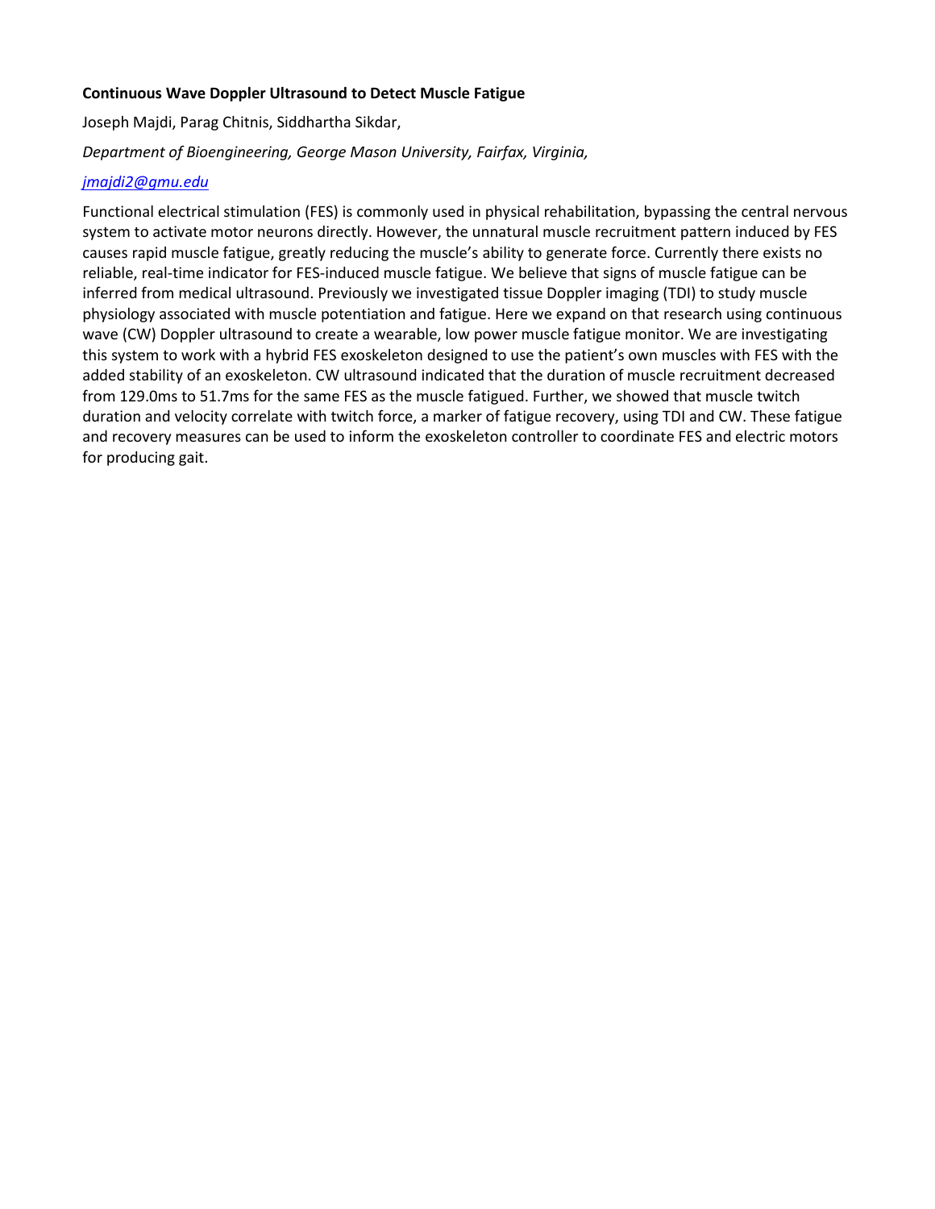**Continuous Wave Doppler Ultrasound to Detect Muscle Fatigue**

Joseph Majdi, Parag Chitnis, Siddhartha Sikdar,

*Department of Bioengineering, George Mason University, Fairfax, Virginia,*

*jmajdi2@gmu.edu*

Functional electrical stimulation (FES) is commonly used in physical rehabilitation, bypassing the central nervous system to activate motor neurons directly. However, the unnatural muscle recruitment pattern induced by FES causes rapid muscle fatigue, greatly reducing the muscle's ability to generate force. Currently there exists no reliable, real-time indicator for FES-induced muscle fatigue. We believe that signs of muscle fatigue can be inferred from medical ultrasound. Previously we investigated tissue Doppler imaging (TDI) to study muscle physiology associated with muscle potentiation and fatigue. Here we expand on that research using continuous wave (CW) Doppler ultrasound to create a wearable, low power muscle fatigue monitor. We are investigating this system to work with a hybrid FES exoskeleton designed to use the patient's own muscles with FES with the added stability of an exoskeleton. CW ultrasound indicated that the duration of muscle recruitment decreased from 129.0ms to 51.7ms for the same FES as the muscle fatigued. Further, we showed that muscle twitch duration and velocity correlate with twitch force, a marker of fatigue recovery, using TDI and CW. These fatigue and recovery measures can be used to inform the exoskeleton controller to coordinate FES and electric motors for producing gait.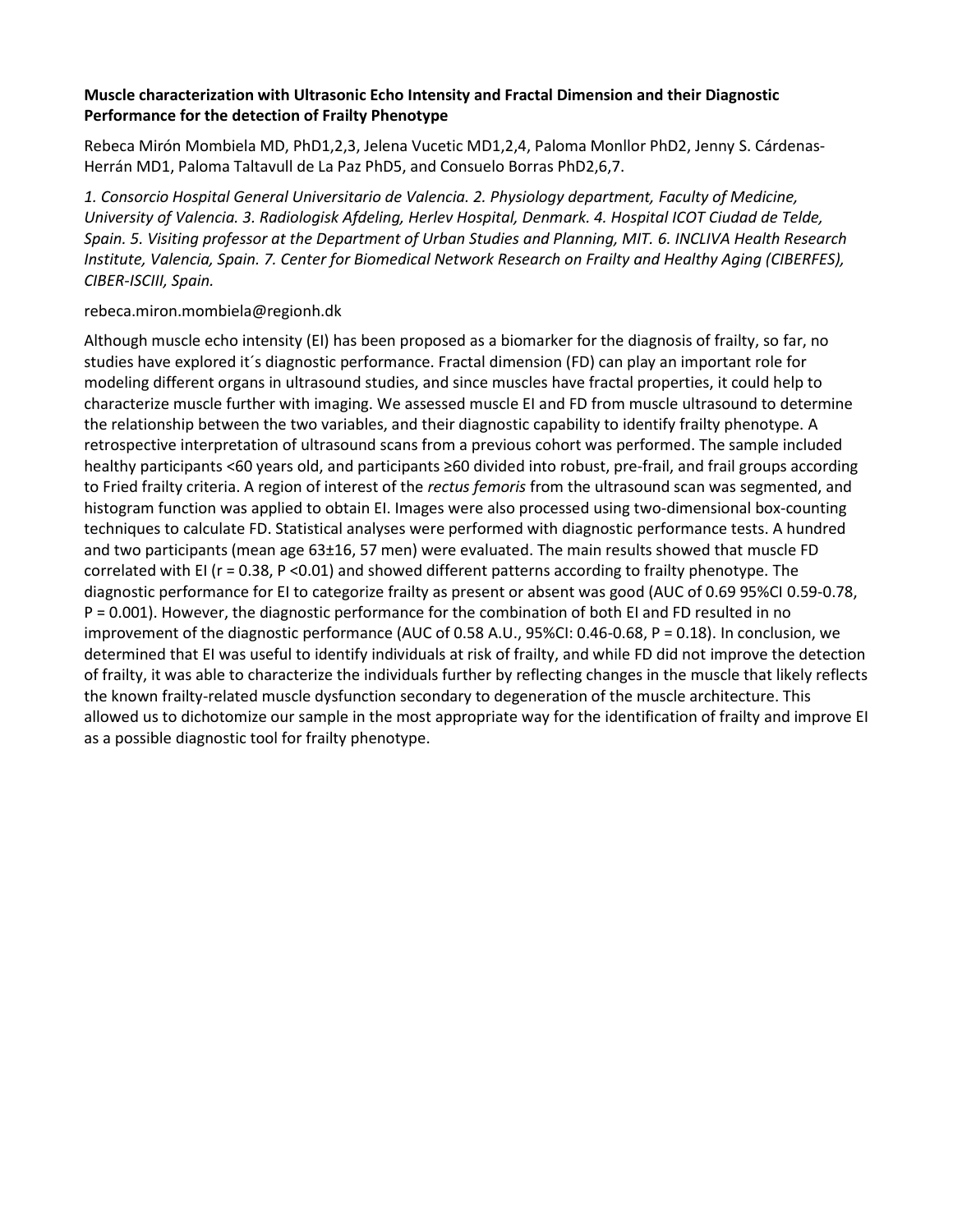**Muscle characterization with Ultrasonic Echo Intensity and Fractal Dimension and their Diagnostic Performance for the detection of Frailty Phenotype**

Rebeca Mirón Mombiela MD, PhD[1,2,3], Jelena Vucetic MD[1,2,4], Paloma Monllor PhD[2], Jenny S. Cárdenas-Herrán MD[1], Paloma Taltavull de La Paz PhD[5], and Consuelo Borras PhD[2,6,7].

*1. Consorcio Hospital General Universitario de Valencia. 2. Physiology department, Faculty of Medicine, University of Valencia. 3. Radiologisk Afdeling, Herlev Hospital, Denmark. 4. Hospital ICOT Ciudad de Telde, Spain. 5. Visiting professor at the Department of Urban Studies and Planning, MIT. 6. INCLIVA Health Research Institute, Valencia, Spain. 7. Center for Biomedical Network Research on Frailty and Healthy Aging (CIBERFES), CIBER-ISCIII, Spain.*

rebeca.miron.mombiela@regionh.dk

Although muscle echo intensity (EI) has been proposed as a biomarker for the diagnosis of frailty, so far, no studies have explored it´s diagnostic performance. Fractal dimension (FD) can play an important role for modeling different organs in ultrasound studies, and since muscles have fractal properties, it could help to characterize muscle further with imaging. We assessed muscle EI and FD from muscle ultrasound to determine the relationship between the two variables, and their diagnostic capability to identify frailty phenotype. A retrospective interpretation of ultrasound scans from a previous cohort was performed. The sample included healthy participants <60 years old, and participants ≥60 divided into robust, pre-frail, and frail groups according to Fried frailty criteria. A region of interest of the *rectus femoris* from the ultrasound scan was segmented, and histogram function was applied to obtain EI. Images were also processed using two-dimensional box-counting techniques to calculate FD. Statistical analyses were performed with diagnostic performance tests. A hundred and two participants (mean age 63±16, 57 men) were evaluated. The main results showed that muscle FD correlated with EI ($r = 0.38$, $P < 0.01$) and showed different patterns according to frailty phenotype. The diagnostic performance for EI to categorize frailty as present or absent was good (AUC of 0.69 95%CI 0.59-0.78, $P = 0.001$). However, the diagnostic performance for the combination of both EI and FD resulted in no improvement of the diagnostic performance (AUC of 0.58 A.U., 95%CI: 0.46-0.68, $P = 0.18$). In conclusion, we determined that EI was useful to identify individuals at risk of frailty, and while FD did not improve the detection of frailty, it was able to characterize the individuals further by reflecting changes in the muscle that likely reflects the known frailty-related muscle dysfunction secondary to degeneration of the muscle architecture. This allowed us to dichotomize our sample in the most appropriate way for the identification of frailty and improve EI as a possible diagnostic tool for frailty phenotype.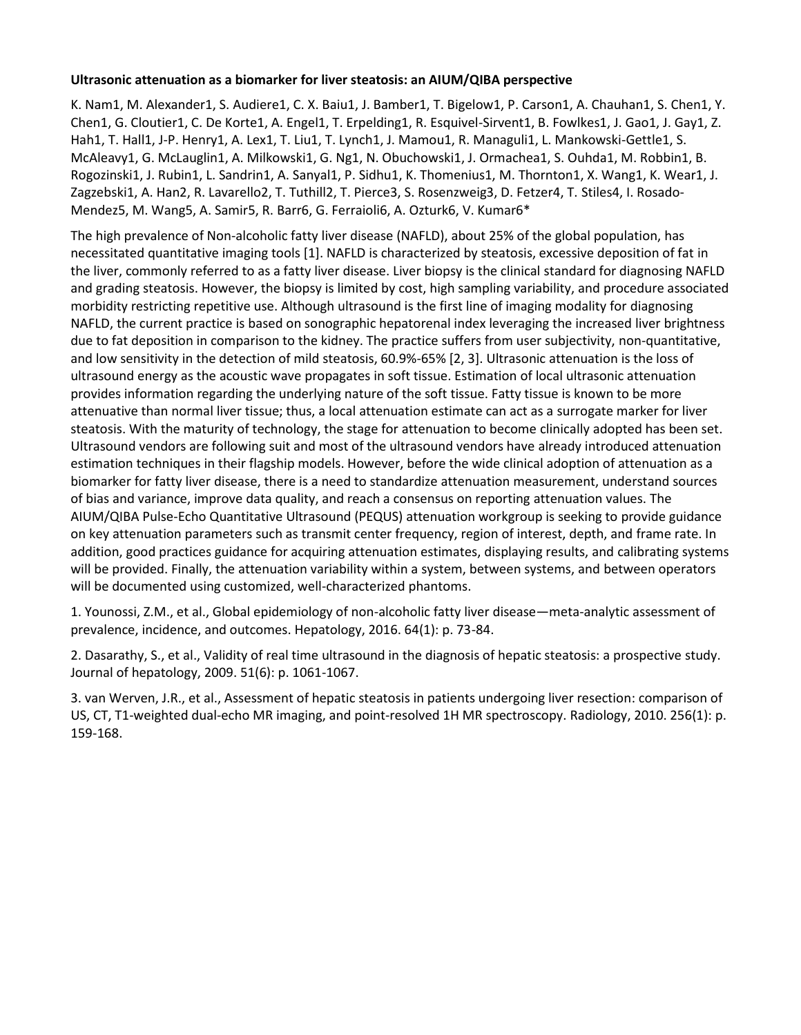**Ultrasonic attenuation as a biomarker for liver steatosis: an AIUM/QIBA perspective**

K. Nam[1], M. Alexander[1], S. Audiere[1], C. X. Baiu[1], J. Bamber[1], T. Bigelow[1], P. Carson[1], A. Chauhan[1], S. Chen[1], Y. Chen[1], G. Cloutier[1], C. De Korte[1], A. Engel[1], T. Erpelding[1], R. Esquivel-Sirvent[1], B. Fowlkes[1], J. Gao[1], J. Gay[1], Z. Hah[1], T. Hall[1], J-P. Henry[1], A. Lex[1], T. Liu[1], T. Lynch[1], J. Mamou[1], R. Managuli[1], L. Mankowski-Gettle[1], S. McAleavy[1], G. McLauglin[1], A. Milkowski[1], G. Ng[1], N. Obuchowski[1], J. Ormachea[1], S. Ouhda[1], M. Robbin[1], B. Rogozinski[1], J. Rubin[1], L. Sandrin[1], A. Sanyal[1], P. Sidhu[1], K. Thomenius[1], M. Thornton[1], X. Wang[1], K. Wear[1], J. Zagzebski[1], A. Han[2], R. Lavarello[2], T. Tuthill[2], T. Pierce[3], S. Rosenzweig[3], D. Fetzer[4], T. Stiles[4], I. Rosado-Mendez[5], M. Wang[5], A. Samir[5], R. Barr[6], G. Ferraioli[6], A. Ozturk[6], V. Kumar[6]*

The high prevalence of Non-alcoholic fatty liver disease (NAFLD), about 25% of the global population, has necessitated quantitative imaging tools [1]. NAFLD is characterized by steatosis, excessive deposition of fat in the liver, commonly referred to as a fatty liver disease. Liver biopsy is the clinical standard for diagnosing NAFLD and grading steatosis. However, the biopsy is limited by cost, high sampling variability, and procedure associated morbidity restricting repetitive use. Although ultrasound is the first line of imaging modality for diagnosing NAFLD, the current practice is based on sonographic hepatorenal index leveraging the increased liver brightness due to fat deposition in comparison to the kidney. The practice suffers from user subjectivity, non-quantitative, and low sensitivity in the detection of mild steatosis, 60.9%-65% [2, 3]. Ultrasonic attenuation is the loss of ultrasound energy as the acoustic wave propagates in soft tissue. Estimation of local ultrasonic attenuation provides information regarding the underlying nature of the soft tissue. Fatty tissue is known to be more attenuative than normal liver tissue; thus, a local attenuation estimate can act as a surrogate marker for liver steatosis. With the maturity of technology, the stage for attenuation to become clinically adopted has been set. Ultrasound vendors are following suit and most of the ultrasound vendors have already introduced attenuation estimation techniques in their flagship models. However, before the wide clinical adoption of attenuation as a biomarker for fatty liver disease, there is a need to standardize attenuation measurement, understand sources of bias and variance, improve data quality, and reach a consensus on reporting attenuation values. The AIUM/QIBA Pulse-Echo Quantitative Ultrasound (PEQUS) attenuation workgroup is seeking to provide guidance on key attenuation parameters such as transmit center frequency, region of interest, depth, and frame rate. In addition, good practices guidance for acquiring attenuation estimates, displaying results, and calibrating systems will be provided. Finally, the attenuation variability within a system, between systems, and between operators will be documented using customized, well-characterized phantoms.

1. Younossi, Z.M., et al., Global epidemiology of non-alcoholic fatty liver disease—meta-analytic assessment of prevalence, incidence, and outcomes. Hepatology, 2016. 64(1): p. 73-84.

2. Dasarathy, S., et al., Validity of real time ultrasound in the diagnosis of hepatic steatosis: a prospective study. Journal of hepatology, 2009. 51(6): p. 1061-1067.

3. van Werven, J.R., et al., Assessment of hepatic steatosis in patients undergoing liver resection: comparison of US, CT, T1-weighted dual-echo MR imaging, and point-resolved 1H MR spectroscopy. Radiology, 2010. 256(1): p. 159-168.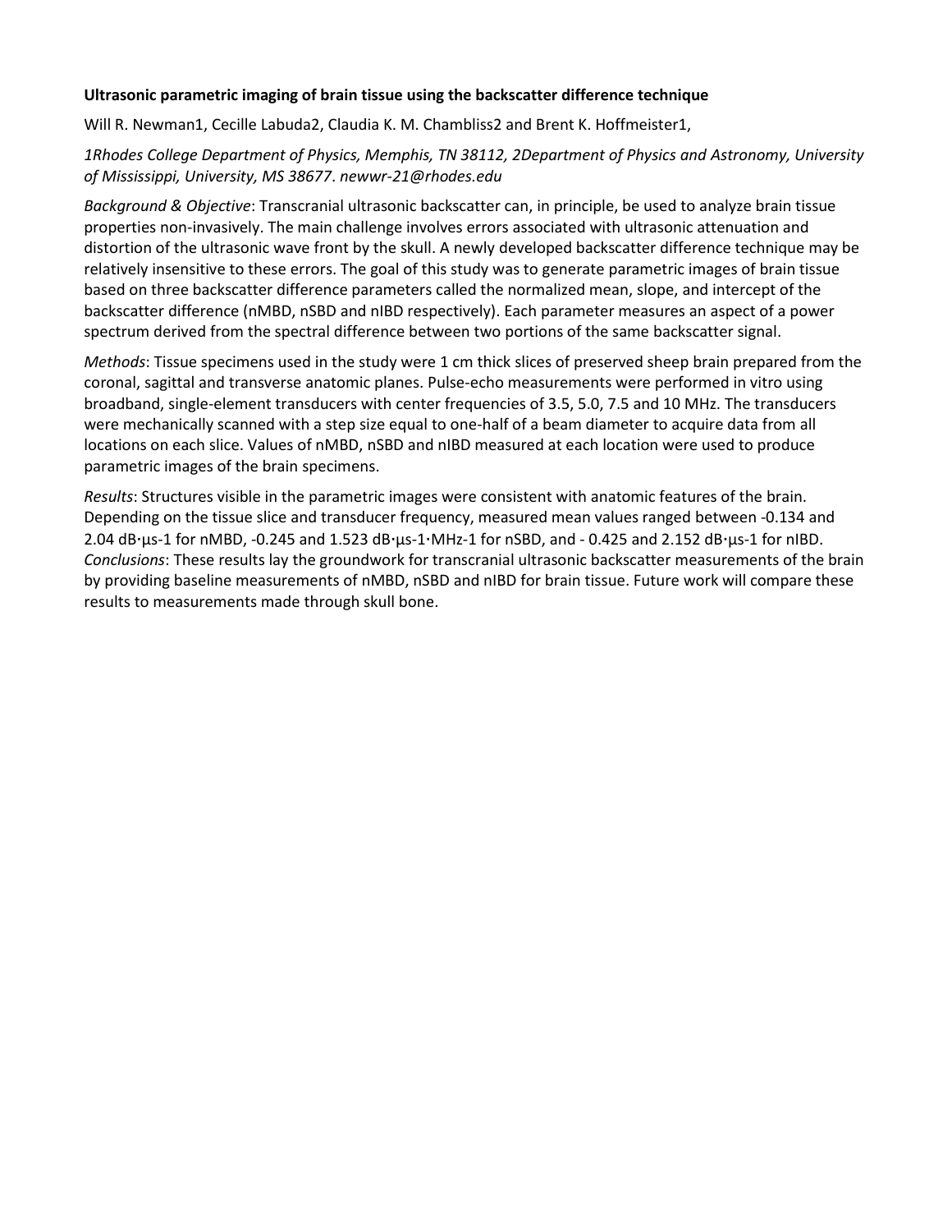**Ultrasonic parametric imaging of brain tissue using the backscatter difference technique**

Will R. Newman[1], Cecille Labuda[2], Claudia K. M. Chambliss[2] and Brent K. Hoffmeister[1],

*[1]Rhodes College Department of Physics, Memphis, TN 38112, [2]Department of Physics and Astronomy, University of Mississippi, University, MS 38677. newwr-21@rhodes.edu*

*Background & Objective*: Transcranial ultrasonic backscatter can, in principle, be used to analyze brain tissue properties non-invasively. The main challenge involves errors associated with ultrasonic attenuation and distortion of the ultrasonic wave front by the skull. A newly developed backscatter difference technique may be relatively insensitive to these errors. The goal of this study was to generate parametric images of brain tissue based on three backscatter difference parameters called the normalized mean, slope, and intercept of the backscatter difference (nMBD, nSBD and nIBD respectively). Each parameter measures an aspect of a power spectrum derived from the spectral difference between two portions of the same backscatter signal.

*Methods*: Tissue specimens used in the study were 1 cm thick slices of preserved sheep brain prepared from the coronal, sagittal and transverse anatomic planes. Pulse-echo measurements were performed in vitro using broadband, single-element transducers with center frequencies of 3.5, 5.0, 7.5 and 10 MHz. The transducers were mechanically scanned with a step size equal to one-half of a beam diameter to acquire data from all locations on each slice. Values of nMBD, nSBD and nIBD measured at each location were used to produce parametric images of the brain specimens.

*Results*: Structures visible in the parametric images were consistent with anatomic features of the brain. Depending on the tissue slice and transducer frequency, measured mean values ranged between -0.134 and 2.04 $dB \cdot \mu s^{-1}$ for nMBD, -0.245 and 1.523 $dB \cdot \mu s^{-1} \cdot MHz^{-1}$ for nSBD, and - 0.425 and 2.152 $dB \cdot \mu s^{-1}$ for nIBD.

*Conclusions*: These results lay the groundwork for transcranial ultrasonic backscatter measurements of the brain by providing baseline measurements of nMBD, nSBD and nIBD for brain tissue. Future work will compare these results to measurements made through skull bone.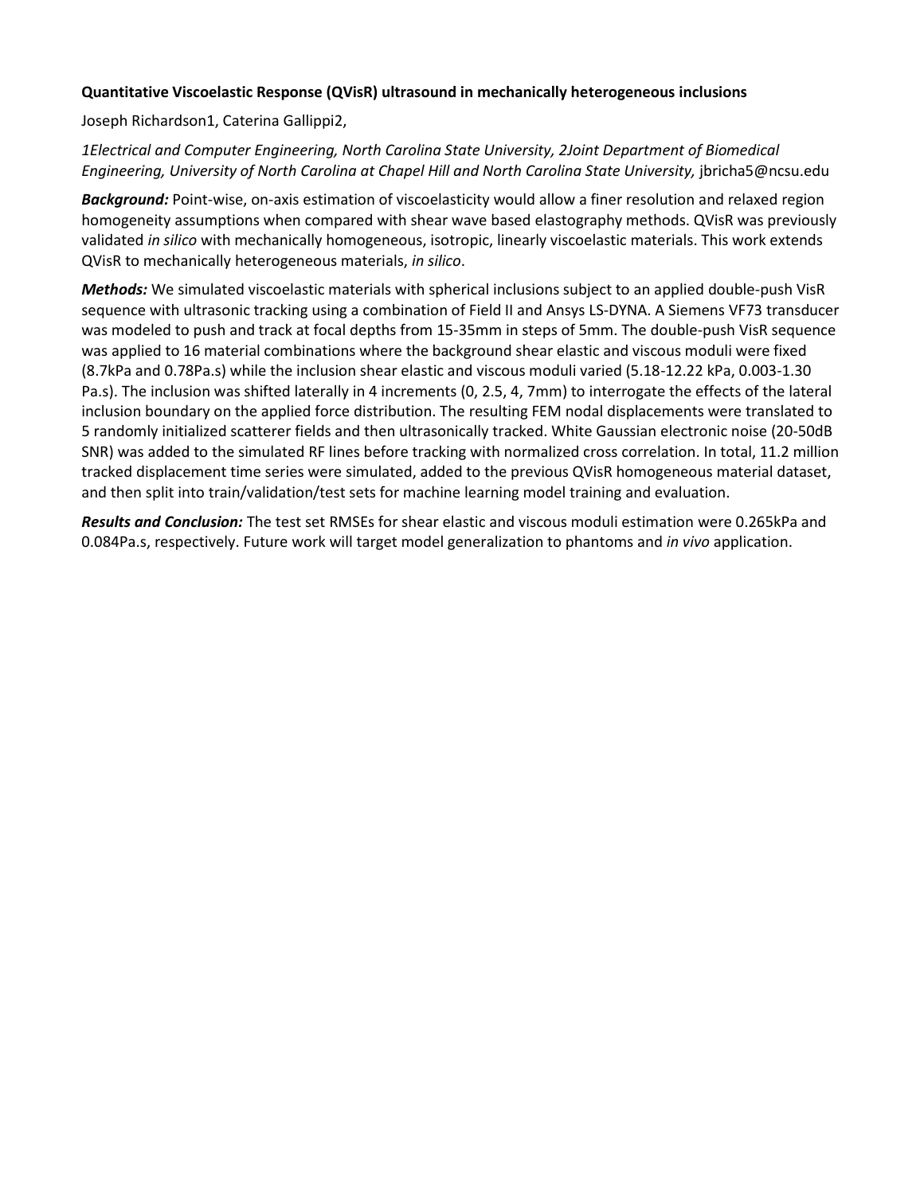**Quantitative Viscoelastic Response (QVisR) ultrasound in mechanically heterogeneous inclusions**

Joseph Richardson[1], Caterina Gallippi[2],

*[1]Electrical and Computer Engineering, North Carolina State University, [2]Joint Department of Biomedical Engineering, University of North Carolina at Chapel Hill and North Carolina State University,* jbricha5@ncsu.edu

***Background:*** Point-wise, on-axis estimation of viscoelasticity would allow a finer resolution and relaxed region homogeneity assumptions when compared with shear wave based elastography methods. QVisR was previously validated *in silico* with mechanically homogeneous, isotropic, linearly viscoelastic materials. This work extends QVisR to mechanically heterogeneous materials, *in silico*.

***Methods:*** We simulated viscoelastic materials with spherical inclusions subject to an applied double-push VisR sequence with ultrasonic tracking using a combination of Field II and Ansys LS-DYNA. A Siemens VF73 transducer was modeled to push and track at focal depths from 15-35mm in steps of 5mm. The double-push VisR sequence was applied to 16 material combinations where the background shear elastic and viscous moduli were fixed (8.7kPa and 0.78Pa.s) while the inclusion shear elastic and viscous moduli varied (5.18-12.22 kPa, 0.003-1.30 Pa.s). The inclusion was shifted laterally in 4 increments (0, 2.5, 4, 7mm) to interrogate the effects of the lateral inclusion boundary on the applied force distribution. The resulting FEM nodal displacements were translated to 5 randomly initialized scatterer fields and then ultrasonically tracked. White Gaussian electronic noise (20-50dB SNR) was added to the simulated RF lines before tracking with normalized cross correlation. In total, 11.2 million tracked displacement time series were simulated, added to the previous QVisR homogeneous material dataset, and then split into train/validation/test sets for machine learning model training and evaluation.

***Results and Conclusion:*** The test set RMSEs for shear elastic and viscous moduli estimation were 0.265kPa and 0.084Pa.s, respectively. Future work will target model generalization to phantoms and *in vivo* application.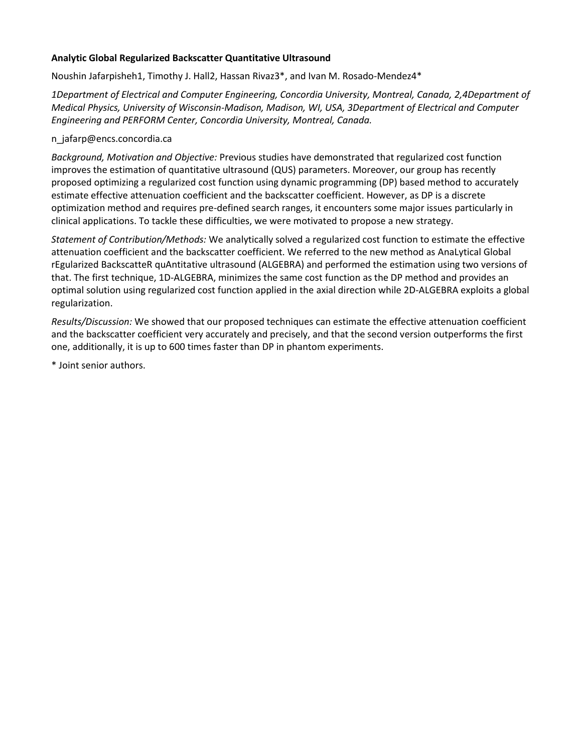**Analytic Global Regularized Backscatter Quantitative Ultrasound**

Noushin Jafarpisheh[1], Timothy J. Hall[2], Hassan Rivaz[3]*, and Ivan M. Rosado-Mendez[4]*

*[1]Department of Electrical and Computer Engineering, Concordia University, Montreal, Canada, [2,4]Department of Medical Physics, University of Wisconsin-Madison, Madison, WI, USA, [3]Department of Electrical and Computer Engineering and PERFORM Center, Concordia University, Montreal, Canada.*

n_jafarp@encs.concordia.ca

*Background, Motivation and Objective:* Previous studies have demonstrated that regularized cost function improves the estimation of quantitative ultrasound (QUS) parameters. Moreover, our group has recently proposed optimizing a regularized cost function using dynamic programming (DP) based method to accurately estimate effective attenuation coefficient and the backscatter coefficient. However, as DP is a discrete optimization method and requires pre-defined search ranges, it encounters some major issues particularly in clinical applications. To tackle these difficulties, we were motivated to propose a new strategy.

*Statement of Contribution/Methods:* We analytically solved a regularized cost function to estimate the effective attenuation coefficient and the backscatter coefficient. We referred to the new method as AnaLytical Global rEgularized BackscatteR quAntitative ultrasound (ALGEBRA) and performed the estimation using two versions of that. The first technique, 1D-ALGEBRA, minimizes the same cost function as the DP method and provides an optimal solution using regularized cost function applied in the axial direction while 2D-ALGEBRA exploits a global regularization.

*Results/Discussion:* We showed that our proposed techniques can estimate the effective attenuation coefficient and the backscatter coefficient very accurately and precisely, and that the second version outperforms the first one, additionally, it is up to 600 times faster than DP in phantom experiments.

* Joint senior authors.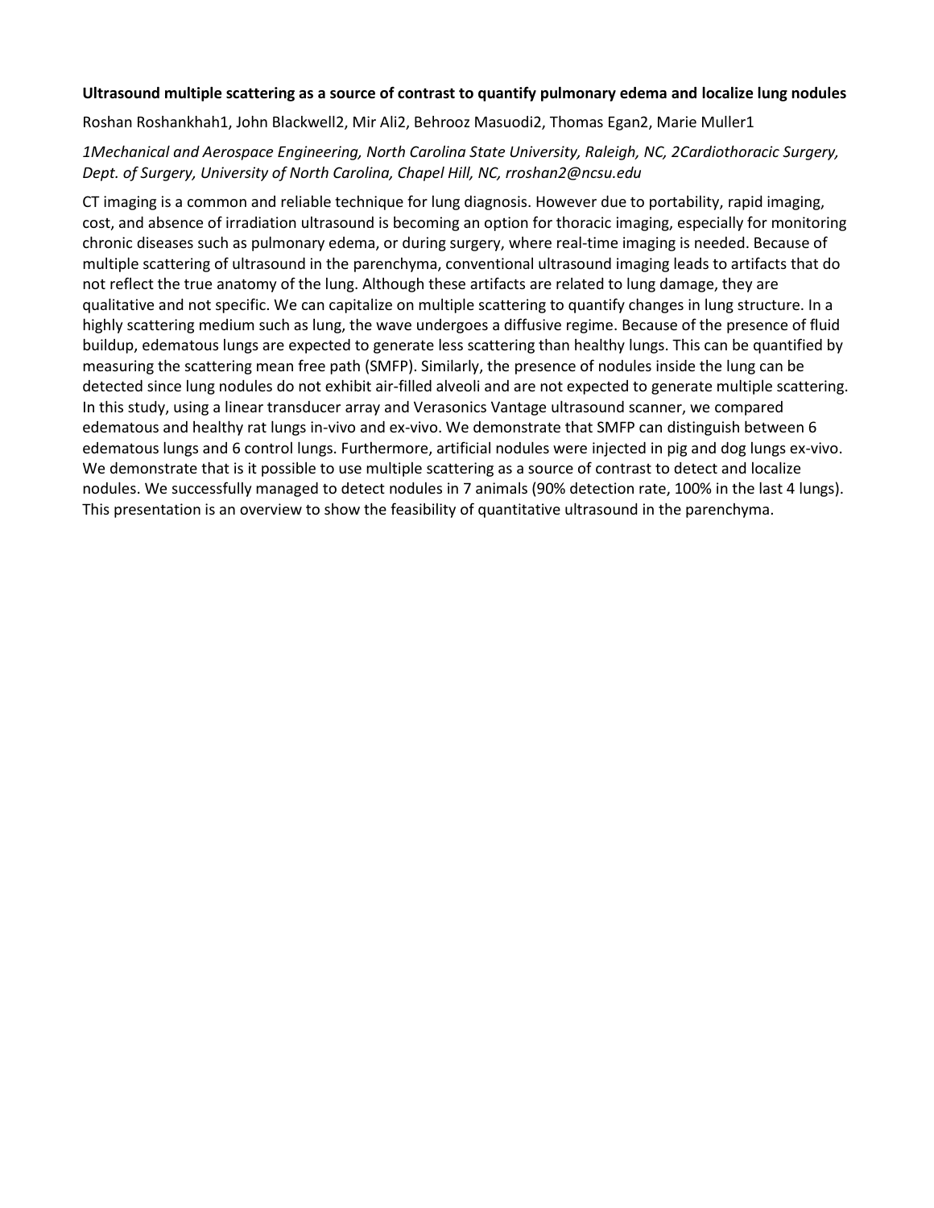**Ultrasound multiple scattering as a source of contrast to quantify pulmonary edema and localize lung nodules**

Roshan Roshankhah[1], John Blackwell[2], Mir Ali[2], Behrooz Masuodi[2], Thomas Egan[2], Marie Muller[1]

*[1]Mechanical and Aerospace Engineering, North Carolina State University, Raleigh, NC, [2]Cardiothoracic Surgery, Dept. of Surgery, University of North Carolina, Chapel Hill, NC, rroshan2@ncsu.edu*

CT imaging is a common and reliable technique for lung diagnosis. However due to portability, rapid imaging, cost, and absence of irradiation ultrasound is becoming an option for thoracic imaging, especially for monitoring chronic diseases such as pulmonary edema, or during surgery, where real-time imaging is needed. Because of multiple scattering of ultrasound in the parenchyma, conventional ultrasound imaging leads to artifacts that do not reflect the true anatomy of the lung. Although these artifacts are related to lung damage, they are qualitative and not specific. We can capitalize on multiple scattering to quantify changes in lung structure. In a highly scattering medium such as lung, the wave undergoes a diffusive regime. Because of the presence of fluid buildup, edematous lungs are expected to generate less scattering than healthy lungs. This can be quantified by measuring the scattering mean free path (SMFP). Similarly, the presence of nodules inside the lung can be detected since lung nodules do not exhibit air-filled alveoli and are not expected to generate multiple scattering. In this study, using a linear transducer array and Verasonics Vantage ultrasound scanner, we compared edematous and healthy rat lungs in-vivo and ex-vivo. We demonstrate that SMFP can distinguish between 6 edematous lungs and 6 control lungs. Furthermore, artificial nodules were injected in pig and dog lungs ex-vivo. We demonstrate that is it possible to use multiple scattering as a source of contrast to detect and localize nodules. We successfully managed to detect nodules in 7 animals (90% detection rate, 100% in the last 4 lungs). This presentation is an overview to show the feasibility of quantitative ultrasound in the parenchyma.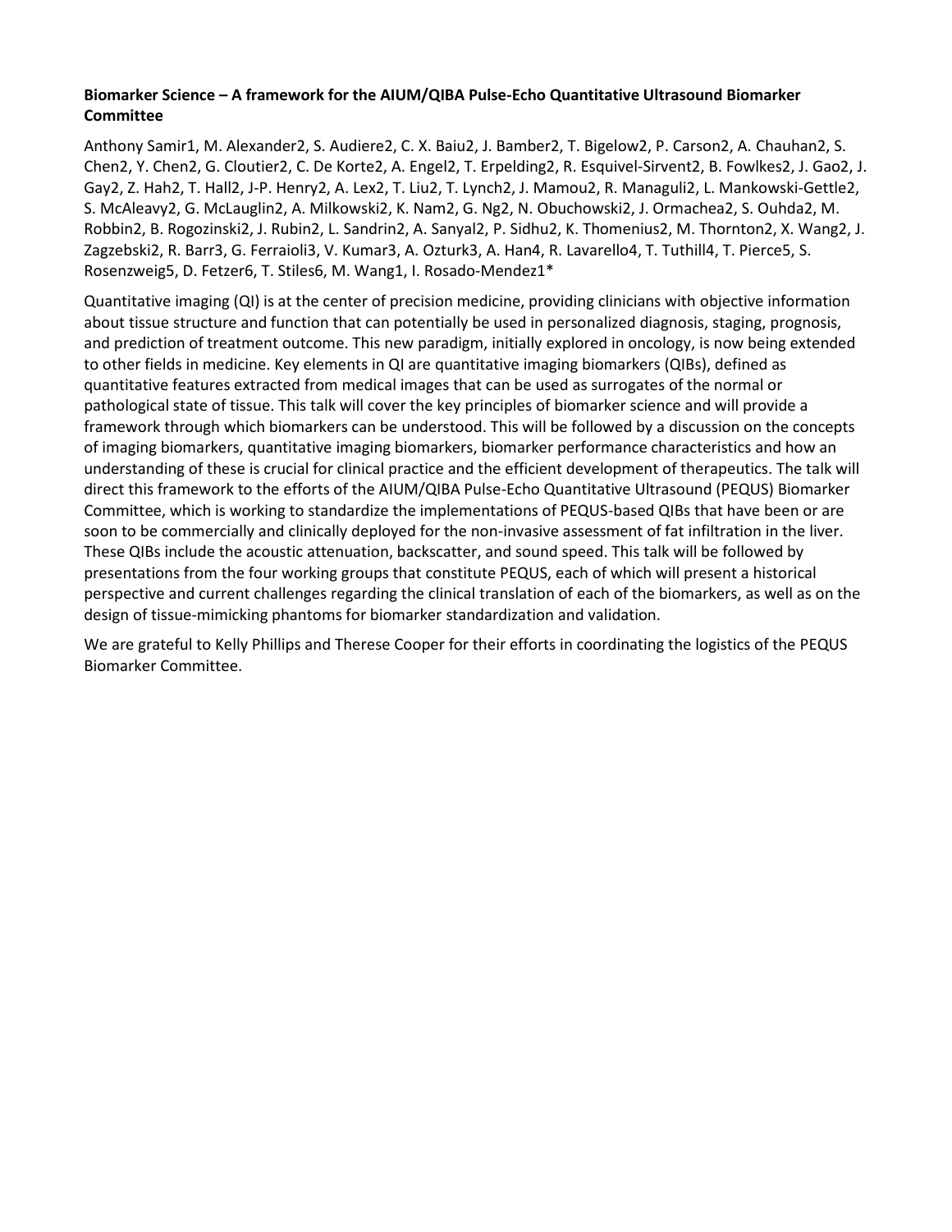**Biomarker Science – A framework for the AIUM/QIBA Pulse-Echo Quantitative Ultrasound Biomarker Committee**

Anthony Samir[1], M. Alexander[2], S. Audiere[2], C. X. Baiu[2], J. Bamber[2], T. Bigelow[2], P. Carson[2], A. Chauhan[2], S. Chen[2], Y. Chen[2], G. Cloutier[2], C. De Korte[2], A. Engel[2], T. Erpelding[2], R. Esquivel-Sirvent[2], B. Fowlkes[2], J. Gao[2], J. Gay[2], Z. Hah[2], T. Hall[2], J-P. Henry[2], A. Lex[2], T. Liu[2], T. Lynch[2], J. Mamou[2], R. Managuli[2], L. Mankowski-Gettle[2], S. McAleavy[2], G. McLauglin[2], A. Milkowski[2], K. Nam[2], G. Ng[2], N. Obuchowski[2], J. Ormachea[2], S. Ouhda[2], M. Robbin[2], B. Rogozinski[2], J. Rubin[2], L. Sandrin[2], A. Sanyal[2], P. Sidhu[2], K. Thomenius[2], M. Thornton[2], X. Wang[2], J. Zagzebski[2], R. Barr[3], G. Ferraioli[3], V. Kumar[3], A. Ozturk[3], A. Han[4], R. Lavarello[4], T. Tuthill[4], T. Pierce[5], S. Rosenzweig[5], D. Fetzer[6], T. Stiles[6], M. Wang[1], I. Rosado-Mendez[1]*

Quantitative imaging (QI) is at the center of precision medicine, providing clinicians with objective information about tissue structure and function that can potentially be used in personalized diagnosis, staging, prognosis, and prediction of treatment outcome. This new paradigm, initially explored in oncology, is now being extended to other fields in medicine. Key elements in QI are quantitative imaging biomarkers (QIBs), defined as quantitative features extracted from medical images that can be used as surrogates of the normal or pathological state of tissue. This talk will cover the key principles of biomarker science and will provide a framework through which biomarkers can be understood. This will be followed by a discussion on the concepts of imaging biomarkers, quantitative imaging biomarkers, biomarker performance characteristics and how an understanding of these is crucial for clinical practice and the efficient development of therapeutics. The talk will direct this framework to the efforts of the AIUM/QIBA Pulse-Echo Quantitative Ultrasound (PEQUS) Biomarker Committee, which is working to standardize the implementations of PEQUS-based QIBs that have been or are soon to be commercially and clinically deployed for the non-invasive assessment of fat infiltration in the liver. These QIBs include the acoustic attenuation, backscatter, and sound speed. This talk will be followed by presentations from the four working groups that constitute PEQUS, each of which will present a historical perspective and current challenges regarding the clinical translation of each of the biomarkers, as well as on the design of tissue-mimicking phantoms for biomarker standardization and validation.

We are grateful to Kelly Phillips and Therese Cooper for their efforts in coordinating the logistics of the PEQUS Biomarker Committee.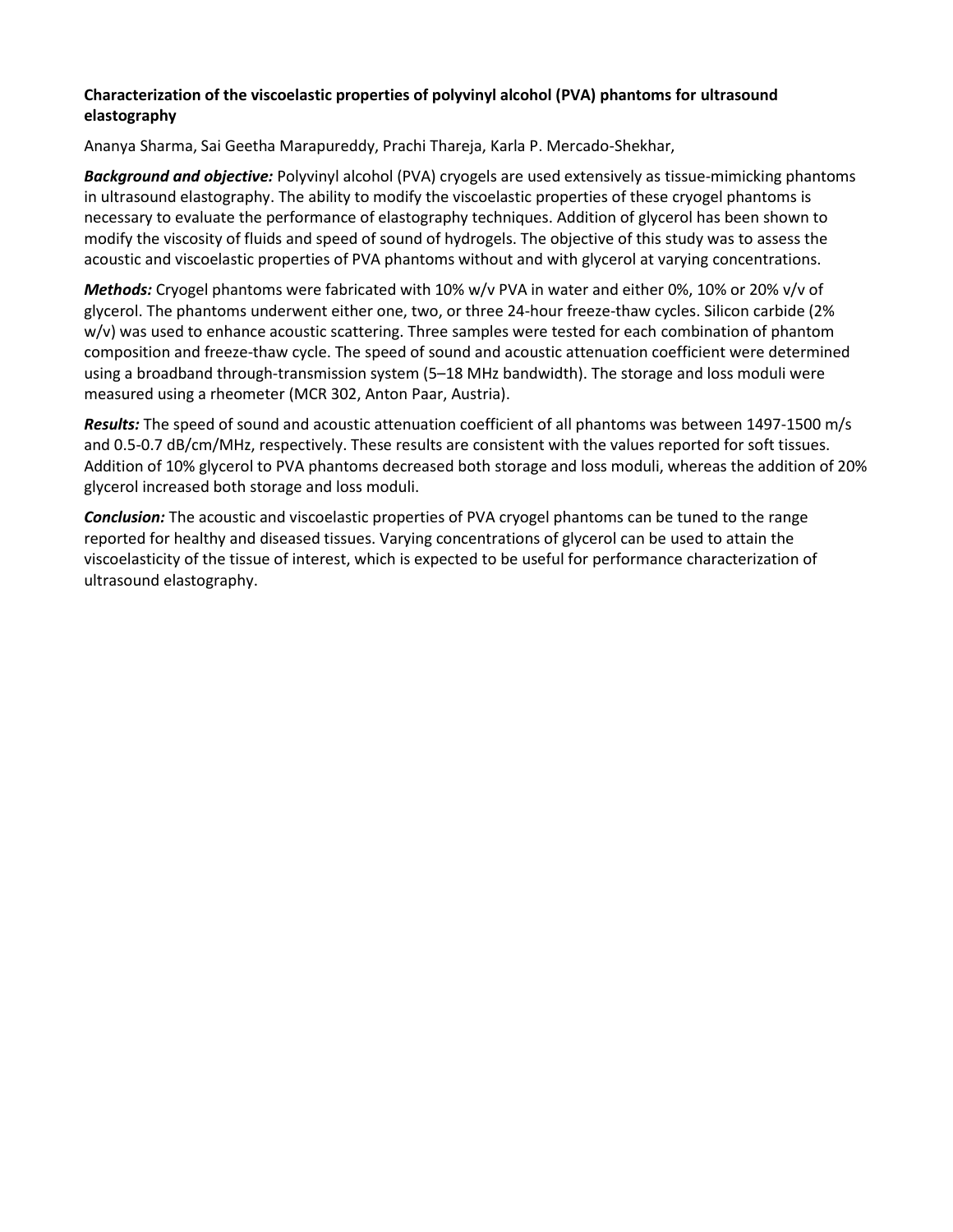**Characterization of the viscoelastic properties of polyvinyl alcohol (PVA) phantoms for ultrasound elastography**

Ananya Sharma, Sai Geetha Marapureddy, Prachi Thareja, Karla P. Mercado-Shekhar,

***Background and objective:*** Polyvinyl alcohol (PVA) cryogels are used extensively as tissue-mimicking phantoms in ultrasound elastography. The ability to modify the viscoelastic properties of these cryogel phantoms is necessary to evaluate the performance of elastography techniques. Addition of glycerol has been shown to modify the viscosity of fluids and speed of sound of hydrogels. The objective of this study was to assess the acoustic and viscoelastic properties of PVA phantoms without and with glycerol at varying concentrations.

***Methods:*** Cryogel phantoms were fabricated with 10% w/v PVA in water and either 0%, 10% or 20% v/v of glycerol. The phantoms underwent either one, two, or three 24-hour freeze-thaw cycles. Silicon carbide (2% w/v) was used to enhance acoustic scattering. Three samples were tested for each combination of phantom composition and freeze-thaw cycle. The speed of sound and acoustic attenuation coefficient were determined using a broadband through-transmission system (5–18 MHz bandwidth). The storage and loss moduli were measured using a rheometer (MCR 302, Anton Paar, Austria).

***Results:*** The speed of sound and acoustic attenuation coefficient of all phantoms was between 1497-1500 m/s and 0.5-0.7 dB/cm/MHz, respectively. These results are consistent with the values reported for soft tissues. Addition of 10% glycerol to PVA phantoms decreased both storage and loss moduli, whereas the addition of 20% glycerol increased both storage and loss moduli.

***Conclusion:*** The acoustic and viscoelastic properties of PVA cryogel phantoms can be tuned to the range reported for healthy and diseased tissues. Varying concentrations of glycerol can be used to attain the viscoelasticity of the tissue of interest, which is expected to be useful for performance characterization of ultrasound elastography.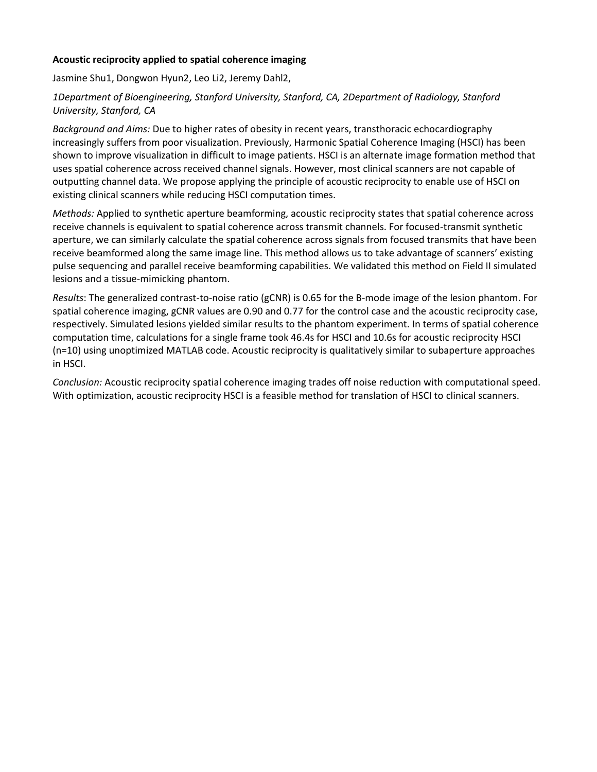**Acoustic reciprocity applied to spatial coherence imaging**

Jasmine Shu1, Dongwon Hyun2, Leo Li2, Jeremy Dahl2,

*1Department of Bioengineering, Stanford University, Stanford, CA, 2Department of Radiology, Stanford University, Stanford, CA*

*Background and Aims:* Due to higher rates of obesity in recent years, transthoracic echocardiography increasingly suffers from poor visualization. Previously, Harmonic Spatial Coherence Imaging (HSCI) has been shown to improve visualization in difficult to image patients. HSCI is an alternate image formation method that uses spatial coherence across received channel signals. However, most clinical scanners are not capable of outputting channel data. We propose applying the principle of acoustic reciprocity to enable use of HSCI on existing clinical scanners while reducing HSCI computation times.

*Methods:* Applied to synthetic aperture beamforming, acoustic reciprocity states that spatial coherence across receive channels is equivalent to spatial coherence across transmit channels. For focused-transmit synthetic aperture, we can similarly calculate the spatial coherence across signals from focused transmits that have been receive beamformed along the same image line. This method allows us to take advantage of scanners' existing pulse sequencing and parallel receive beamforming capabilities. We validated this method on Field II simulated lesions and a tissue-mimicking phantom.

*Results*: The generalized contrast-to-noise ratio (gCNR) is 0.65 for the B-mode image of the lesion phantom. For spatial coherence imaging, gCNR values are 0.90 and 0.77 for the control case and the acoustic reciprocity case, respectively. Simulated lesions yielded similar results to the phantom experiment. In terms of spatial coherence computation time, calculations for a single frame took 46.4s for HSCI and 10.6s for acoustic reciprocity HSCI (n=10) using unoptimized MATLAB code. Acoustic reciprocity is qualitatively similar to subaperture approaches in HSCI.

*Conclusion:* Acoustic reciprocity spatial coherence imaging trades off noise reduction with computational speed. With optimization, acoustic reciprocity HSCI is a feasible method for translation of HSCI to clinical scanners.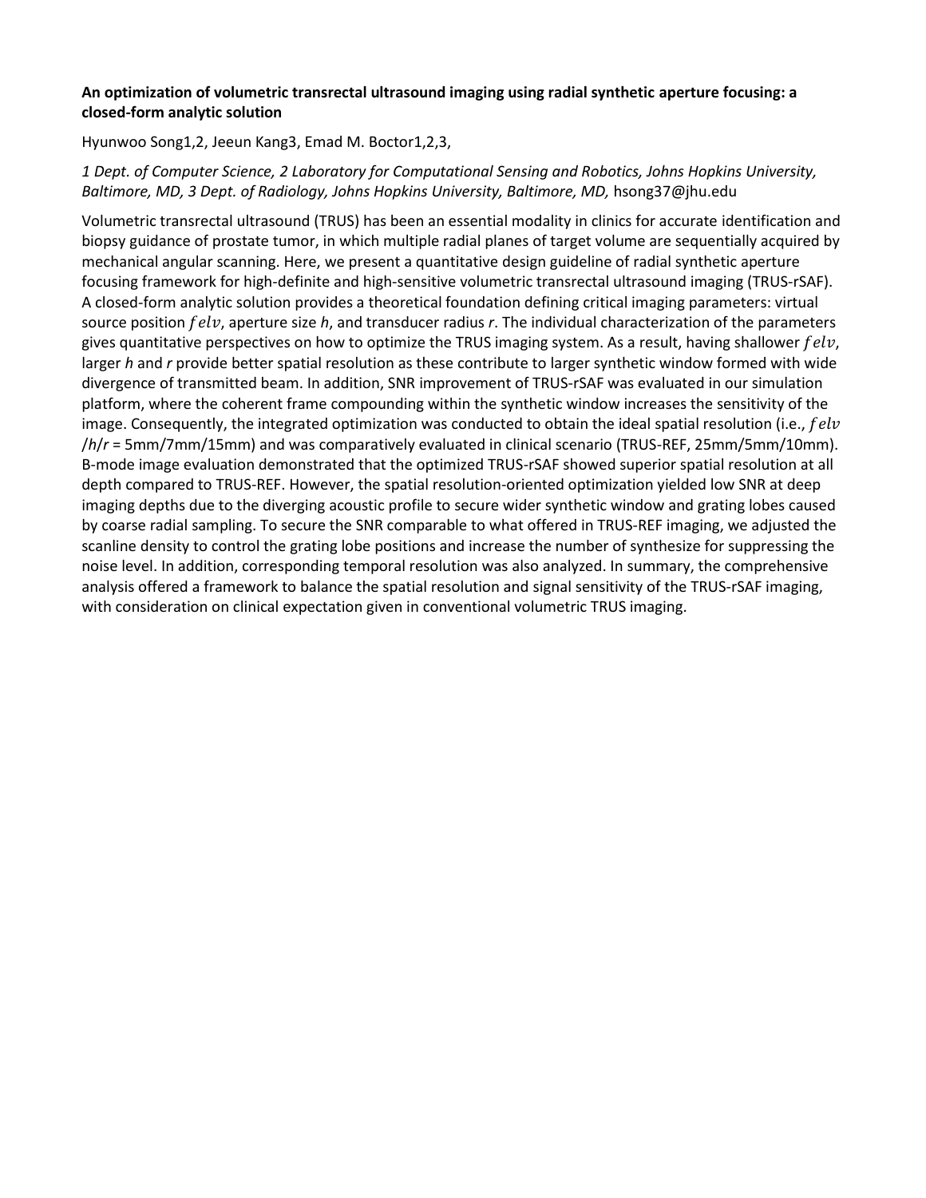**An optimization of volumetric transrectal ultrasound imaging using radial synthetic aperture focusing: a closed-form analytic solution**

Hyunwoo Song[1,2], Jeeun Kang[3], Emad M. Boctor[1,2,3],

*1 Dept. of Computer Science, 2 Laboratory for Computational Sensing and Robotics, Johns Hopkins University, Baltimore, MD, 3 Dept. of Radiology, Johns Hopkins University, Baltimore, MD,* hsong37@jhu.edu

Volumetric transrectal ultrasound (TRUS) has been an essential modality in clinics for accurate identification and biopsy guidance of prostate tumor, in which multiple radial planes of target volume are sequentially acquired by mechanical angular scanning. Here, we present a quantitative design guideline of radial synthetic aperture focusing framework for high-definite and high-sensitive volumetric transrectal ultrasound imaging (TRUS-rSAF). A closed-form analytic solution provides a theoretical foundation defining critical imaging parameters: virtual source position $felv$, aperture size *h*, and transducer radius *r*. The individual characterization of the parameters gives quantitative perspectives on how to optimize the TRUS imaging system. As a result, having shallower $felv$, larger *h* and *r* provide better spatial resolution as these contribute to larger synthetic window formed with wide divergence of transmitted beam. In addition, SNR improvement of TRUS-rSAF was evaluated in our simulation platform, where the coherent frame compounding within the synthetic window increases the sensitivity of the image. Consequently, the integrated optimization was conducted to obtain the ideal spatial resolution (i.e., $felv$ /*h*/*r* = 5mm/7mm/15mm) and was comparatively evaluated in clinical scenario (TRUS-REF, 25mm/5mm/10mm). B-mode image evaluation demonstrated that the optimized TRUS-rSAF showed superior spatial resolution at all depth compared to TRUS-REF. However, the spatial resolution-oriented optimization yielded low SNR at deep imaging depths due to the diverging acoustic profile to secure wider synthetic window and grating lobes caused by coarse radial sampling. To secure the SNR comparable to what offered in TRUS-REF imaging, we adjusted the scanline density to control the grating lobe positions and increase the number of synthesize for suppressing the noise level. In addition, corresponding temporal resolution was also analyzed. In summary, the comprehensive analysis offered a framework to balance the spatial resolution and signal sensitivity of the TRUS-rSAF imaging, with consideration on clinical expectation given in conventional volumetric TRUS imaging.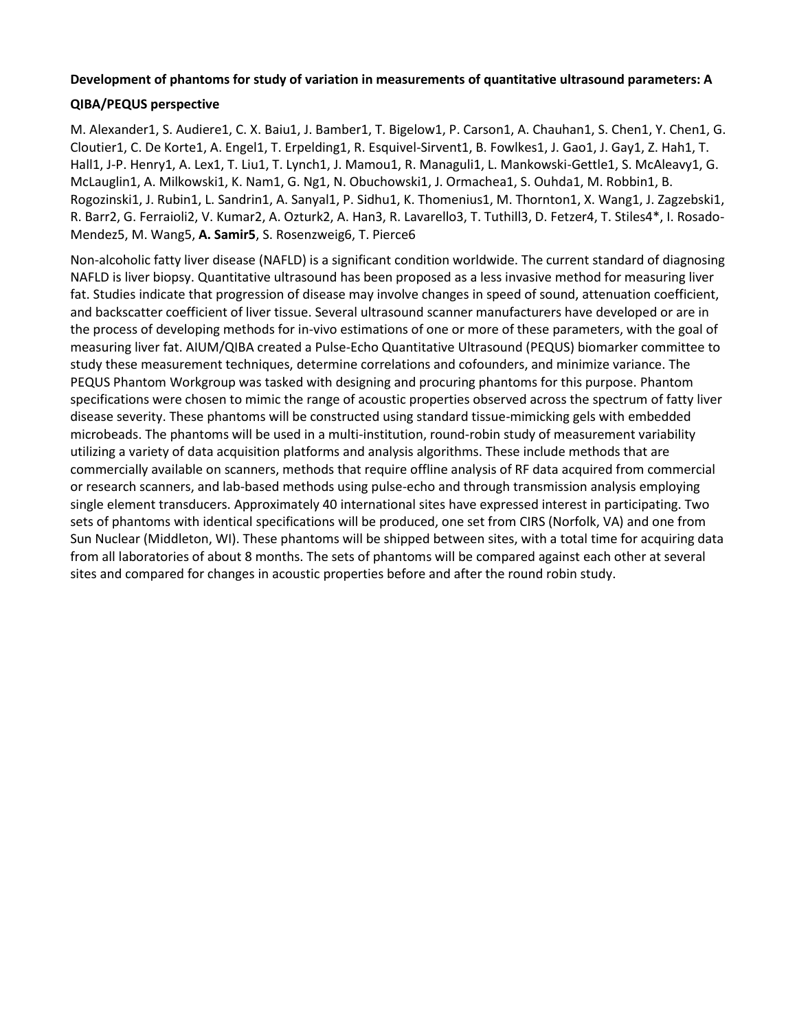**Development of phantoms for study of variation in measurements of quantitative ultrasound parameters: A QIBA/PEQUS perspective**

M. Alexander[1], S. Audiere[1], C. X. Baiu[1], J. Bamber[1], T. Bigelow[1], P. Carson[1], A. Chauhan[1], S. Chen[1], Y. Chen[1], G. Cloutier[1], C. De Korte[1], A. Engel[1], T. Erpelding[1], R. Esquivel-Sirvent[1], B. Fowlkes[1], J. Gao[1], J. Gay[1], Z. Hah[1], T. Hall[1], J-P. Henry[1], A. Lex[1], T. Liu[1], T. Lynch[1], J. Mamou[1], R. Managuli[1], L. Mankowski-Gettle[1], S. McAleavy[1], G. McLauglin[1], A. Milkowski[1], K. Nam[1], G. Ng[1], N. Obuchowski[1], J. Ormachea[1], S. Ouhda[1], M. Robbin[1], B. Rogozinski[1], J. Rubin[1], L. Sandrin[1], A. Sanyal[1], P. Sidhu[1], K. Thomenius[1], M. Thornton[1], X. Wang[1], J. Zagzebski[1], R. Barr[2], G. Ferraioli[2], V. Kumar[2], A. Ozturk[2], A. Han[3], R. Lavarello[3], T. Tuthill[3], D. Fetzer[4], T. Stiles[4]*, I. Rosado-Mendez[5], M. Wang[5], **A. Samir[5]**, S. Rosenzweig[6], T. Pierce[6]

Non-alcoholic fatty liver disease (NAFLD) is a significant condition worldwide. The current standard of diagnosing NAFLD is liver biopsy. Quantitative ultrasound has been proposed as a less invasive method for measuring liver fat. Studies indicate that progression of disease may involve changes in speed of sound, attenuation coefficient, and backscatter coefficient of liver tissue. Several ultrasound scanner manufacturers have developed or are in the process of developing methods for in-vivo estimations of one or more of these parameters, with the goal of measuring liver fat. AIUM/QIBA created a Pulse-Echo Quantitative Ultrasound (PEQUS) biomarker committee to study these measurement techniques, determine correlations and cofounders, and minimize variance. The PEQUS Phantom Workgroup was tasked with designing and procuring phantoms for this purpose. Phantom specifications were chosen to mimic the range of acoustic properties observed across the spectrum of fatty liver disease severity. These phantoms will be constructed using standard tissue-mimicking gels with embedded microbeads. The phantoms will be used in a multi-institution, round-robin study of measurement variability utilizing a variety of data acquisition platforms and analysis algorithms. These include methods that are commercially available on scanners, methods that require offline analysis of RF data acquired from commercial or research scanners, and lab-based methods using pulse-echo and through transmission analysis employing single element transducers. Approximately 40 international sites have expressed interest in participating. Two sets of phantoms with identical specifications will be produced, one set from CIRS (Norfolk, VA) and one from Sun Nuclear (Middleton, WI). These phantoms will be shipped between sites, with a total time for acquiring data from all laboratories of about 8 months. The sets of phantoms will be compared against each other at several sites and compared for changes in acoustic properties before and after the round robin study.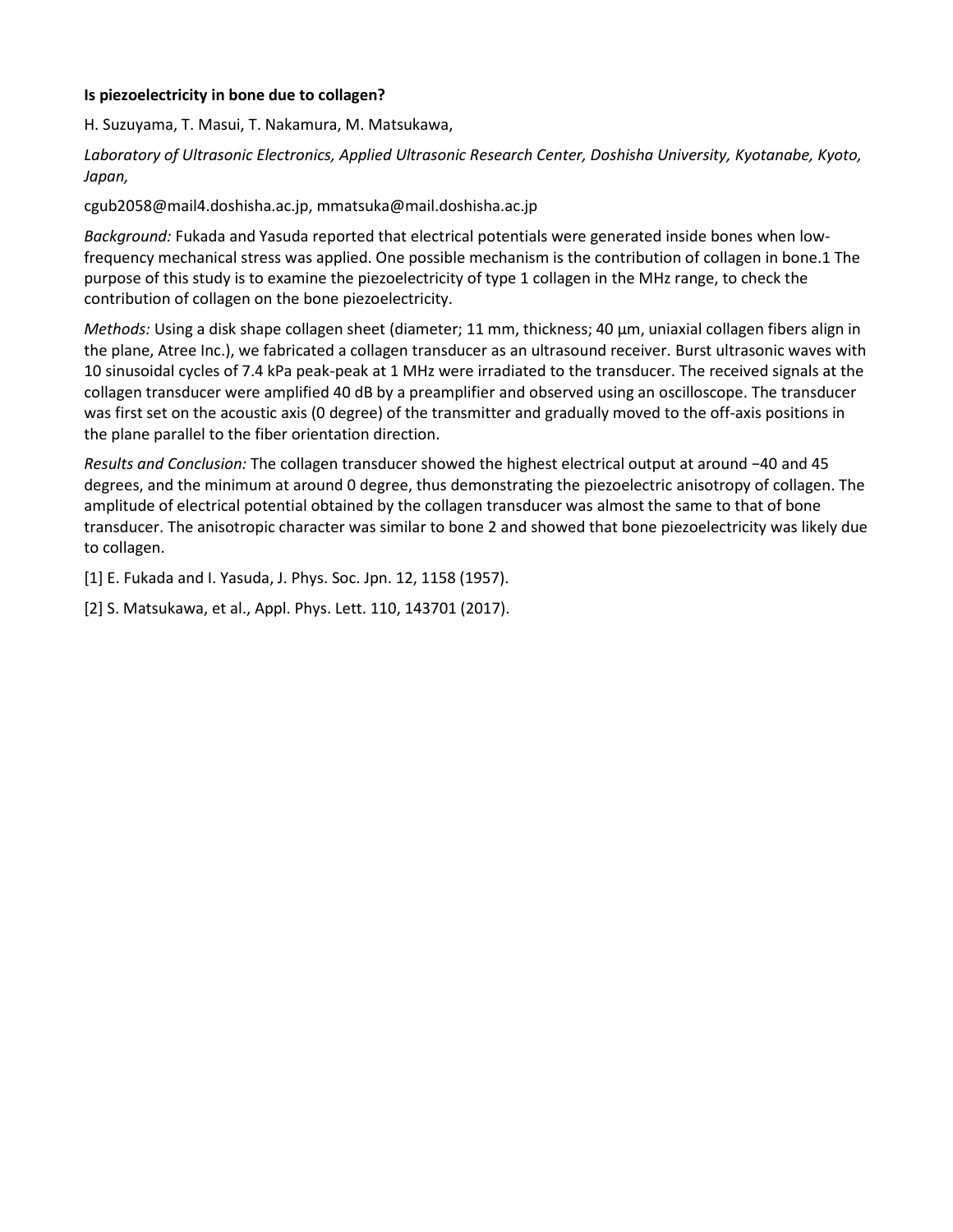**Is piezoelectricity in bone due to collagen?**

H. Suzuyama, T. Masui, T. Nakamura, M. Matsukawa,

*Laboratory of Ultrasonic Electronics, Applied Ultrasonic Research Center, Doshisha University, Kyotanabe, Kyoto, Japan,*

cgub2058@mail4.doshisha.ac.jp, mmatsuka@mail.doshisha.ac.jp

*Background:* Fukada and Yasuda reported that electrical potentials were generated inside bones when low-frequency mechanical stress was applied. One possible mechanism is the contribution of collagen in bone.1 The purpose of this study is to examine the piezoelectricity of type 1 collagen in the MHz range, to check the contribution of collagen on the bone piezoelectricity.

*Methods:* Using a disk shape collagen sheet (diameter; 11 mm, thickness; 40 μm, uniaxial collagen fibers align in the plane, Atree Inc.), we fabricated a collagen transducer as an ultrasound receiver. Burst ultrasonic waves with 10 sinusoidal cycles of 7.4 kPa peak-peak at 1 MHz were irradiated to the transducer. The received signals at the collagen transducer were amplified 40 dB by a preamplifier and observed using an oscilloscope. The transducer was first set on the acoustic axis (0 degree) of the transmitter and gradually moved to the off-axis positions in the plane parallel to the fiber orientation direction.

*Results and Conclusion:* The collagen transducer showed the highest electrical output at around −40 and 45 degrees, and the minimum at around 0 degree, thus demonstrating the piezoelectric anisotropy of collagen. The amplitude of electrical potential obtained by the collagen transducer was almost the same to that of bone transducer. The anisotropic character was similar to bone 2 and showed that bone piezoelectricity was likely due to collagen.

[1] E. Fukada and I. Yasuda, J. Phys. Soc. Jpn. 12, 1158 (1957).

[2] S. Matsukawa, et al., Appl. Phys. Lett. 110, 143701 (2017).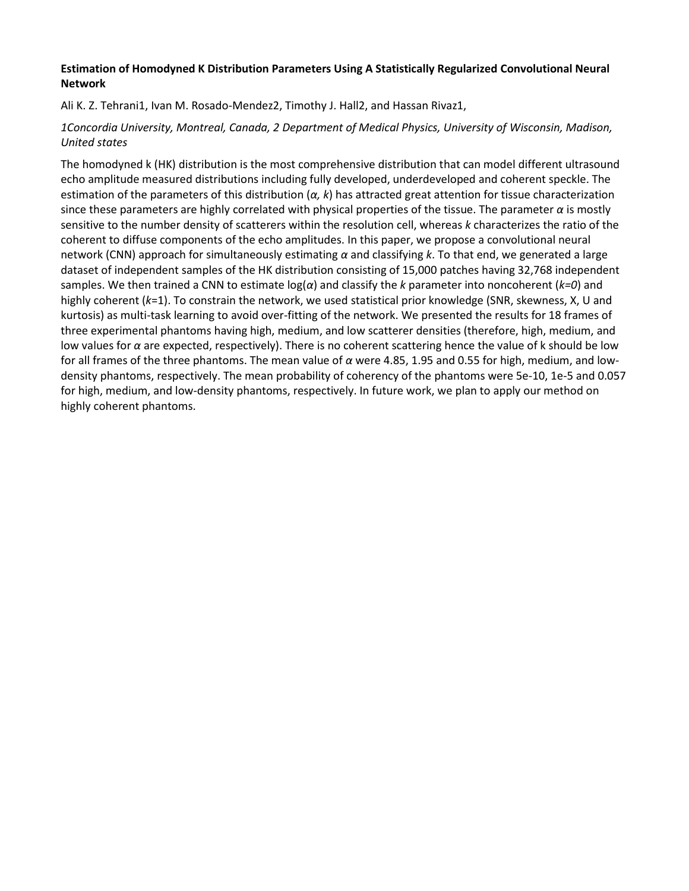**Estimation of Homodyned K Distribution Parameters Using A Statistically Regularized Convolutional Neural Network**

Ali K. Z. Tehrani[1], Ivan M. Rosado-Mendez[2], Timothy J. Hall[2], and Hassan Rivaz[1],

*[1]Concordia University, Montreal, Canada, [2] Department of Medical Physics, University of Wisconsin, Madison, United states*

The homodyned k (HK) distribution is the most comprehensive distribution that can model different ultrasound echo amplitude measured distributions including fully developed, underdeveloped and coherent speckle. The estimation of the parameters of this distribution ($\alpha$, $k$) has attracted great attention for tissue characterization since these parameters are highly correlated with physical properties of the tissue. The parameter $\alpha$ is mostly sensitive to the number density of scatterers within the resolution cell, whereas $k$ characterizes the ratio of the coherent to diffuse components of the echo amplitudes. In this paper, we propose a convolutional neural network (CNN) approach for simultaneously estimating $\alpha$ and classifying $k$. To that end, we generated a large dataset of independent samples of the HK distribution consisting of 15,000 patches having 32,768 independent samples. We then trained a CNN to estimate $\log(\alpha)$ and classify the $k$ parameter into noncoherent ($k=0$) and highly coherent ($k=1$). To constrain the network, we used statistical prior knowledge (SNR, skewness, X, U and kurtosis) as multi-task learning to avoid over-fitting of the network. We presented the results for 18 frames of three experimental phantoms having high, medium, and low scatterer densities (therefore, high, medium, and low values for $\alpha$ are expected, respectively). There is no coherent scattering hence the value of k should be low for all frames of the three phantoms. The mean value of $\alpha$ were 4.85, 1.95 and 0.55 for high, medium, and low-density phantoms, respectively. The mean probability of coherency of the phantoms were 5e-10, 1e-5 and 0.057 for high, medium, and low-density phantoms, respectively. In future work, we plan to apply our method on highly coherent phantoms.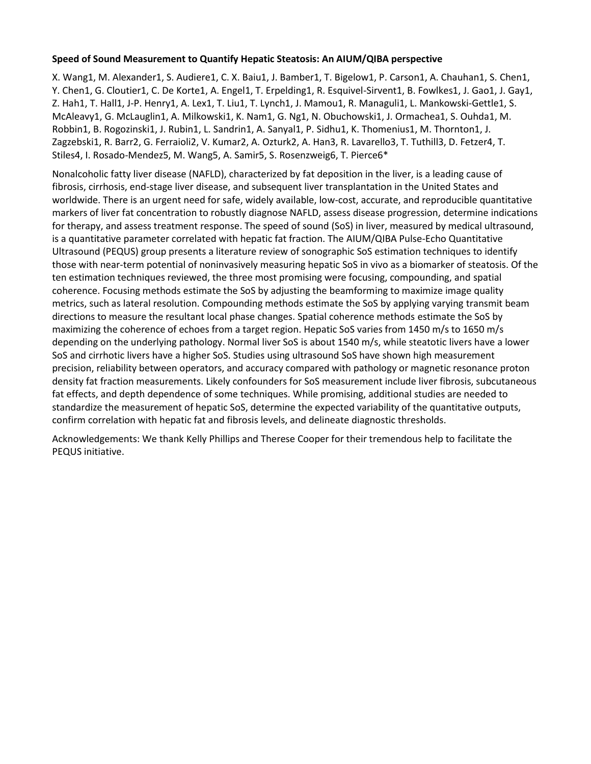**Speed of Sound Measurement to Quantify Hepatic Steatosis: An AIUM/QIBA perspective**

X. Wang[1], M. Alexander[1], S. Audiere[1], C. X. Baiu[1], J. Bamber[1], T. Bigelow[1], P. Carson[1], A. Chauhan[1], S. Chen[1], Y. Chen[1], G. Cloutier[1], C. De Korte[1], A. Engel[1], T. Erpelding[1], R. Esquivel-Sirvent[1], B. Fowlkes[1], J. Gao[1], J. Gay[1], Z. Hah[1], T. Hall[1], J-P. Henry[1], A. Lex[1], T. Liu[1], T. Lynch[1], J. Mamou[1], R. Managuli[1], L. Mankowski-Gettle[1], S. McAleavy[1], G. McLauglin[1], A. Milkowski[1], K. Nam[1], G. Ng[1], N. Obuchowski[1], J. Ormachea[1], S. Ouhda[1], M. Robbin[1], B. Rogozinski[1], J. Rubin[1], L. Sandrin[1], A. Sanyal[1], P. Sidhu[1], K. Thomenius[1], M. Thornton[1], J. Zagzebski[1], R. Barr[2], G. Ferraioli[2], V. Kumar[2], A. Ozturk[2], A. Han[3], R. Lavarello[3], T. Tuthill[3], D. Fetzer[4], T. Stiles[4], I. Rosado-Mendez[5], M. Wang[5], A. Samir[5], S. Rosenzweig[6], T. Pierce[6]*

Nonalcoholic fatty liver disease (NAFLD), characterized by fat deposition in the liver, is a leading cause of fibrosis, cirrhosis, end-stage liver disease, and subsequent liver transplantation in the United States and worldwide. There is an urgent need for safe, widely available, low-cost, accurate, and reproducible quantitative markers of liver fat concentration to robustly diagnose NAFLD, assess disease progression, determine indications for therapy, and assess treatment response. The speed of sound (SoS) in liver, measured by medical ultrasound, is a quantitative parameter correlated with hepatic fat fraction. The AIUM/QIBA Pulse-Echo Quantitative Ultrasound (PEQUS) group presents a literature review of sonographic SoS estimation techniques to identify those with near-term potential of noninvasively measuring hepatic SoS in vivo as a biomarker of steatosis. Of the ten estimation techniques reviewed, the three most promising were focusing, compounding, and spatial coherence. Focusing methods estimate the SoS by adjusting the beamforming to maximize image quality metrics, such as lateral resolution. Compounding methods estimate the SoS by applying varying transmit beam directions to measure the resultant local phase changes. Spatial coherence methods estimate the SoS by maximizing the coherence of echoes from a target region. Hepatic SoS varies from 1450 m/s to 1650 m/s depending on the underlying pathology. Normal liver SoS is about 1540 m/s, while steatotic livers have a lower SoS and cirrhotic livers have a higher SoS. Studies using ultrasound SoS have shown high measurement precision, reliability between operators, and accuracy compared with pathology or magnetic resonance proton density fat fraction measurements. Likely confounders for SoS measurement include liver fibrosis, subcutaneous fat effects, and depth dependence of some techniques. While promising, additional studies are needed to standardize the measurement of hepatic SoS, determine the expected variability of the quantitative outputs, confirm correlation with hepatic fat and fibrosis levels, and delineate diagnostic thresholds.

Acknowledgements: We thank Kelly Phillips and Therese Cooper for their tremendous help to facilitate the PEQUS initiative.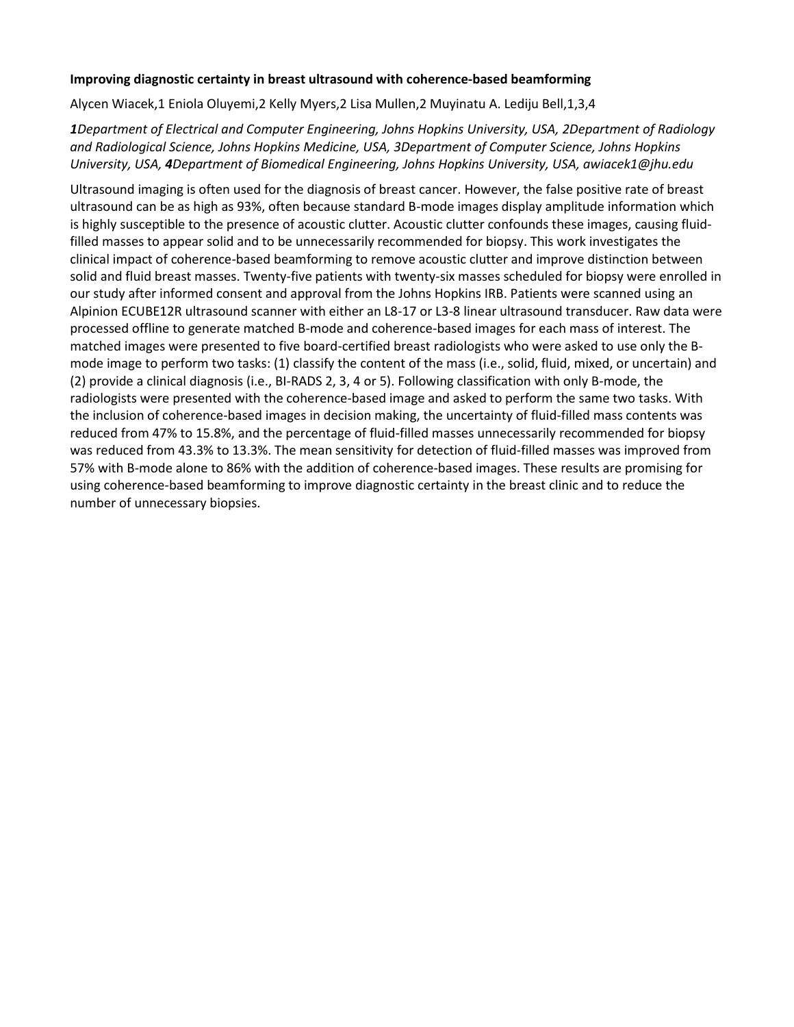**Improving diagnostic certainty in breast ultrasound with coherence-based beamforming**

Alycen Wiacek,[1] Eniola Oluyemi,[2] Kelly Myers,[2] Lisa Mullen,[2] Muyinatu A. Lediju Bell,[1,3,4]

*[1]Department of Electrical and Computer Engineering, Johns Hopkins University, USA, [2]Department of Radiology and Radiological Science, Johns Hopkins Medicine, USA, [3]Department of Computer Science, Johns Hopkins University, USA, [4]Department of Biomedical Engineering, Johns Hopkins University, USA, awiacek1@jhu.edu*

Ultrasound imaging is often used for the diagnosis of breast cancer. However, the false positive rate of breast ultrasound can be as high as 93%, often because standard B-mode images display amplitude information which is highly susceptible to the presence of acoustic clutter. Acoustic clutter confounds these images, causing fluid-filled masses to appear solid and to be unnecessarily recommended for biopsy. This work investigates the clinical impact of coherence-based beamforming to remove acoustic clutter and improve distinction between solid and fluid breast masses. Twenty-five patients with twenty-six masses scheduled for biopsy were enrolled in our study after informed consent and approval from the Johns Hopkins IRB. Patients were scanned using an Alpinion ECUBE12R ultrasound scanner with either an L8-17 or L3-8 linear ultrasound transducer. Raw data were processed offline to generate matched B-mode and coherence-based images for each mass of interest. The matched images were presented to five board-certified breast radiologists who were asked to use only the B-mode image to perform two tasks: (1) classify the content of the mass (i.e., solid, fluid, mixed, or uncertain) and (2) provide a clinical diagnosis (i.e., BI-RADS 2, 3, 4 or 5). Following classification with only B-mode, the radiologists were presented with the coherence-based image and asked to perform the same two tasks. With the inclusion of coherence-based images in decision making, the uncertainty of fluid-filled mass contents was reduced from 47% to 15.8%, and the percentage of fluid-filled masses unnecessarily recommended for biopsy was reduced from 43.3% to 13.3%. The mean sensitivity for detection of fluid-filled masses was improved from 57% with B-mode alone to 86% with the addition of coherence-based images. These results are promising for using coherence-based beamforming to improve diagnostic certainty in the breast clinic and to reduce the number of unnecessary biopsies.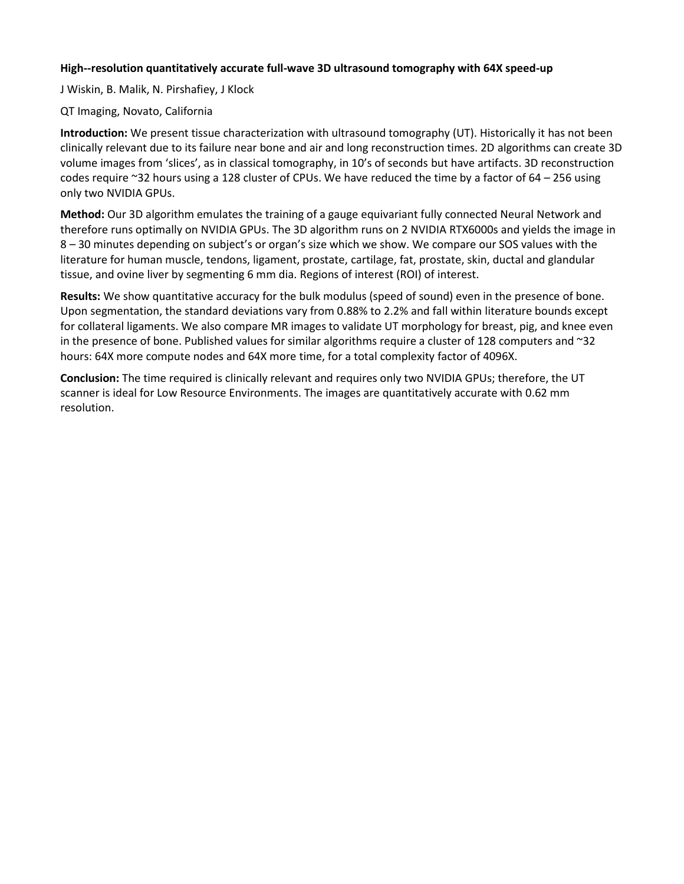**High--resolution quantitatively accurate full-wave 3D ultrasound tomography with 64X speed-up**

J Wiskin, B. Malik, N. Pirshafiey, J Klock

QT Imaging, Novato, California

**Introduction:** We present tissue characterization with ultrasound tomography (UT). Historically it has not been clinically relevant due to its failure near bone and air and long reconstruction times. 2D algorithms can create 3D volume images from 'slices', as in classical tomography, in 10's of seconds but have artifacts. 3D reconstruction codes require ~32 hours using a 128 cluster of CPUs. We have reduced the time by a factor of 64 – 256 using only two NVIDIA GPUs.

**Method:** Our 3D algorithm emulates the training of a gauge equivariant fully connected Neural Network and therefore runs optimally on NVIDIA GPUs. The 3D algorithm runs on 2 NVIDIA RTX6000s and yields the image in 8 – 30 minutes depending on subject's or organ's size which we show. We compare our SOS values with the literature for human muscle, tendons, ligament, prostate, cartilage, fat, prostate, skin, ductal and glandular tissue, and ovine liver by segmenting 6 mm dia. Regions of interest (ROI) of interest.

**Results:** We show quantitative accuracy for the bulk modulus (speed of sound) even in the presence of bone. Upon segmentation, the standard deviations vary from 0.88% to 2.2% and fall within literature bounds except for collateral ligaments. We also compare MR images to validate UT morphology for breast, pig, and knee even in the presence of bone. Published values for similar algorithms require a cluster of 128 computers and ~32 hours: 64X more compute nodes and 64X more time, for a total complexity factor of 4096X.

**Conclusion:** The time required is clinically relevant and requires only two NVIDIA GPUs; therefore, the UT scanner is ideal for Low Resource Environments. The images are quantitatively accurate with 0.62 mm resolution.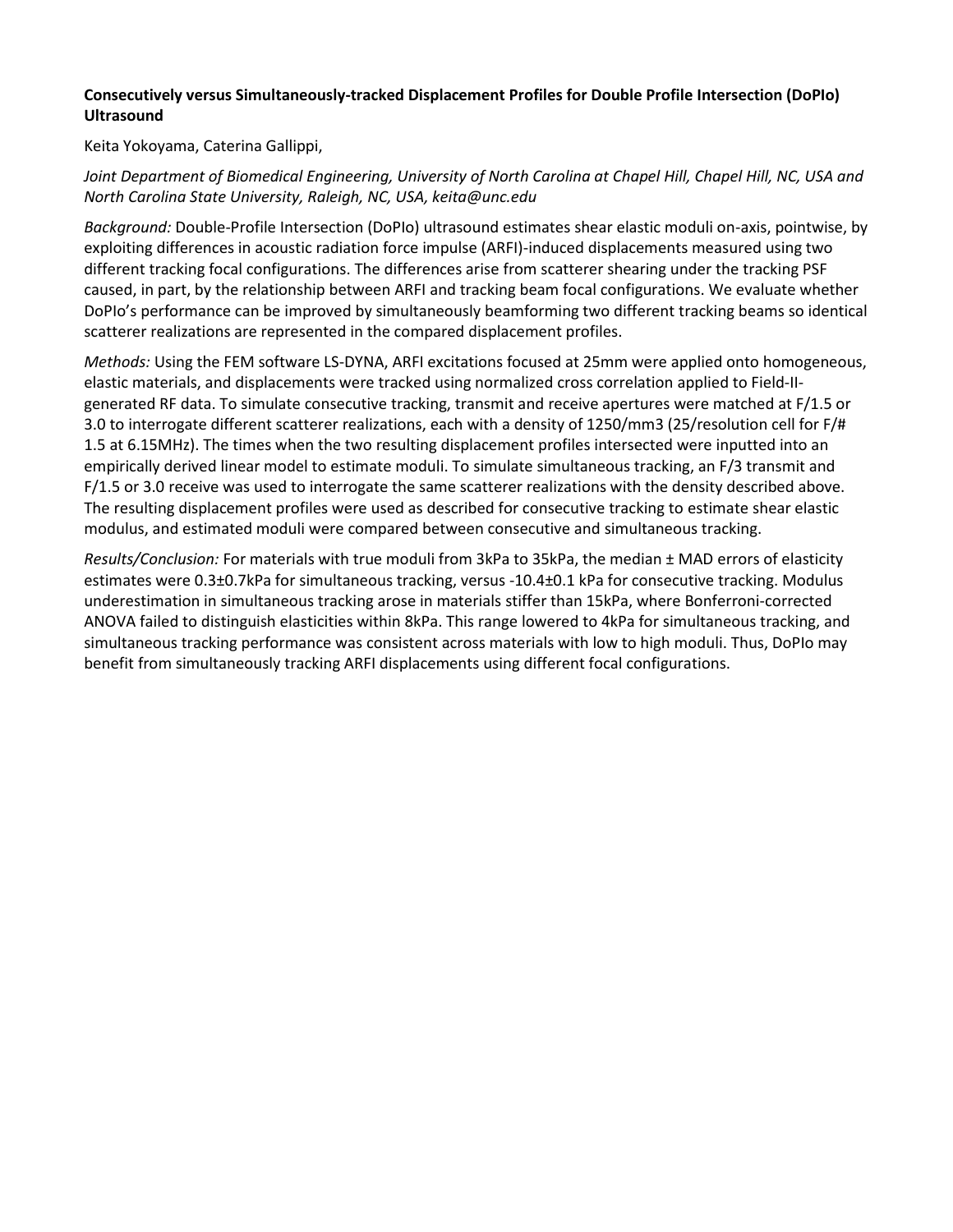**Consecutively versus Simultaneously-tracked Displacement Profiles for Double Profile Intersection (DoPIo) Ultrasound**

Keita Yokoyama, Caterina Gallippi,

*Joint Department of Biomedical Engineering, University of North Carolina at Chapel Hill, Chapel Hill, NC, USA and North Carolina State University, Raleigh, NC, USA, keita@unc.edu*

*Background:* Double-Profile Intersection (DoPIo) ultrasound estimates shear elastic moduli on-axis, pointwise, by exploiting differences in acoustic radiation force impulse (ARFI)-induced displacements measured using two different tracking focal configurations. The differences arise from scatterer shearing under the tracking PSF caused, in part, by the relationship between ARFI and tracking beam focal configurations. We evaluate whether DoPIo's performance can be improved by simultaneously beamforming two different tracking beams so identical scatterer realizations are represented in the compared displacement profiles.

*Methods:* Using the FEM software LS-DYNA, ARFI excitations focused at 25mm were applied onto homogeneous, elastic materials, and displacements were tracked using normalized cross correlation applied to Field-II-generated RF data. To simulate consecutive tracking, transmit and receive apertures were matched at F/1.5 or 3.0 to interrogate different scatterer realizations, each with a density of 1250/mm3 (25/resolution cell for F/# 1.5 at 6.15MHz). The times when the two resulting displacement profiles intersected were inputted into an empirically derived linear model to estimate moduli. To simulate simultaneous tracking, an F/3 transmit and F/1.5 or 3.0 receive was used to interrogate the same scatterer realizations with the density described above. The resulting displacement profiles were used as described for consecutive tracking to estimate shear elastic modulus, and estimated moduli were compared between consecutive and simultaneous tracking.

*Results/Conclusion:* For materials with true moduli from 3kPa to 35kPa, the median ± MAD errors of elasticity estimates were 0.3±0.7kPa for simultaneous tracking, versus -10.4±0.1 kPa for consecutive tracking. Modulus underestimation in simultaneous tracking arose in materials stiffer than 15kPa, where Bonferroni-corrected ANOVA failed to distinguish elasticities within 8kPa. This range lowered to 4kPa for simultaneous tracking, and simultaneous tracking performance was consistent across materials with low to high moduli. Thus, DoPIo may benefit from simultaneously tracking ARFI displacements using different focal configurations.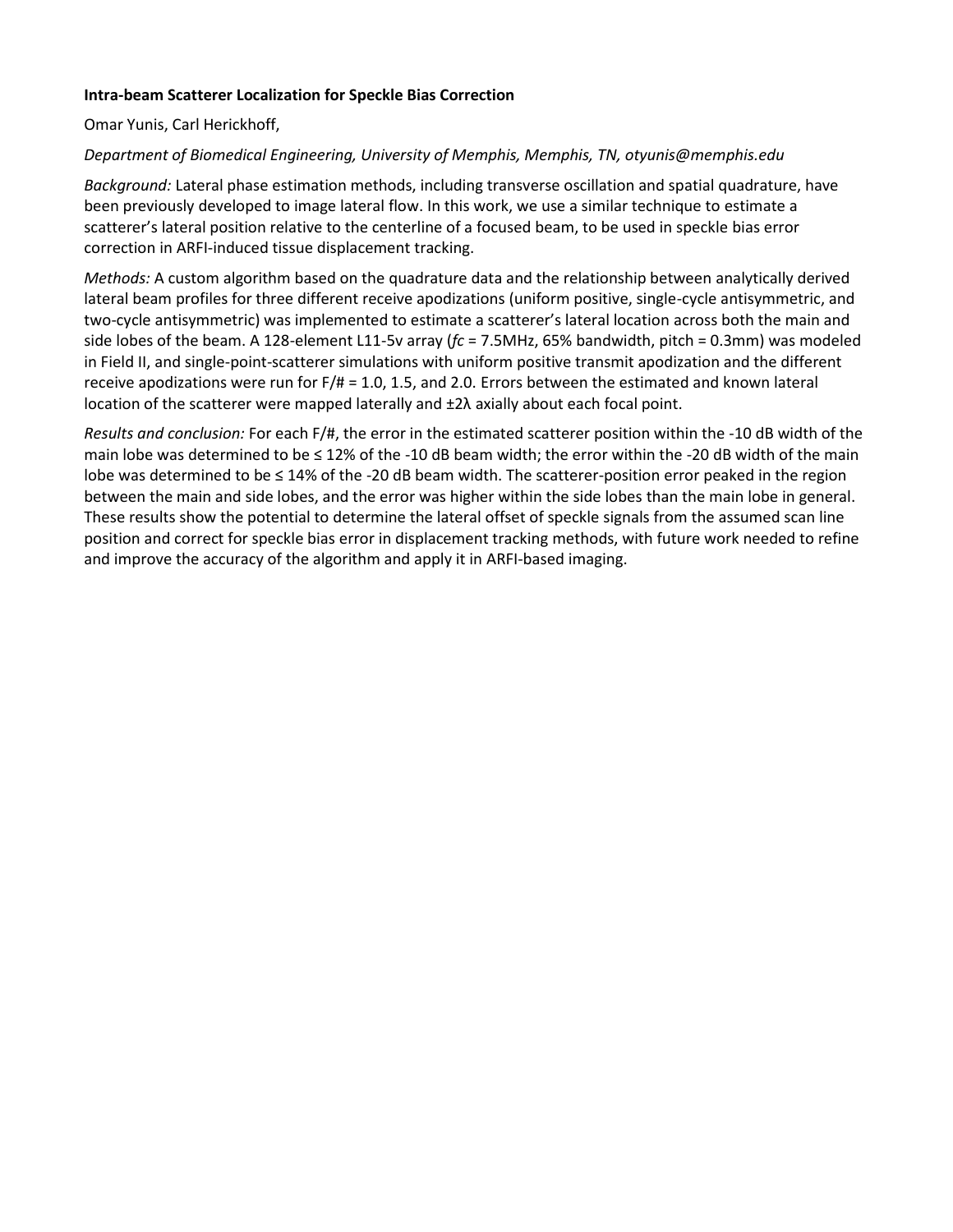**Intra-beam Scatterer Localization for Speckle Bias Correction**

Omar Yunis, Carl Herickhoff,

*Department of Biomedical Engineering, University of Memphis, Memphis, TN, otyunis@memphis.edu*

*Background:* Lateral phase estimation methods, including transverse oscillation and spatial quadrature, have been previously developed to image lateral flow. In this work, we use a similar technique to estimate a scatterer's lateral position relative to the centerline of a focused beam, to be used in speckle bias error correction in ARFI-induced tissue displacement tracking.

*Methods:* A custom algorithm based on the quadrature data and the relationship between analytically derived lateral beam profiles for three different receive apodizations (uniform positive, single-cycle antisymmetric, and two-cycle antisymmetric) was implemented to estimate a scatterer's lateral location across both the main and side lobes of the beam. A 128-element L11-5v array ($f_c$ = 7.5MHz, 65% bandwidth, pitch = 0.3mm) was modeled in Field II, and single-point-scatterer simulations with uniform positive transmit apodization and the different receive apodizations were run for F/# = 1.0, 1.5, and 2.0. Errors between the estimated and known lateral location of the scatterer were mapped laterally and $\pm 2\lambda$ axially about each focal point.

*Results and conclusion:* For each F/#, the error in the estimated scatterer position within the -10 dB width of the main lobe was determined to be ≤ 12% of the -10 dB beam width; the error within the -20 dB width of the main lobe was determined to be ≤ 14% of the -20 dB beam width. The scatterer-position error peaked in the region between the main and side lobes, and the error was higher within the side lobes than the main lobe in general. These results show the potential to determine the lateral offset of speckle signals from the assumed scan line position and correct for speckle bias error in displacement tracking methods, with future work needed to refine and improve the accuracy of the algorithm and apply it in ARFI-based imaging.